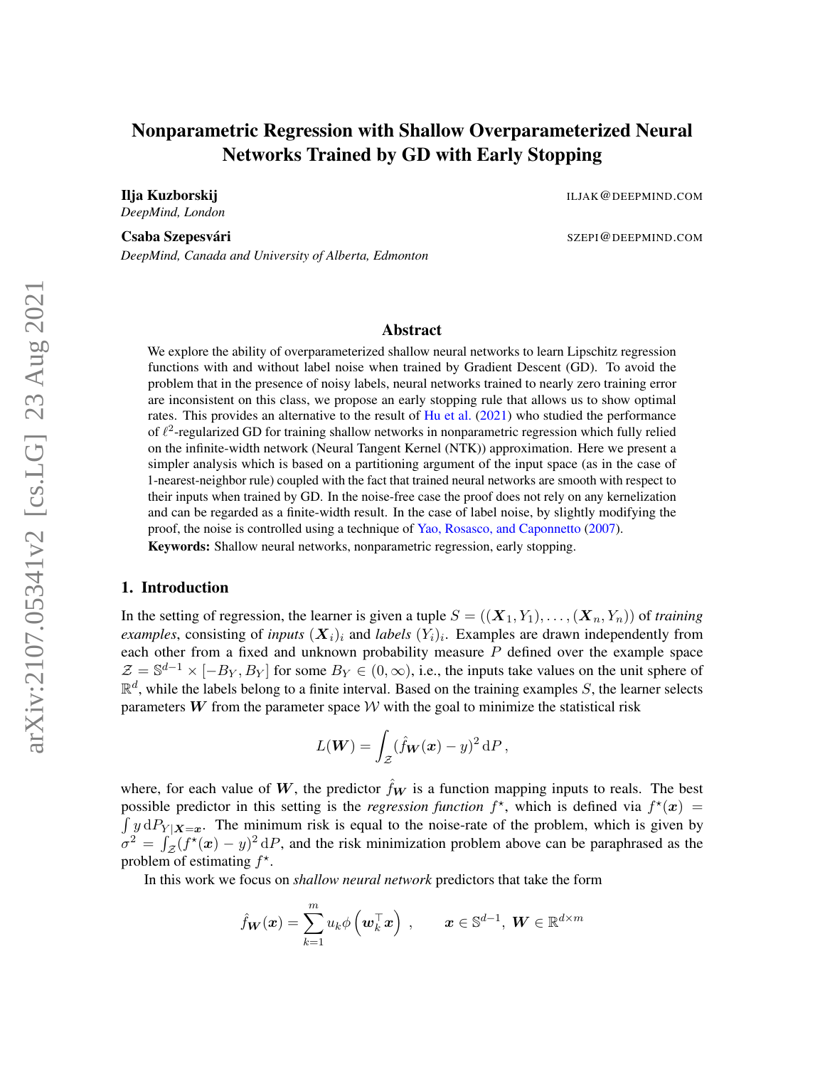# Nonparametric Regression with Shallow Overparameterized Neural Networks Trained by GD with Early Stopping

**Ilja Kuzborskij** ILJAK@DEEPMIND.COM
*DeepMind, London*

**Csaba Szepesvári** SZEPI@DEEPMIND.COM
*DeepMind, Canada and University of Alberta, Edmonton*

## Abstract

We explore the ability of overparameterized shallow neural networks to learn Lipschitz regression functions with and without label noise when trained by Gradient Descent (GD). To avoid the problem that in the presence of noisy labels, neural networks trained to nearly zero training error are inconsistent on this class, we propose an early stopping rule that allows us to show optimal rates. This provides an alternative to the result of Hu et al. (2021) who studied the performance of $\ell^2$-regularized GD for training shallow networks in nonparametric regression which fully relied on the infinite-width network (Neural Tangent Kernel (NTK)) approximation. Here we present a simpler analysis which is based on a partitioning argument of the input space (as in the case of 1-nearest-neighbor rule) coupled with the fact that trained neural networks are smooth with respect to their inputs when trained by GD. In the noise-free case the proof does not rely on any kernelization and can be regarded as a finite-width result. In the case of label noise, by slightly modifying the proof, the noise is controlled using a technique of Yao, Rosasco, and Caponnetto (2007).

**Keywords:** Shallow neural networks, nonparametric regression, early stopping.

## 1. Introduction

In the setting of regression, the learner is given a tuple $S = ((\boldsymbol{X}_1, Y_1), \dots, (\boldsymbol{X}_n, Y_n))$ of *training examples*, consisting of *inputs* $(\boldsymbol{X}_i)_i$ and *labels* $(Y_i)_i$. Examples are drawn independently from each other from a fixed and unknown probability measure $P$ defined over the example space $\mathcal{Z} = \mathbb{S}^{d-1} \times [-B_Y, B_Y]$ for some $B_Y \in (0, \infty)$, i.e., the inputs take values on the unit sphere of $\mathbb{R}^d$, while the labels belong to a finite interval. Based on the training examples $S$, the learner selects parameters $\boldsymbol{W}$ from the parameter space $\mathcal{W}$ with the goal to minimize the statistical risk

$$L(\boldsymbol{W}) = \int_{\mathcal{Z}} (\hat{f}_{\boldsymbol{W}}(\boldsymbol{x}) - y)^2 \, \mathrm{d}P \,,$$

where, for each value of $\boldsymbol{W}$, the predictor $\hat{f}_{\boldsymbol{W}}$ is a function mapping inputs to reals. The best possible predictor in this setting is the *regression function* $f^\star$, which is defined via $f^\star(\boldsymbol{x}) = \int y \, \mathrm{d}P_{Y|\boldsymbol{X}=\boldsymbol{x}}$. The minimum risk is equal to the noise-rate of the problem, which is given by $\sigma^2 = \int_{\mathcal{Z}} (f^\star(\boldsymbol{x}) - y)^2 \, \mathrm{d}P$, and the risk minimization problem above can be paraphrased as the problem of estimating $f^\star$.

In this work we focus on *shallow neural network* predictors that take the form

$$\hat{f}_{\boldsymbol{W}}(\boldsymbol{x}) = \sum_{k=1}^{m} u_k \phi\left(\boldsymbol{w}_k^\top \boldsymbol{x}\right) \,, \qquad \boldsymbol{x} \in \mathbb{S}^{d-1}, \; \boldsymbol{W} \in \mathbb{R}^{d \times m}$$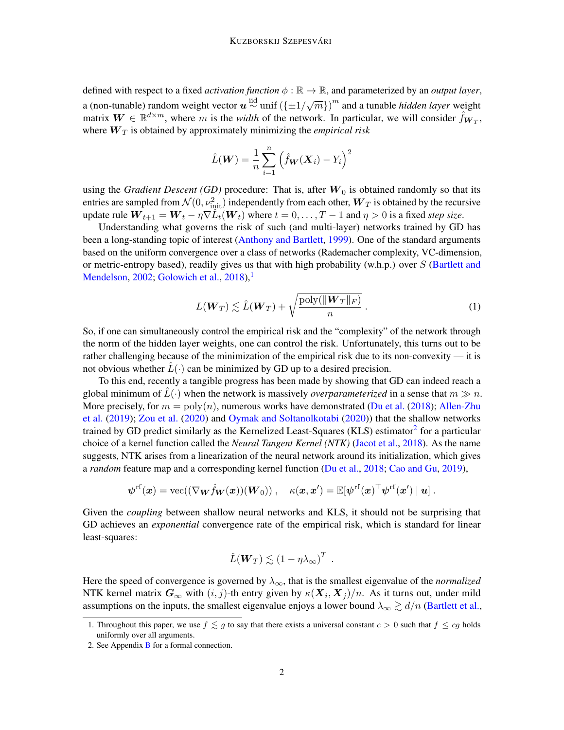defined with respect to a fixed *activation function* $\phi : \mathbb{R} \to \mathbb{R}$, and parameterized by an *output layer*, a (non-tunable) random weight vector $\boldsymbol{u} \stackrel{\text{iid}}{\sim} \text{unif}\left(\{\pm 1/\sqrt{m}\}\right)^m$ and a tunable *hidden layer* weight matrix $\boldsymbol{W} \in \mathbb{R}^{d \times m}$, where $m$ is the *width* of the network. In particular, we will consider $\hat{f}_{\boldsymbol{W}_T}$, where $\boldsymbol{W}_T$ is obtained by approximately minimizing the *empirical risk*

$$\hat{L}(\boldsymbol{W}) = \frac{1}{n} \sum_{i=1}^{n} \left( \hat{f}_{\boldsymbol{W}}(\boldsymbol{X}_i) - Y_i \right)^2$$

using the *Gradient Descent (GD)* procedure: That is, after $\boldsymbol{W}_0$ is obtained randomly so that its entries are sampled from $\mathcal{N}(0, \nu_{\text{init}}^2)$ independently from each other, $\boldsymbol{W}_T$ is obtained by the recursive update rule $\boldsymbol{W}_{t+1} = \boldsymbol{W}_t - \eta \nabla \hat{L}_t(\boldsymbol{W}_t)$ where $t = 0, \ldots, T-1$ and $\eta > 0$ is a fixed *step size*.

Understanding what governs the risk of such (and multi-layer) networks trained by GD has been a long-standing topic of interest (Anthony and Bartlett, 1999). One of the standard arguments based on the uniform convergence over a class of networks (Rademacher complexity, VC-dimension, or metric-entropy based), readily gives us that with high probability (w.h.p.) over $S$ (Bartlett and Mendelson, 2002; Golowich et al., 2018),[1]

$$L(\boldsymbol{W}_T) \lesssim \hat{L}(\boldsymbol{W}_T) + \sqrt{\frac{\text{poly}(\|\boldsymbol{W}_T\|_F)}{n}} \,. \tag{1}$$

So, if one can simultaneously control the empirical risk and the "complexity" of the network through the norm of the hidden layer weights, one can control the risk. Unfortunately, this turns out to be rather challenging because of the minimization of the empirical risk due to its non-convexity — it is not obvious whether $\hat{L}(\cdot)$ can be minimized by GD up to a desired precision.

To this end, recently a tangible progress has been made by showing that GD can indeed reach a global minimum of $\hat{L}(\cdot)$ when the network is massively *overparameterized* in a sense that $m \gg n$. More precisely, for $m = \text{poly}(n)$, numerous works have demonstrated (Du et al. (2018); Allen-Zhu et al. (2019); Zou et al. (2020) and Oymak and Soltanolkotabi (2020)) that the shallow networks trained by GD predict similarly as the Kernelized Least-Squares (KLS) estimator[2] for a particular choice of a kernel function called the *Neural Tangent Kernel (NTK)* (Jacot et al., 2018). As the name suggests, NTK arises from a linearization of the neural network around its initialization, which gives a *random* feature map and a corresponding kernel function (Du et al., 2018; Cao and Gu, 2019),

$$\boldsymbol{\psi}^{\text{rf}}(\boldsymbol{x}) = \text{vec}((\nabla_{\boldsymbol{W}} \hat{f}_{\boldsymbol{W}}(\boldsymbol{x}))(\boldsymbol{W}_0)) \,, \quad \kappa(\boldsymbol{x}, \boldsymbol{x}') = \mathbb{E}[\boldsymbol{\psi}^{\text{rf}}(\boldsymbol{x})^\top \boldsymbol{\psi}^{\text{rf}}(\boldsymbol{x}') \mid \boldsymbol{u}] \,.$$

Given the *coupling* between shallow neural networks and KLS, it should not be surprising that GD achieves an *exponential* convergence rate of the empirical risk, which is standard for linear least-squares:

$$\hat{L}(\boldsymbol{W}_T) \lesssim (1 - \eta \lambda_\infty)^T \,.$$

Here the speed of convergence is governed by $\lambda_\infty$, that is the smallest eigenvalue of the *normalized* NTK kernel matrix $\boldsymbol{G}_\infty$ with $(i,j)$-th entry given by $\kappa(\boldsymbol{X}_i, \boldsymbol{X}_j)/n$. As it turns out, under mild assumptions on the inputs, the smallest eigenvalue enjoys a lower bound $\lambda_\infty \gtrsim d/n$ (Bartlett et al.,

1. Throughout this paper, we use $f \lesssim g$ to say that there exists a universal constant $c > 0$ such that $f \leq cg$ holds uniformly over all arguments.
2. See Appendix B for a formal connection.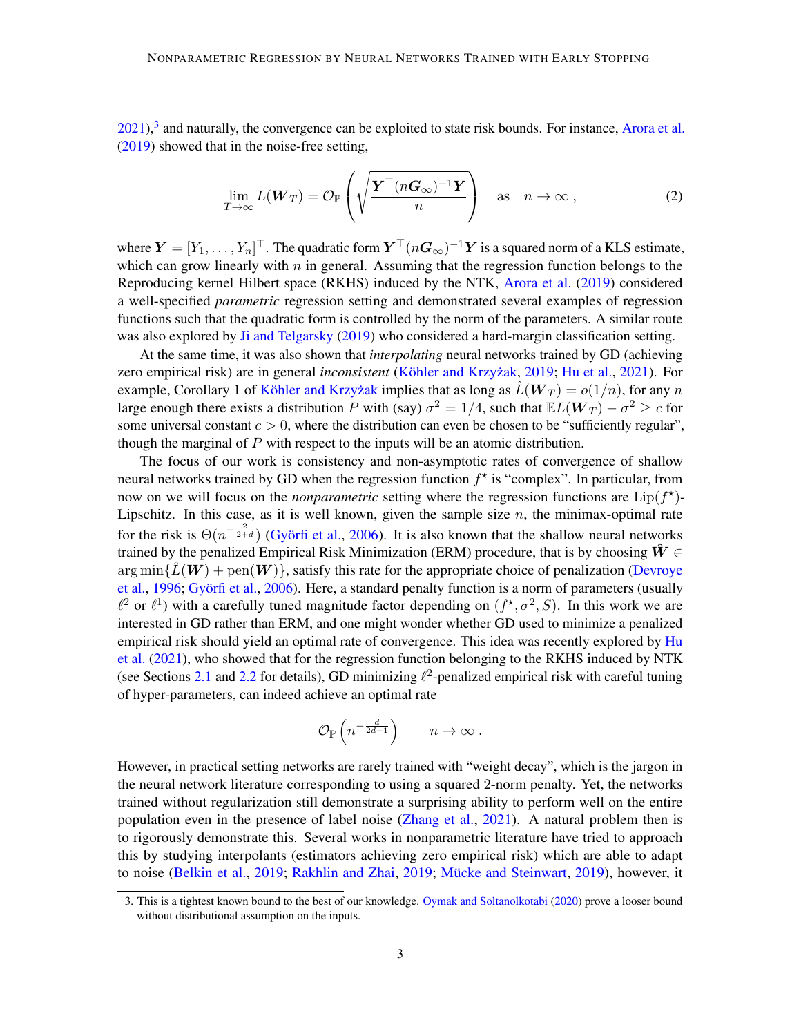2021),[3] and naturally, the convergence can be exploited to state risk bounds. For instance, Arora et al. (2019) showed that in the noise-free setting,

$$\lim_{T \to \infty} L(\boldsymbol{W}_T) = \mathcal{O}_{\mathbb{P}}\left( \sqrt{\frac{\boldsymbol{Y}^\top (n\boldsymbol{G}_\infty)^{-1} \boldsymbol{Y}}{n}} \right) \quad \text{as} \quad n \to \infty\,, \tag{2}$$

where $\boldsymbol{Y} = [Y_1, \dots, Y_n]^\top$. The quadratic form $\boldsymbol{Y}^\top (n\boldsymbol{G}_\infty)^{-1} \boldsymbol{Y}$ is a squared norm of a KLS estimate, which can grow linearly with $n$ in general. Assuming that the regression function belongs to the Reproducing kernel Hilbert space (RKHS) induced by the NTK, Arora et al. (2019) considered a well-specified *parametric* regression setting and demonstrated several examples of regression functions such that the quadratic form is controlled by the norm of the parameters. A similar route was also explored by Ji and Telgarsky (2019) who considered a hard-margin classification setting.

At the same time, it was also shown that *interpolating* neural networks trained by GD (achieving zero empirical risk) are in general *inconsistent* (Köhler and Krzyżak, 2019; Hu et al., 2021). For example, Corollary 1 of Köhler and Krzyżak implies that as long as $\hat{L}(\boldsymbol{W}_T) = o(1/n)$, for any $n$ large enough there exists a distribution $P$ with (say) $\sigma^2 = 1/4$, such that $\mathbb{E}L(\boldsymbol{W}_T) - \sigma^2 \geq c$ for some universal constant $c > 0$, where the distribution can even be chosen to be "sufficiently regular", though the marginal of $P$ with respect to the inputs will be an atomic distribution.

The focus of our work is consistency and non-asymptotic rates of convergence of shallow neural networks trained by GD when the regression function $f^\star$ is "complex". In particular, from now on we will focus on the *nonparametric* setting where the regression functions are $\mathrm{Lip}(f^\star)$-Lipschitz. In this case, as it is well known, given the sample size $n$, the minimax-optimal rate for the risk is $\Theta(n^{-\frac{2}{2+d}})$ (Györfi et al., 2006). It is also known that the shallow neural networks trained by the penalized Empirical Risk Minimization (ERM) procedure, that is by choosing $\hat{\boldsymbol{W}} \in \arg\min\{\hat{L}(\boldsymbol{W}) + \mathrm{pen}(\boldsymbol{W})\}$, satisfy this rate for the appropriate choice of penalization (Devroye et al., 1996; Györfi et al., 2006). Here, a standard penalty function is a norm of parameters (usually $\ell^2$ or $\ell^1$) with a carefully tuned magnitude factor depending on $(f^\star, \sigma^2, S)$. In this work we are interested in GD rather than ERM, and one might wonder whether GD used to minimize a penalized empirical risk should yield an optimal rate of convergence. This idea was recently explored by Hu et al. (2021), who showed that for the regression function belonging to the RKHS induced by NTK (see Sections 2.1 and 2.2 for details), GD minimizing $\ell^2$-penalized empirical risk with careful tuning of hyper-parameters, can indeed achieve an optimal rate

$$\mathcal{O}_{\mathbb{P}}\left(n^{-\frac{d}{2d-1}}\right) \qquad n \to \infty\,.$$

However, in practical setting networks are rarely trained with "weight decay", which is the jargon in the neural network literature corresponding to using a squared 2-norm penalty. Yet, the networks trained without regularization still demonstrate a surprising ability to perform well on the entire population even in the presence of label noise (Zhang et al., 2021). A natural problem then is to rigorously demonstrate this. Several works in nonparametric literature have tried to approach this by studying interpolants (estimators achieving zero empirical risk) which are able to adapt to noise (Belkin et al., 2019; Rakhlin and Zhai, 2019; Mücke and Steinwart, 2019), however, it

---

3. This is a tightest known bound to the best of our knowledge. Oymak and Soltanolkotabi (2020) prove a looser bound without distributional assumption on the inputs.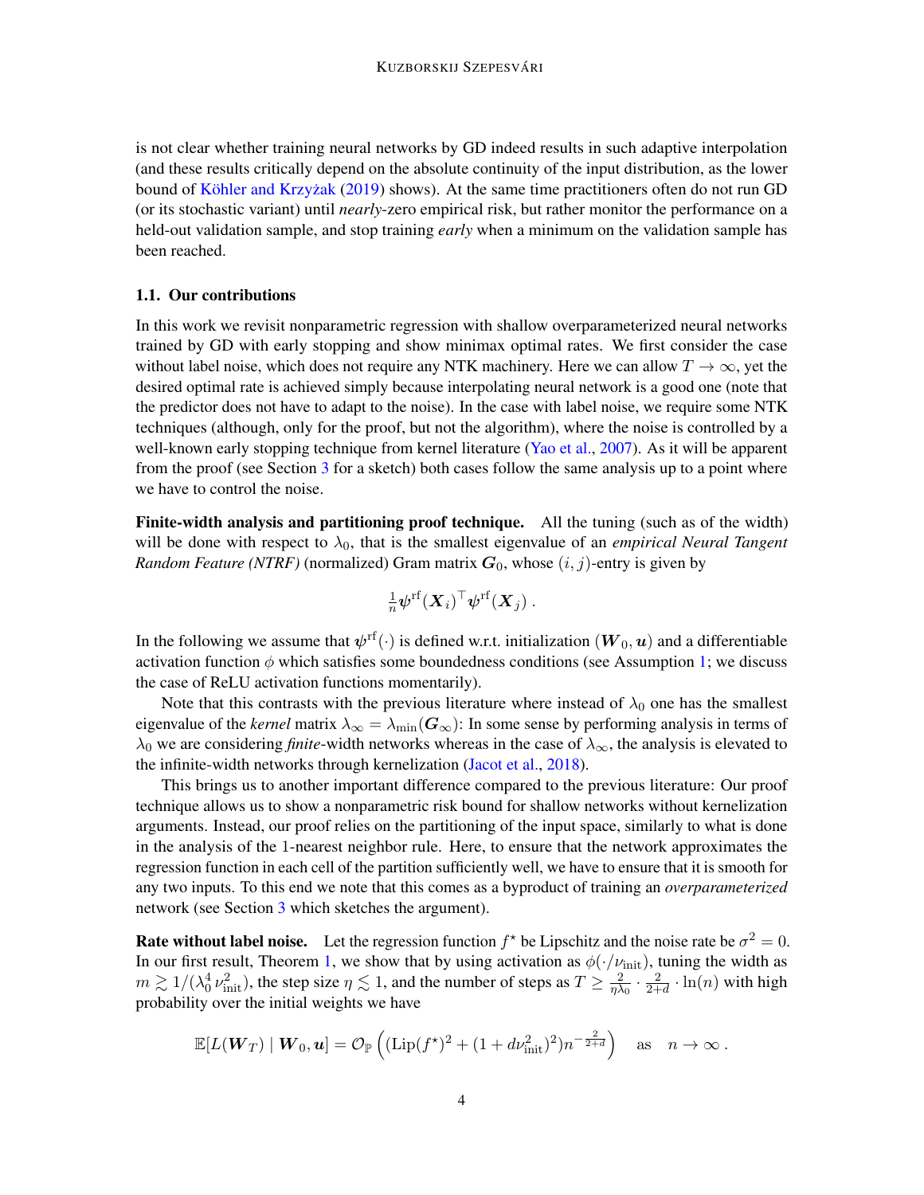is not clear whether training neural networks by GD indeed results in such adaptive interpolation (and these results critically depend on the absolute continuity of the input distribution, as the lower bound of Köhler and Krzyżak (2019) shows). At the same time practitioners often do not run GD (or its stochastic variant) until *nearly*-zero empirical risk, but rather monitor the performance on a held-out validation sample, and stop training *early* when a minimum on the validation sample has been reached.

### 1.1. Our contributions

In this work we revisit nonparametric regression with shallow overparameterized neural networks trained by GD with early stopping and show minimax optimal rates. We first consider the case without label noise, which does not require any NTK machinery. Here we can allow $T \to \infty$, yet the desired optimal rate is achieved simply because interpolating neural network is a good one (note that the predictor does not have to adapt to the noise). In the case with label noise, we require some NTK techniques (although, only for the proof, but not the algorithm), where the noise is controlled by a well-known early stopping technique from kernel literature (Yao et al., 2007). As it will be apparent from the proof (see Section 3 for a sketch) both cases follow the same analysis up to a point where we have to control the noise.

**Finite-width analysis and partitioning proof technique.** All the tuning (such as of the width) will be done with respect to $\lambda_0$, that is the smallest eigenvalue of an *empirical Neural Tangent Random Feature (NTRF)* (normalized) Gram matrix $\boldsymbol{G}_0$, whose $(i, j)$-entry is given by

$$\tfrac{1}{n}\boldsymbol{\psi}^{\mathrm{rf}}(\boldsymbol{X}_i)^\top \boldsymbol{\psi}^{\mathrm{rf}}(\boldsymbol{X}_j)\ .$$

In the following we assume that $\boldsymbol{\psi}^{\mathrm{rf}}(\cdot)$ is defined w.r.t. initialization $(\boldsymbol{W}_0, \boldsymbol{u})$ and a differentiable activation function $\phi$ which satisfies some boundedness conditions (see Assumption 1; we discuss the case of ReLU activation functions momentarily).

Note that this contrasts with the previous literature where instead of $\lambda_0$ one has the smallest eigenvalue of the *kernel* matrix $\lambda_\infty = \lambda_{\min}(\boldsymbol{G}_\infty)$: In some sense by performing analysis in terms of $\lambda_0$ we are considering *finite*-width networks whereas in the case of $\lambda_\infty$, the analysis is elevated to the infinite-width networks through kernelization (Jacot et al., 2018).

This brings us to another important difference compared to the previous literature: Our proof technique allows us to show a nonparametric risk bound for shallow networks without kernelization arguments. Instead, our proof relies on the partitioning of the input space, similarly to what is done in the analysis of the 1-nearest neighbor rule. Here, to ensure that the network approximates the regression function in each cell of the partition sufficiently well, we have to ensure that it is smooth for any two inputs. To this end we note that this comes as a byproduct of training an *overparameterized* network (see Section 3 which sketches the argument).

**Rate without label noise.** Let the regression function $f^\star$ be Lipschitz and the noise rate be $\sigma^2 = 0$. In our first result, Theorem 1, we show that by using activation as $\phi(\cdot/\nu_{\mathrm{init}})$, tuning the width as $m \gtrsim 1/(\lambda_0^4\, \nu_{\mathrm{init}}^2)$, the step size $\eta \lesssim 1$, and the number of steps as $T \geq \frac{2}{\eta \lambda_0} \cdot \frac{2}{2+d} \cdot \ln(n)$ with high probability over the initial weights we have

$$\mathbb{E}[L(\boldsymbol{W}_T) \mid \boldsymbol{W}_0, \boldsymbol{u}] = \mathcal{O}_{\mathbb{P}}\left( (\mathrm{Lip}(f^\star)^2 + (1 + d\nu_{\mathrm{init}}^2)^2) n^{-\frac{2}{2+d}} \right) \quad \text{as} \quad n \to \infty\ .$$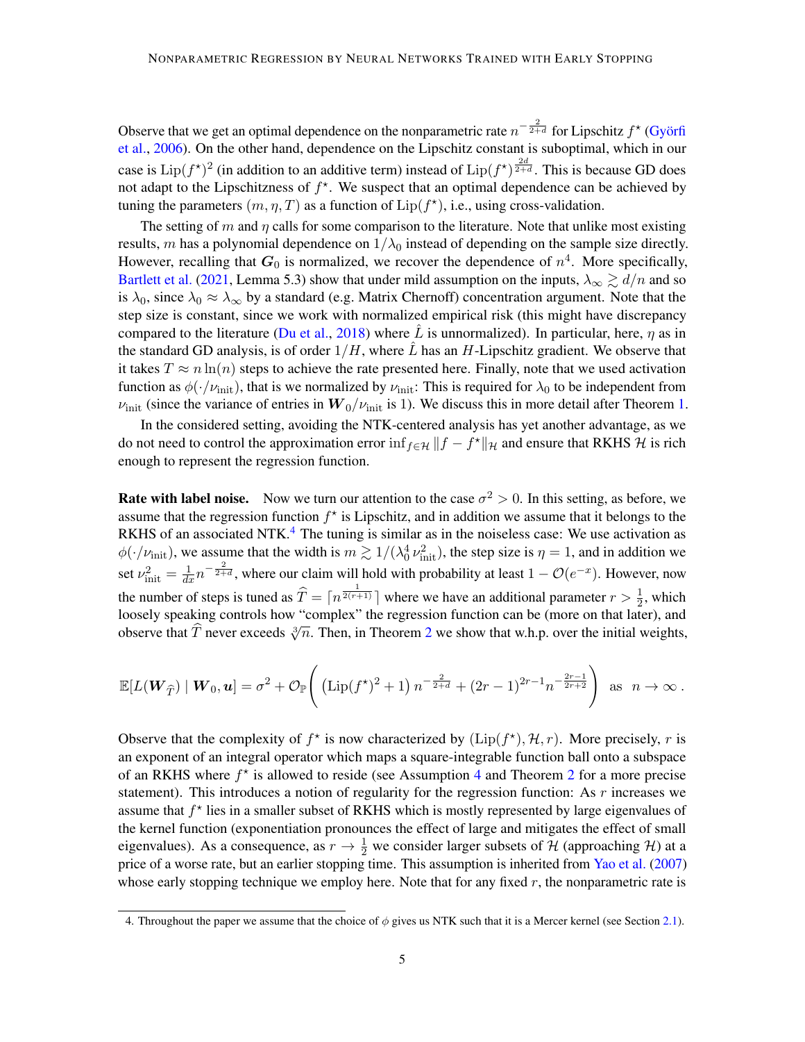Observe that we get an optimal dependence on the nonparametric rate $n^{-\frac{2}{2+d}}$ for Lipschitz $f^\star$ (Györfi et al., 2006). On the other hand, dependence on the Lipschitz constant is suboptimal, which in our case is $\mathrm{Lip}(f^\star)^2$ (in addition to an additive term) instead of $\mathrm{Lip}(f^\star)^{\frac{2d}{2+d}}$. This is because GD does not adapt to the Lipschitzness of $f^\star$. We suspect that an optimal dependence can be achieved by tuning the parameters $(m, \eta, T)$ as a function of $\mathrm{Lip}(f^\star)$, i.e., using cross-validation.

The setting of $m$ and $\eta$ calls for some comparison to the literature. Note that unlike most existing results, $m$ has a polynomial dependence on $1/\lambda_0$ instead of depending on the sample size directly. However, recalling that $\boldsymbol{G}_0$ is normalized, we recover the dependence of $n^4$. More specifically, Bartlett et al. (2021, Lemma 5.3) show that under mild assumption on the inputs, $\lambda_\infty \gtrsim d/n$ and so is $\lambda_0$, since $\lambda_0 \approx \lambda_\infty$ by a standard (e.g. Matrix Chernoff) concentration argument. Note that the step size is constant, since we work with normalized empirical risk (this might have discrepancy compared to the literature (Du et al., 2018) where $\hat{L}$ is unnormalized). In particular, here, $\eta$ as in the standard GD analysis, is of order $1/H$, where $\hat{L}$ has an $H$-Lipschitz gradient. We observe that it takes $T \approx n \ln(n)$ steps to achieve the rate presented here. Finally, note that we used activation function as $\phi(\cdot/\nu_{\text{init}})$, that is we normalized by $\nu_{\text{init}}$: This is required for $\lambda_0$ to be independent from $\nu_{\text{init}}$ (since the variance of entries in $\boldsymbol{W}_0/\nu_{\text{init}}$ is 1). We discuss this in more detail after Theorem 1.

In the considered setting, avoiding the NTK-centered analysis has yet another advantage, as we do not need to control the approximation error $\inf_{f \in \mathcal{H}} \|f - f^\star\|_{\mathcal{H}}$ and ensure that RKHS $\mathcal{H}$ is rich enough to represent the regression function.

**Rate with label noise.** Now we turn our attention to the case $\sigma^2 > 0$. In this setting, as before, we assume that the regression function $f^\star$ is Lipschitz, and in addition we assume that it belongs to the RKHS of an associated NTK.[4] The tuning is similar as in the noiseless case: We use activation as $\phi(\cdot/\nu_{\text{init}})$, we assume that the width is $m \gtrsim 1/(\lambda_0^4 \, \nu_{\text{init}}^2)$, the step size is $\eta = 1$, and in addition we set $\nu_{\text{init}}^2 = \frac{1}{dx} n^{-\frac{2}{2+d}}$, where our claim will hold with probability at least $1 - \mathcal{O}(e^{-x})$. However, now the number of steps is tuned as $\widehat{T} = \lceil n^{\frac{1}{2(r+1)}} \rceil$ where we have an additional parameter $r > \frac{1}{2}$, which loosely speaking controls how "complex" the regression function can be (more on that later), and observe that $\widehat{T}$ never exceeds $\sqrt[3]{n}$. Then, in Theorem 2 we show that w.h.p. over the initial weights,

$$\mathbb{E}[L(\boldsymbol{W}_{\widehat{T}}) \mid \boldsymbol{W}_0, \boldsymbol{u}] = \sigma^2 + \mathcal{O}_{\mathbb{P}}\left( \left(\mathrm{Lip}(f^\star)^2 + 1\right) n^{-\frac{2}{2+d}} + (2r-1)^{2r-1} n^{-\frac{2r-1}{2r+2}} \right) \quad \text{as} \quad n \to \infty \, .$$

Observe that the complexity of $f^\star$ is now characterized by $(\mathrm{Lip}(f^\star), \mathcal{H}, r)$. More precisely, $r$ is an exponent of an integral operator which maps a square-integrable function ball onto a subspace of an RKHS where $f^\star$ is allowed to reside (see Assumption 4 and Theorem 2 for a more precise statement). This introduces a notion of regularity for the regression function: As $r$ increases we assume that $f^\star$ lies in a smaller subset of RKHS which is mostly represented by large eigenvalues of the kernel function (exponentiation pronounces the effect of large and mitigates the effect of small eigenvalues). As a consequence, as $r \to \frac{1}{2}$ we consider larger subsets of $\mathcal{H}$ (approaching $\mathcal{H}$) at a price of a worse rate, but an earlier stopping time. This assumption is inherited from Yao et al. (2007) whose early stopping technique we employ here. Note that for any fixed $r$, the nonparametric rate is

4. Throughout the paper we assume that the choice of $\phi$ gives us NTK such that it is a Mercer kernel (see Section 2.1).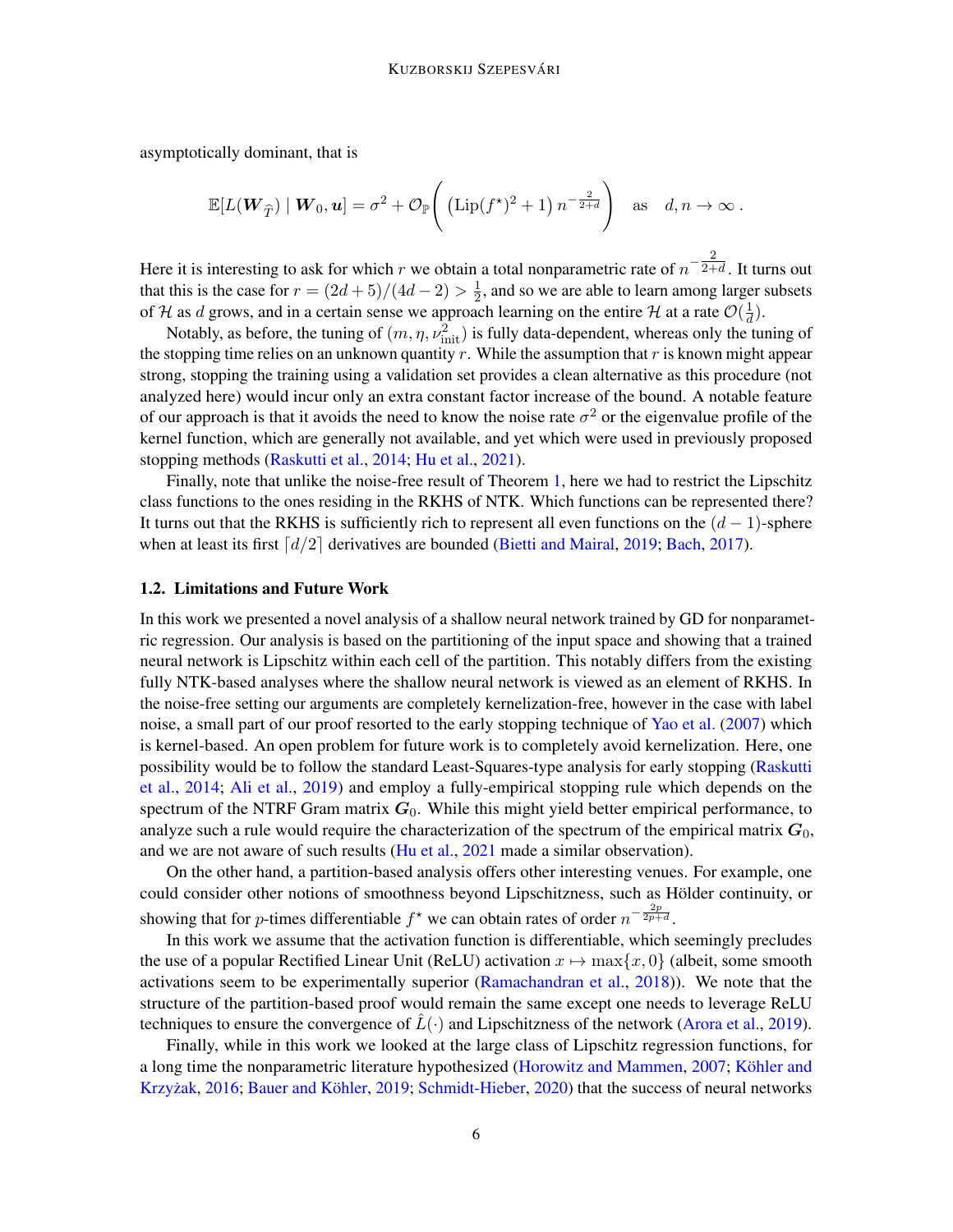asymptotically dominant, that is

$$\mathbb{E}[L(\boldsymbol{W}_{\widehat{T}}) \mid \boldsymbol{W}_0, \boldsymbol{u}] = \sigma^2 + \mathcal{O}_{\mathbb{P}}\left( \left(\mathrm{Lip}(f^\star)^2 + 1\right) n^{-\frac{2}{2+d}} \right) \quad \text{as} \quad d, n \to \infty \,.$$

Here it is interesting to ask for which $r$ we obtain a total nonparametric rate of $n^{-\frac{2}{2+d}}$. It turns out that this is the case for $r = (2d+5)/(4d-2) > \frac{1}{2}$, and so we are able to learn among larger subsets of $\mathcal{H}$ as $d$ grows, and in a certain sense we approach learning on the entire $\mathcal{H}$ at a rate $\mathcal{O}(\frac{1}{d})$.

Notably, as before, the tuning of $(m, \eta, \nu_{\text{init}}^2)$ is fully data-dependent, whereas only the tuning of the stopping time relies on an unknown quantity $r$. While the assumption that $r$ is known might appear strong, stopping the training using a validation set provides a clean alternative as this procedure (not analyzed here) would incur only an extra constant factor increase of the bound. A notable feature of our approach is that it avoids the need to know the noise rate $\sigma^2$ or the eigenvalue profile of the kernel function, which are generally not available, and yet which were used in previously proposed stopping methods (Raskutti et al., 2014; Hu et al., 2021).

Finally, note that unlike the noise-free result of Theorem 1, here we had to restrict the Lipschitz class functions to the ones residing in the RKHS of NTK. Which functions can be represented there? It turns out that the RKHS is sufficiently rich to represent all even functions on the $(d-1)$-sphere when at least its first $\lceil d/2 \rceil$ derivatives are bounded (Bietti and Mairal, 2019; Bach, 2017).

### 1.2. Limitations and Future Work

In this work we presented a novel analysis of a shallow neural network trained by GD for nonparametric regression. Our analysis is based on the partitioning of the input space and showing that a trained neural network is Lipschitz within each cell of the partition. This notably differs from the existing fully NTK-based analyses where the shallow neural network is viewed as an element of RKHS. In the noise-free setting our arguments are completely kernelization-free, however in the case with label noise, a small part of our proof resorted to the early stopping technique of Yao et al. (2007) which is kernel-based. An open problem for future work is to completely avoid kernelization. Here, one possibility would be to follow the standard Least-Squares-type analysis for early stopping (Raskutti et al., 2014; Ali et al., 2019) and employ a fully-empirical stopping rule which depends on the spectrum of the NTRF Gram matrix $\boldsymbol{G}_0$. While this might yield better empirical performance, to analyze such a rule would require the characterization of the spectrum of the empirical matrix $\boldsymbol{G}_0$, and we are not aware of such results (Hu et al., 2021 made a similar observation).

On the other hand, a partition-based analysis offers other interesting venues. For example, one could consider other notions of smoothness beyond Lipschitzness, such as Hölder continuity, or showing that for $p$-times differentiable $f^\star$ we can obtain rates of order $n^{-\frac{2p}{2p+d}}$.

In this work we assume that the activation function is differentiable, which seemingly precludes the use of a popular Rectified Linear Unit (ReLU) activation $x \mapsto \max\{x, 0\}$ (albeit, some smooth activations seem to be experimentally superior (Ramachandran et al., 2018)). We note that the structure of the partition-based proof would remain the same except one needs to leverage ReLU techniques to ensure the convergence of $\hat{L}(\cdot)$ and Lipschitzness of the network (Arora et al., 2019).

Finally, while in this work we looked at the large class of Lipschitz regression functions, for a long time the nonparametric literature hypothesized (Horowitz and Mammen, 2007; Köhler and Krzyżak, 2016; Bauer and Köhler, 2019; Schmidt-Hieber, 2020) that the success of neural networks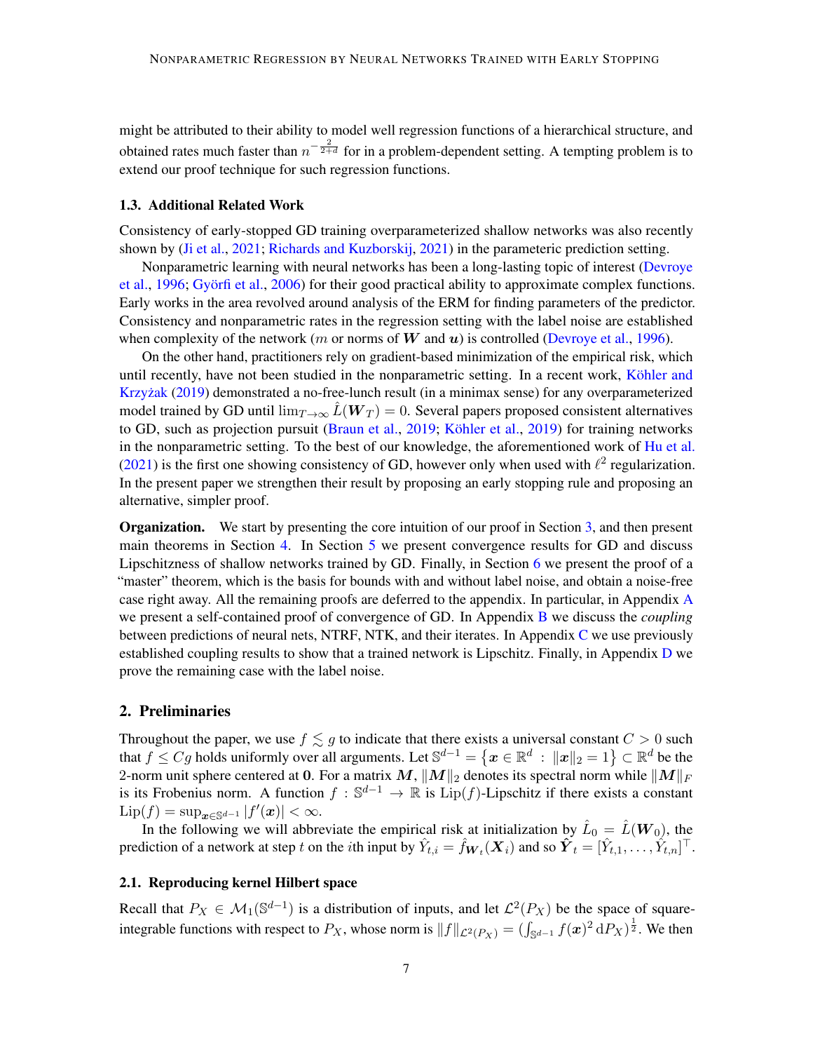might be attributed to their ability to model well regression functions of a hierarchical structure, and obtained rates much faster than $n^{-\frac{2}{2+d}}$ for in a problem-dependent setting. A tempting problem is to extend our proof technique for such regression functions.

### 1.3. Additional Related Work

Consistency of early-stopped GD training overparameterized shallow networks was also recently shown by (Ji et al., 2021; Richards and Kuzborskij, 2021) in the parameteric prediction setting.

Nonparametric learning with neural networks has been a long-lasting topic of interest (Devroye et al., 1996; Györfi et al., 2006) for their good practical ability to approximate complex functions. Early works in the area revolved around analysis of the ERM for finding parameters of the predictor. Consistency and nonparametric rates in the regression setting with the label noise are established when complexity of the network ($m$ or norms of $\boldsymbol{W}$ and $\boldsymbol{u}$) is controlled (Devroye et al., 1996).

On the other hand, practitioners rely on gradient-based minimization of the empirical risk, which until recently, have not been studied in the nonparametric setting. In a recent work, Köhler and Krzyżak (2019) demonstrated a no-free-lunch result (in a minimax sense) for any overparameterized model trained by GD until $\lim_{T\to\infty} \hat{L}(\boldsymbol{W}_T) = 0$. Several papers proposed consistent alternatives to GD, such as projection pursuit (Braun et al., 2019; Köhler et al., 2019) for training networks in the nonparametric setting. To the best of our knowledge, the aforementioned work of Hu et al. (2021) is the first one showing consistency of GD, however only when used with $\ell^2$ regularization. In the present paper we strengthen their result by proposing an early stopping rule and proposing an alternative, simpler proof.

**Organization.** We start by presenting the core intuition of our proof in Section 3, and then present main theorems in Section 4. In Section 5 we present convergence results for GD and discuss Lipschitzness of shallow networks trained by GD. Finally, in Section 6 we present the proof of a "master" theorem, which is the basis for bounds with and without label noise, and obtain a noise-free case right away. All the remaining proofs are deferred to the appendix. In particular, in Appendix A we present a self-contained proof of convergence of GD. In Appendix B we discuss the *coupling* between predictions of neural nets, NTRF, NTK, and their iterates. In Appendix C we use previously established coupling results to show that a trained network is Lipschitz. Finally, in Appendix D we prove the remaining case with the label noise.

## 2. Preliminaries

Throughout the paper, we use $f \lesssim g$ to indicate that there exists a universal constant $C > 0$ such that $f \le Cg$ holds uniformly over all arguments. Let $\mathbb{S}^{d-1} = \left\{\boldsymbol{x} \in \mathbb{R}^d \ : \ \|\boldsymbol{x}\|_2 = 1\right\} \subset \mathbb{R}^d$ be the 2-norm unit sphere centered at $\boldsymbol{0}$. For a matrix $\boldsymbol{M}$, $\|\boldsymbol{M}\|_2$ denotes its spectral norm while $\|\boldsymbol{M}\|_F$ is its Frobenius norm. A function $f : \mathbb{S}^{d-1} \to \mathbb{R}$ is $\mathrm{Lip}(f)$-Lipschitz if there exists a constant $\mathrm{Lip}(f) = \sup_{\boldsymbol{x}\in\mathbb{S}^{d-1}} |f'(\boldsymbol{x})| < \infty$.

In the following we will abbreviate the empirical risk at initialization by $\hat{L}_0 = \hat{L}(\boldsymbol{W}_0)$, the prediction of a network at step $t$ on the $i$th input by $\hat{Y}_{t,i} = \hat{f}_{\boldsymbol{W}_t}(\boldsymbol{X}_i)$ and so $\hat{\boldsymbol{Y}}_t = [\hat{Y}_{t,1}, \dots, \hat{Y}_{t,n}]^\top$.

### 2.1. Reproducing kernel Hilbert space

Recall that $P_X \in \mathcal{M}_1(\mathbb{S}^{d-1})$ is a distribution of inputs, and let $\mathcal{L}^2(P_X)$ be the space of square-integrable functions with respect to $P_X$, whose norm is $\|f\|_{\mathcal{L}^2(P_X)} = (\int_{\mathbb{S}^{d-1}} f(\boldsymbol{x})^2 \,\mathrm{d}P_X)^{\frac{1}{2}}$. We then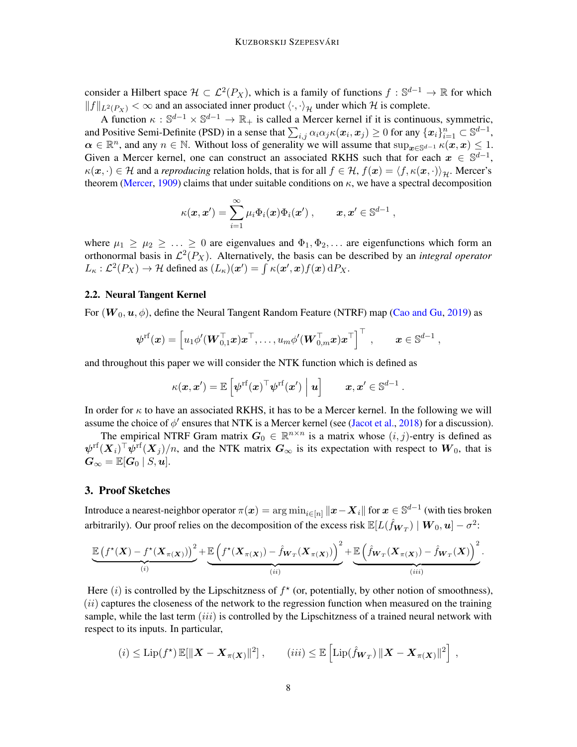consider a Hilbert space $\mathcal{H} \subset \mathcal{L}^2(P_X)$, which is a family of functions $f : \mathbb{S}^{d-1} \to \mathbb{R}$ for which $\|f\|_{L^2(P_X)} < \infty$ and an associated inner product $\langle \cdot, \cdot \rangle_{\mathcal{H}}$ under which $\mathcal{H}$ is complete.

A function $\kappa : \mathbb{S}^{d-1} \times \mathbb{S}^{d-1} \to \mathbb{R}_+$ is called a Mercer kernel if it is continuous, symmetric, and Positive Semi-Definite (PSD) in a sense that $\sum_{i,j} \alpha_i \alpha_j \kappa(\boldsymbol{x}_i, \boldsymbol{x}_j) \geq 0$ for any $\{\boldsymbol{x}_i\}_{i=1}^n \subset \mathbb{S}^{d-1}$, $\boldsymbol{\alpha} \in \mathbb{R}^n$, and any $n \in \mathbb{N}$. Without loss of generality we will assume that $\sup_{\boldsymbol{x} \in \mathbb{S}^{d-1}} \kappa(\boldsymbol{x}, \boldsymbol{x}) \leq 1$. Given a Mercer kernel, one can construct an associated RKHS such that for each $\boldsymbol{x} \in \mathbb{S}^{d-1}$, $\kappa(\boldsymbol{x}, \cdot) \in \mathcal{H}$ and a *reproducing* relation holds, that is for all $f \in \mathcal{H}$, $f(\boldsymbol{x}) = \langle f, \kappa(\boldsymbol{x}, \cdot) \rangle_{\mathcal{H}}$. Mercer's theorem (Mercer, 1909) claims that under suitable conditions on $\kappa$, we have a spectral decomposition

$$\kappa(\boldsymbol{x}, \boldsymbol{x}') = \sum_{i=1}^{\infty} \mu_i \Phi_i(\boldsymbol{x}) \Phi_i(\boldsymbol{x}') \,, \qquad \boldsymbol{x}, \boldsymbol{x}' \in \mathbb{S}^{d-1} \,,$$

where $\mu_1 \geq \mu_2 \geq \ldots \geq 0$ are eigenvalues and $\Phi_1, \Phi_2, \ldots$ are eigenfunctions which form an orthonormal basis in $\mathcal{L}^2(P_X)$. Alternatively, the basis can be described by an *integral operator* $L_\kappa : \mathcal{L}^2(P_X) \to \mathcal{H}$ defined as $(L_\kappa)(\boldsymbol{x}') = \int \kappa(\boldsymbol{x}', \boldsymbol{x}) f(\boldsymbol{x}) \, \mathrm{d}P_X$.

### 2.2. Neural Tangent Kernel

For $(\boldsymbol{W}_0, \boldsymbol{u}, \phi)$, define the Neural Tangent Random Feature (NTRF) map (Cao and Gu, 2019) as

$$\boldsymbol{\psi}^{\mathrm{rf}}(\boldsymbol{x}) = \left[ u_1 \phi'(\boldsymbol{W}_{0,1}^\top \boldsymbol{x}) \boldsymbol{x}^\top, \ldots, u_m \phi'(\boldsymbol{W}_{0,m}^\top \boldsymbol{x}) \boldsymbol{x}^\top \right]^\top \,, \qquad \boldsymbol{x} \in \mathbb{S}^{d-1} \,,$$

and throughout this paper we will consider the NTK function which is defined as

$$\kappa(\boldsymbol{x}, \boldsymbol{x}') = \mathbb{E}\left[ \boldsymbol{\psi}^{\mathrm{rf}}(\boldsymbol{x})^\top \boldsymbol{\psi}^{\mathrm{rf}}(\boldsymbol{x}') \;\middle|\; \boldsymbol{u} \right] \qquad \boldsymbol{x}, \boldsymbol{x}' \in \mathbb{S}^{d-1} \,.$$

In order for $\kappa$ to have an associated RKHS, it has to be a Mercer kernel. In the following we will assume the choice of $\phi'$ ensures that NTK is a Mercer kernel (see (Jacot et al., 2018) for a discussion).

The empirical NTRF Gram matrix $\boldsymbol{G}_0 \in \mathbb{R}^{n \times n}$ is a matrix whose $(i,j)$-entry is defined as $\boldsymbol{\psi}^{\mathrm{rf}}(\boldsymbol{X}_i)^\top \boldsymbol{\psi}^{\mathrm{rf}}(\boldsymbol{X}_j)/n$, and the NTK matrix $\boldsymbol{G}_\infty$ is its expectation with respect to $\boldsymbol{W}_0$, that is $\boldsymbol{G}_\infty = \mathbb{E}[\boldsymbol{G}_0 \mid S, \boldsymbol{u}]$.

## 3. Proof Sketches

Introduce a nearest-neighbor operator $\pi(\boldsymbol{x}) = \arg\min_{i \in [n]} \|\boldsymbol{x} - \boldsymbol{X}_i\|$ for $\boldsymbol{x} \in \mathbb{S}^{d-1}$ (with ties broken arbitrarily). Our proof relies on the decomposition of the excess risk $\mathbb{E}[L(\hat{f}_{\boldsymbol{W}_T}) \mid \boldsymbol{W}_0, \boldsymbol{u}] - \sigma^2$:

$$\underbrace{\mathbb{E}\left(f^\star(\boldsymbol{X}) - f^\star(\boldsymbol{X}_{\pi(\boldsymbol{X})})\right)^2}_{(i)} + \underbrace{\mathbb{E}\left(f^\star(\boldsymbol{X}_{\pi(\boldsymbol{X})}) - \hat{f}_{\boldsymbol{W}_T}(\boldsymbol{X}_{\pi(\boldsymbol{X})})\right)^2}_{(ii)} + \underbrace{\mathbb{E}\left(\hat{f}_{\boldsymbol{W}_T}(\boldsymbol{X}_{\pi(\boldsymbol{X})}) - \hat{f}_{\boldsymbol{W}_T}(\boldsymbol{X})\right)^2}_{(iii)} .$$

Here $(i)$ is controlled by the Lipschitzness of $f^\star$ (or, potentially, by other notion of smoothness), $(ii)$ captures the closeness of the network to the regression function when measured on the training sample, while the last term $(iii)$ is controlled by the Lipschitzness of a trained neural network with respect to its inputs. In particular,

$$(i) \leq \mathrm{Lip}(f^\star) \, \mathbb{E}[\|\boldsymbol{X} - \boldsymbol{X}_{\pi(\boldsymbol{X})}\|^2] \,, \qquad (iii) \leq \mathbb{E}\left[ \mathrm{Lip}(\hat{f}_{\boldsymbol{W}_T}) \, \|\boldsymbol{X} - \boldsymbol{X}_{\pi(\boldsymbol{X})}\|^2 \right] \,,$$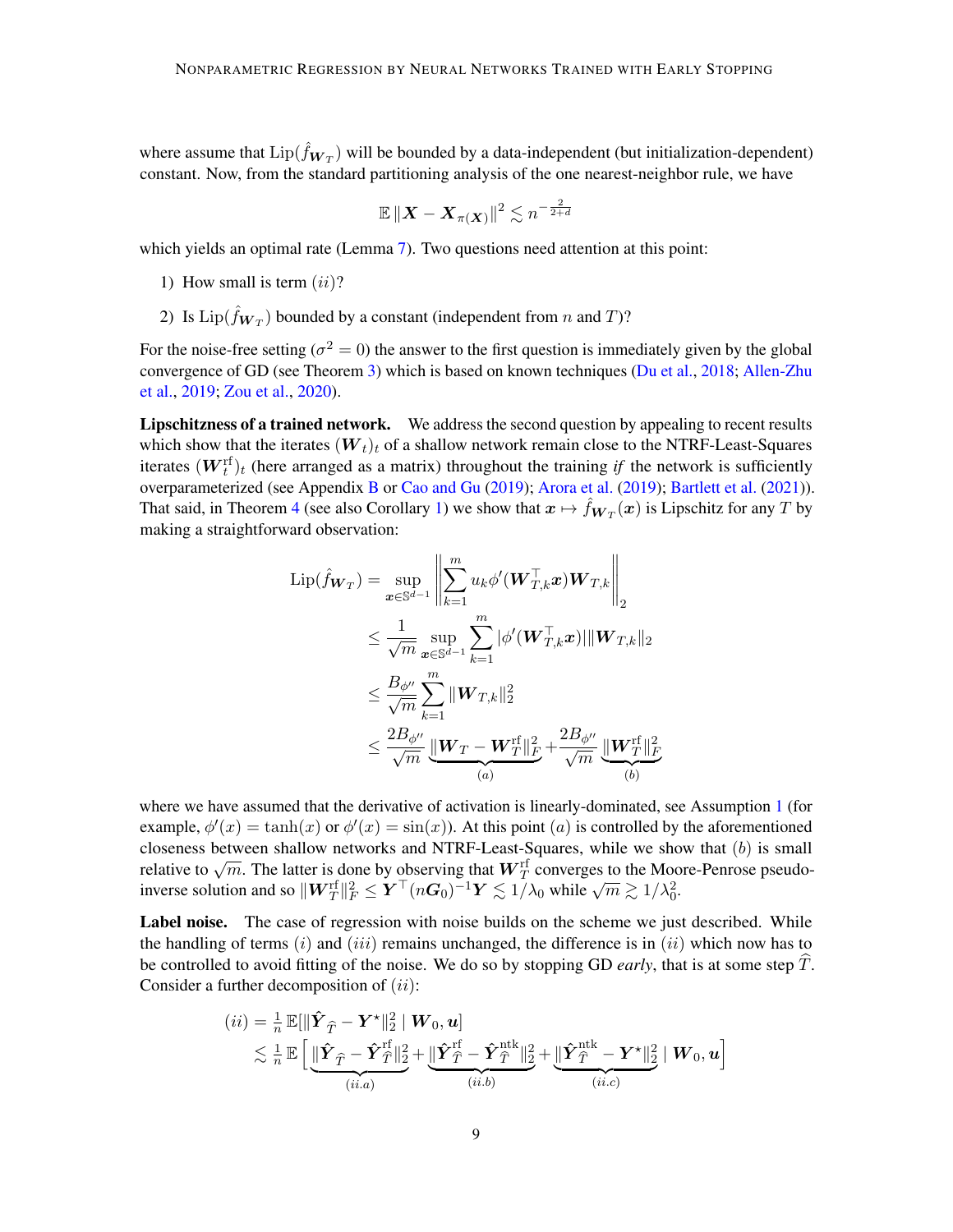where assume that $\mathrm{Lip}(\hat{f}_{\boldsymbol{W}_T})$ will be bounded by a data-independent (but initialization-dependent) constant. Now, from the standard partitioning analysis of the one nearest-neighbor rule, we have

$$\mathbb{E}\,\|\boldsymbol{X} - \boldsymbol{X}_{\pi(\boldsymbol{X})}\|^2 \lesssim n^{-\frac{2}{2+d}}$$

which yields an optimal rate (Lemma 7). Two questions need attention at this point:

1) How small is term $(ii)$?
2) Is $\mathrm{Lip}(\hat{f}_{\boldsymbol{W}_T})$ bounded by a constant (independent from $n$ and $T$)?

For the noise-free setting ($\sigma^2 = 0$) the answer to the first question is immediately given by the global convergence of GD (see Theorem 3) which is based on known techniques (Du et al., 2018; Allen-Zhu et al., 2019; Zou et al., 2020).

**Lipschitzness of a trained network.** We address the second question by appealing to recent results which show that the iterates $(\boldsymbol{W}_t)_t$ of a shallow network remain close to the NTRF-Least-Squares iterates $(\boldsymbol{W}_t^{\mathrm{rf}})_t$ (here arranged as a matrix) throughout the training *if* the network is sufficiently overparameterized (see Appendix B or Cao and Gu (2019); Arora et al. (2019); Bartlett et al. (2021)). That said, in Theorem 4 (see also Corollary 1) we show that $\boldsymbol{x} \mapsto \hat{f}_{\boldsymbol{W}_T}(\boldsymbol{x})$ is Lipschitz for any $T$ by making a straightforward observation:

$$\begin{aligned}
\mathrm{Lip}(\hat{f}_{\boldsymbol{W}_T}) &= \sup_{\boldsymbol{x} \in \mathbb{S}^{d-1}} \left\| \sum_{k=1}^m u_k \phi'(\boldsymbol{W}_{T,k}^\top \boldsymbol{x}) \boldsymbol{W}_{T,k} \right\|_2 \\
&\leq \frac{1}{\sqrt{m}} \sup_{\boldsymbol{x} \in \mathbb{S}^{d-1}} \sum_{k=1}^m |\phi'(\boldsymbol{W}_{T,k}^\top \boldsymbol{x})| \|\boldsymbol{W}_{T,k}\|_2 \\
&\leq \frac{B_{\phi''}}{\sqrt{m}} \sum_{k=1}^m \|\boldsymbol{W}_{T,k}\|_2^2 \\
&\leq \frac{2B_{\phi''}}{\sqrt{m}} \underbrace{\|\boldsymbol{W}_T - \boldsymbol{W}_T^{\mathrm{rf}}\|_F^2}_{(a)} + \frac{2B_{\phi''}}{\sqrt{m}} \underbrace{\|\boldsymbol{W}_T^{\mathrm{rf}}\|_F^2}_{(b)}
\end{aligned}$$

where we have assumed that the derivative of activation is linearly-dominated, see Assumption 1 (for example, $\phi'(x) = \tanh(x)$ or $\phi'(x) = \sin(x)$). At this point $(a)$ is controlled by the aforementioned closeness between shallow networks and NTRF-Least-Squares, while we show that $(b)$ is small relative to $\sqrt{m}$. The latter is done by observing that $\boldsymbol{W}_T^{\mathrm{rf}}$ converges to the Moore-Penrose pseudo-inverse solution and so $\|\boldsymbol{W}_T^{\mathrm{rf}}\|_F^2 \leq \boldsymbol{Y}^\top (n\boldsymbol{G}_0)^{-1} \boldsymbol{Y} \lesssim 1/\lambda_0$ while $\sqrt{m} \gtrsim 1/\lambda_0^2$.

**Label noise.** The case of regression with noise builds on the scheme we just described. While the handling of terms $(i)$ and $(iii)$ remains unchanged, the difference is in $(ii)$ which now has to be controlled to avoid fitting of the noise. We do so by stopping GD *early*, that is at some step $\widehat{T}$. Consider a further decomposition of $(ii)$:

$$\begin{aligned}
(ii) &= \tfrac{1}{n}\,\mathbb{E}[\|\hat{\boldsymbol{Y}}_{\widehat{T}} - \boldsymbol{Y}^\star\|_2^2 \mid \boldsymbol{W}_0, \boldsymbol{u}] \\
&\lesssim \tfrac{1}{n}\,\mathbb{E}\Big[ \underbrace{\|\hat{\boldsymbol{Y}}_{\widehat{T}} - \hat{\boldsymbol{Y}}_{\widehat{T}}^{\mathrm{rf}}\|_2^2}_{(ii.a)} + \underbrace{\|\hat{\boldsymbol{Y}}_{\widehat{T}}^{\mathrm{rf}} - \hat{\boldsymbol{Y}}_{\widehat{T}}^{\mathrm{ntk}}\|_2^2}_{(ii.b)} + \underbrace{\|\hat{\boldsymbol{Y}}_{\widehat{T}}^{\mathrm{ntk}} - \boldsymbol{Y}^\star\|_2^2}_{(ii.c)} \mid \boldsymbol{W}_0, \boldsymbol{u} \Big]
\end{aligned}$$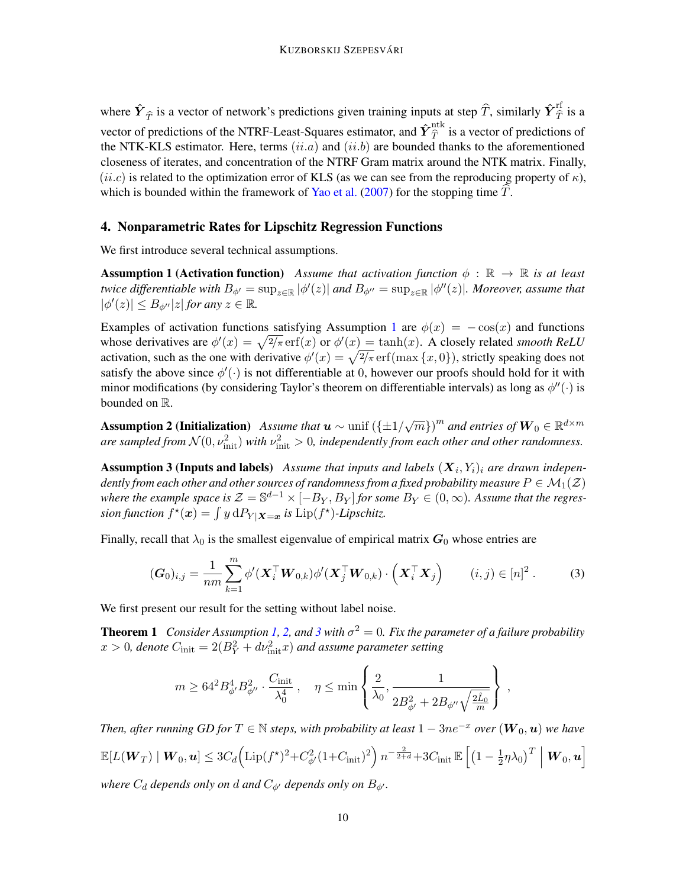where $\hat{\boldsymbol{Y}}_{\widehat{T}}$ is a vector of network's predictions given training inputs at step $\widehat{T}$, similarly $\hat{\boldsymbol{Y}}^{\mathrm{rf}}_{\widehat{T}}$ is a vector of predictions of the NTRF-Least-Squares estimator, and $\hat{\boldsymbol{Y}}^{\mathrm{ntk}}_{\widehat{T}}$ is a vector of predictions of the NTK-KLS estimator. Here, terms $(ii.a)$ and $(ii.b)$ are bounded thanks to the aforementioned closeness of iterates, and concentration of the NTRF Gram matrix around the NTK matrix. Finally, $(ii.c)$ is related to the optimization error of KLS (as we can see from the reproducing property of $\kappa$), which is bounded within the framework of Yao et al. (2007) for the stopping time $\widehat{T}$.

## 4. Nonparametric Rates for Lipschitz Regression Functions

We first introduce several technical assumptions.

**Assumption 1 (Activation function)** *Assume that activation function $\phi : \mathbb{R} \to \mathbb{R}$ is at least twice differentiable with $B_{\phi'} = \sup_{z \in \mathbb{R}} |\phi'(z)|$ and $B_{\phi''} = \sup_{z \in \mathbb{R}} |\phi''(z)|$. Moreover, assume that $|\phi'(z)| \leq B_{\phi''}|z|$ for any $z \in \mathbb{R}$.*

Examples of activation functions satisfying Assumption 1 are $\phi(x) = -\cos(x)$ and functions whose derivatives are $\phi'(x) = \sqrt{2/\pi}\,\mathrm{erf}(x)$ or $\phi'(x) = \tanh(x)$. A closely related *smooth ReLU* activation, such as the one with derivative $\phi'(x) = \sqrt{2/\pi}\,\mathrm{erf}(\max\{x, 0\})$, strictly speaking does not satisfy the above since $\phi'(\cdot)$ is not differentiable at 0, however our proofs should hold for it with minor modifications (by considering Taylor's theorem on differentiable intervals) as long as $\phi''(\cdot)$ is bounded on $\mathbb{R}$.

**Assumption 2 (Initialization)** *Assume that $\boldsymbol{u} \sim \mathrm{unif}\left(\{\pm 1/\sqrt{m}\}\right)^m$ and entries of $\boldsymbol{W}_0 \in \mathbb{R}^{d \times m}$ are sampled from $\mathcal{N}(0, \nu_{\mathrm{init}}^2)$ with $\nu_{\mathrm{init}}^2 > 0$, independently from each other and other randomness.*

**Assumption 3 (Inputs and labels)** *Assume that inputs and labels $(\boldsymbol{X}_i, Y_i)_i$ are drawn independently from each other and other sources of randomness from a fixed probability measure $P \in \mathcal{M}_1(\mathcal{Z})$ where the example space is $\mathcal{Z} = \mathbb{S}^{d-1} \times [-B_Y, B_Y]$ for some $B_Y \in (0, \infty)$. Assume that the regression function $f^\star(\boldsymbol{x}) = \int y \,\mathrm{d}P_{Y|\boldsymbol{X}=\boldsymbol{x}}$ is $\mathrm{Lip}(f^\star)$-Lipschitz.*

Finally, recall that $\lambda_0$ is the smallest eigenvalue of empirical matrix $\boldsymbol{G}_0$ whose entries are

$$
(\boldsymbol{G}_0)_{i,j} = \frac{1}{nm} \sum_{k=1}^{m} \phi'(\boldsymbol{X}_i^\top \boldsymbol{W}_{0,k}) \phi'(\boldsymbol{X}_j^\top \boldsymbol{W}_{0,k}) \cdot \left(\boldsymbol{X}_i^\top \boldsymbol{X}_j\right) \qquad (i,j) \in [n]^2 \,. \tag{3}
$$

We first present our result for the setting without label noise.

**Theorem 1** *Consider Assumption 1, 2, and 3 with $\sigma^2 = 0$. Fix the parameter of a failure probability $x > 0$, denote $C_{\mathrm{init}} = 2(B_Y^2 + d\nu_{\mathrm{init}}^2 x)$ and assume parameter setting*

$$
m \geq 64^2 B_{\phi'}^4 B_{\phi''}^2 \cdot \frac{C_{\mathrm{init}}}{\lambda_0^4}\,, \quad \eta \leq \min\left\{\frac{2}{\lambda_0}, \frac{1}{2B_{\phi'}^2 + 2B_{\phi''}\sqrt{\frac{2\hat{L}_0}{m}}}\right\}\,,
$$

*Then, after running GD for $T \in \mathbb{N}$ steps, with probability at least $1 - 3ne^{-x}$ over $(\boldsymbol{W}_0, \boldsymbol{u})$ we have*

$$
\mathbb{E}[L(\boldsymbol{W}_T) \mid \boldsymbol{W}_0, \boldsymbol{u}] \leq 3C_d\Big(\mathrm{Lip}(f^\star)^2 + C_{\phi'}^2(1+C_{\mathrm{init}})^2\Big)\, n^{-\frac{2}{2+d}} + 3C_{\mathrm{init}}\, \mathbb{E}\left[\left(1 - \tfrac{1}{2}\eta\lambda_0\right)^T \,\middle|\, \boldsymbol{W}_0, \boldsymbol{u}\right]
$$

*where $C_d$ depends only on $d$ and $C_{\phi'}$ depends only on $B_{\phi'}$.*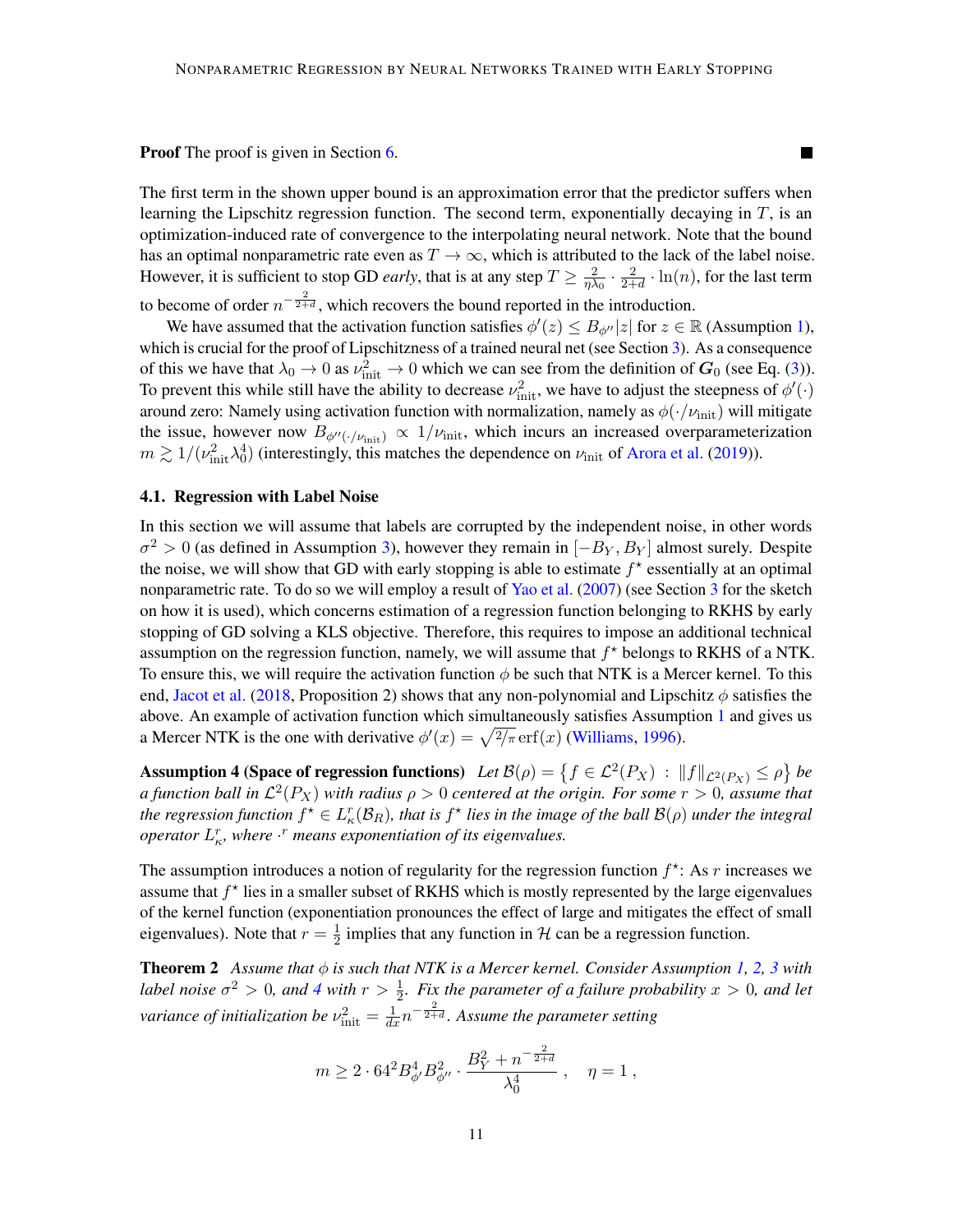**Proof** The proof is given in Section 6. ■

The first term in the shown upper bound is an approximation error that the predictor suffers when learning the Lipschitz regression function. The second term, exponentially decaying in $T$, is an optimization-induced rate of convergence to the interpolating neural network. Note that the bound has an optimal nonparametric rate even as $T \to \infty$, which is attributed to the lack of the label noise. However, it is sufficient to stop GD *early*, that is at any step $T \geq \frac{2}{\eta \lambda_0} \cdot \frac{2}{2+d} \cdot \ln(n)$, for the last term to become of order $n^{-\frac{2}{2+d}}$, which recovers the bound reported in the introduction.

We have assumed that the activation function satisfies $\phi'(z) \leq B_{\phi''}|z|$ for $z \in \mathbb{R}$ (Assumption 1), which is crucial for the proof of Lipschitzness of a trained neural net (see Section 3). As a consequence of this we have that $\lambda_0 \to 0$ as $\nu_{\text{init}}^2 \to 0$ which we can see from the definition of $\boldsymbol{G}_0$ (see Eq. (3)). To prevent this while still have the ability to decrease $\nu_{\text{init}}^2$, we have to adjust the steepness of $\phi'(\cdot)$ around zero: Namely using activation function with normalization, namely as $\phi(\cdot/\nu_{\text{init}})$ will mitigate the issue, however now $B_{\phi''(\cdot/\nu_{\text{init}})} \propto 1/\nu_{\text{init}}$, which incurs an increased overparameterization $m \gtrsim 1/(\nu_{\text{init}}^2 \lambda_0^4)$ (interestingly, this matches the dependence on $\nu_{\text{init}}$ of Arora et al. (2019)).

### 4.1. Regression with Label Noise

In this section we will assume that labels are corrupted by the independent noise, in other words $\sigma^2 > 0$ (as defined in Assumption 3), however they remain in $[-B_Y, B_Y]$ almost surely. Despite the noise, we will show that GD with early stopping is able to estimate $f^\star$ essentially at an optimal nonparametric rate. To do so we will employ a result of Yao et al. (2007) (see Section 3 for the sketch on how it is used), which concerns estimation of a regression function belonging to RKHS by early stopping of GD solving a KLS objective. Therefore, this requires to impose an additional technical assumption on the regression function, namely, we will assume that $f^\star$ belongs to RKHS of a NTK. To ensure this, we will require the activation function $\phi$ be such that NTK is a Mercer kernel. To this end, Jacot et al. (2018, Proposition 2) shows that any non-polynomial and Lipschitz $\phi$ satisfies the above. An example of activation function which simultaneously satisfies Assumption 1 and gives us a Mercer NTK is the one with derivative $\phi'(x) = \sqrt{2/\pi}\, \text{erf}(x)$ (Williams, 1996).

**Assumption 4 (Space of regression functions)** *Let $\mathcal{B}(\rho) = \left\{ f \in \mathcal{L}^2(P_X) \ : \ \|f\|_{\mathcal{L}^2(P_X)} \leq \rho \right\}$ be a function ball in $\mathcal{L}^2(P_X)$ with radius $\rho > 0$ centered at the origin. For some $r > 0$, assume that the regression function $f^\star \in L_\kappa^r(\mathcal{B}_R)$, that is $f^\star$ lies in the image of the ball $\mathcal{B}(\rho)$ under the integral operator $L_\kappa^r$, where $\cdot^r$ means exponentiation of its eigenvalues.*

The assumption introduces a notion of regularity for the regression function $f^\star$: As $r$ increases we assume that $f^\star$ lies in a smaller subset of RKHS which is mostly represented by the large eigenvalues of the kernel function (exponentiation pronounces the effect of large and mitigates the effect of small eigenvalues). Note that $r = \frac{1}{2}$ implies that any function in $\mathcal{H}$ can be a regression function.

**Theorem 2** *Assume that $\phi$ is such that NTK is a Mercer kernel. Consider Assumption 1, 2, 3 with label noise $\sigma^2 > 0$, and 4 with $r > \frac{1}{2}$. Fix the parameter of a failure probability $x > 0$, and let variance of initialization be $\nu_{\text{init}}^2 = \frac{1}{dx} n^{-\frac{2}{2+d}}$. Assume the parameter setting*

$$m \geq 2 \cdot 64^2 B_{\phi'}^4 B_{\phi''}^2 \cdot \frac{B_Y^2 + n^{-\frac{2}{2+d}}}{\lambda_0^4} \,, \quad \eta = 1 \,,$$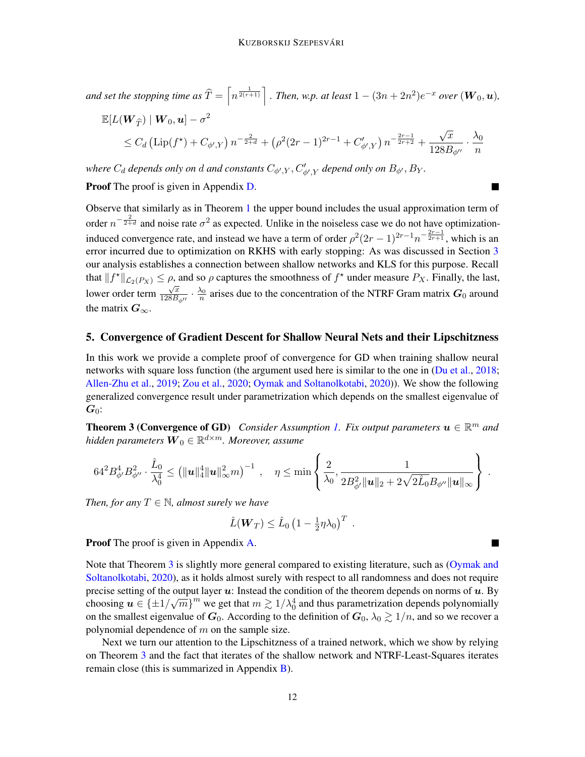*and set the stopping time as* $\widehat{T} = \left\lceil n^{\frac{1}{2(r+1)}} \right\rceil$. *Then, w.p. at least* $1 - (3n + 2n^2)e^{-x}$ *over* $(\boldsymbol{W}_0, \boldsymbol{u})$,

$$
\begin{aligned}
&\mathbb{E}[L(\boldsymbol{W}_{\widehat{T}}) \mid \boldsymbol{W}_0, \boldsymbol{u}] - \sigma^2 \\
&\quad \leq C_d \left(\mathrm{Lip}(f^\star) + C_{\phi',Y}\right) n^{-\frac{2}{2+d}} + \left(\rho^2 (2r-1)^{2r-1} + C'_{\phi',Y}\right) n^{-\frac{2r-1}{2r+2}} + \frac{\sqrt{x}}{128 B_{\phi''}} \cdot \frac{\lambda_0}{n}
\end{aligned}
$$

*where* $C_d$ *depends only on* $d$ *and constants* $C_{\phi',Y}, C'_{\phi',Y}$ *depend only on* $B_{\phi'}, B_Y$.

**Proof** The proof is given in Appendix D. ∎

Observe that similarly as in Theorem 1 the upper bound includes the usual approximation term of order $n^{-\frac{2}{2+d}}$ and noise rate $\sigma^2$ as expected. Unlike in the noiseless case we do not have optimization-induced convergence rate, and instead we have a term of order $\rho^2(2r-1)^{2r-1}n^{-\frac{2r-1}{2r+1}}$, which is an error incurred due to optimization on RKHS with early stopping: As was discussed in Section 3 our analysis establishes a connection between shallow networks and KLS for this purpose. Recall that $\|f^\star\|_{\mathcal{L}_2(P_X)} \leq \rho$, and so $\rho$ captures the smoothness of $f^\star$ under measure $P_X$. Finally, the last, lower order term $\frac{\sqrt{x}}{128 B_{\phi''}} \cdot \frac{\lambda_0}{n}$ arises due to the concentration of the NTRF Gram matrix $\boldsymbol{G}_0$ around the matrix $\boldsymbol{G}_\infty$.

## 5. Convergence of Gradient Descent for Shallow Neural Nets and their Lipschitzness

In this work we provide a complete proof of convergence for GD when training shallow neural networks with square loss function (the argument used here is similar to the one in (Du et al., 2018; Allen-Zhu et al., 2019; Zou et al., 2020; Oymak and Soltanolkotabi, 2020)). We show the following generalized convergence result under parametrization which depends on the smallest eigenvalue of $\boldsymbol{G}_0$:

**Theorem 3 (Convergence of GD)** *Consider Assumption 1. Fix output parameters* $\boldsymbol{u} \in \mathbb{R}^m$ *and hidden parameters* $\boldsymbol{W}_0 \in \mathbb{R}^{d \times m}$. *Moreover, assume*

$$
64^2 B_{\phi'}^4 B_{\phi''}^2 \cdot \frac{\hat{L}_0}{\lambda_0^4} \leq \left(\|\boldsymbol{u}\|_4^4 \|\boldsymbol{u}\|_\infty^2 m\right)^{-1} , \quad \eta \leq \min\left\{ \frac{2}{\lambda_0}, \frac{1}{2B_{\phi'}^2 \|\boldsymbol{u}\|_2 + 2\sqrt{2\hat{L}_0} B_{\phi''} \|\boldsymbol{u}\|_\infty} \right\} .
$$

*Then, for any* $T \in \mathbb{N}$, *almost surely we have*

$$
\hat{L}(\boldsymbol{W}_T) \leq \hat{L}_0 \left(1 - \tfrac{1}{2}\eta\lambda_0\right)^T .
$$

**Proof** The proof is given in Appendix A. ∎

Note that Theorem 3 is slightly more general compared to existing literature, such as (Oymak and Soltanolkotabi, 2020), as it holds almost surely with respect to all randomness and does not require precise setting of the output layer $\boldsymbol{u}$: Instead the condition of the theorem depends on norms of $\boldsymbol{u}$. By choosing $\boldsymbol{u} \in \{\pm 1/\sqrt{m}\}^m$ we get that $m \gtrsim 1/\lambda_0^4$ and thus parametrization depends polynomially on the smallest eigenvalue of $\boldsymbol{G}_0$. According to the definition of $\boldsymbol{G}_0$, $\lambda_0 \gtrsim 1/n$, and so we recover a polynomial dependence of $m$ on the sample size.

Next we turn our attention to the Lipschitzness of a trained network, which we show by relying on Theorem 3 and the fact that iterates of the shallow network and NTRF-Least-Squares iterates remain close (this is summarized in Appendix B).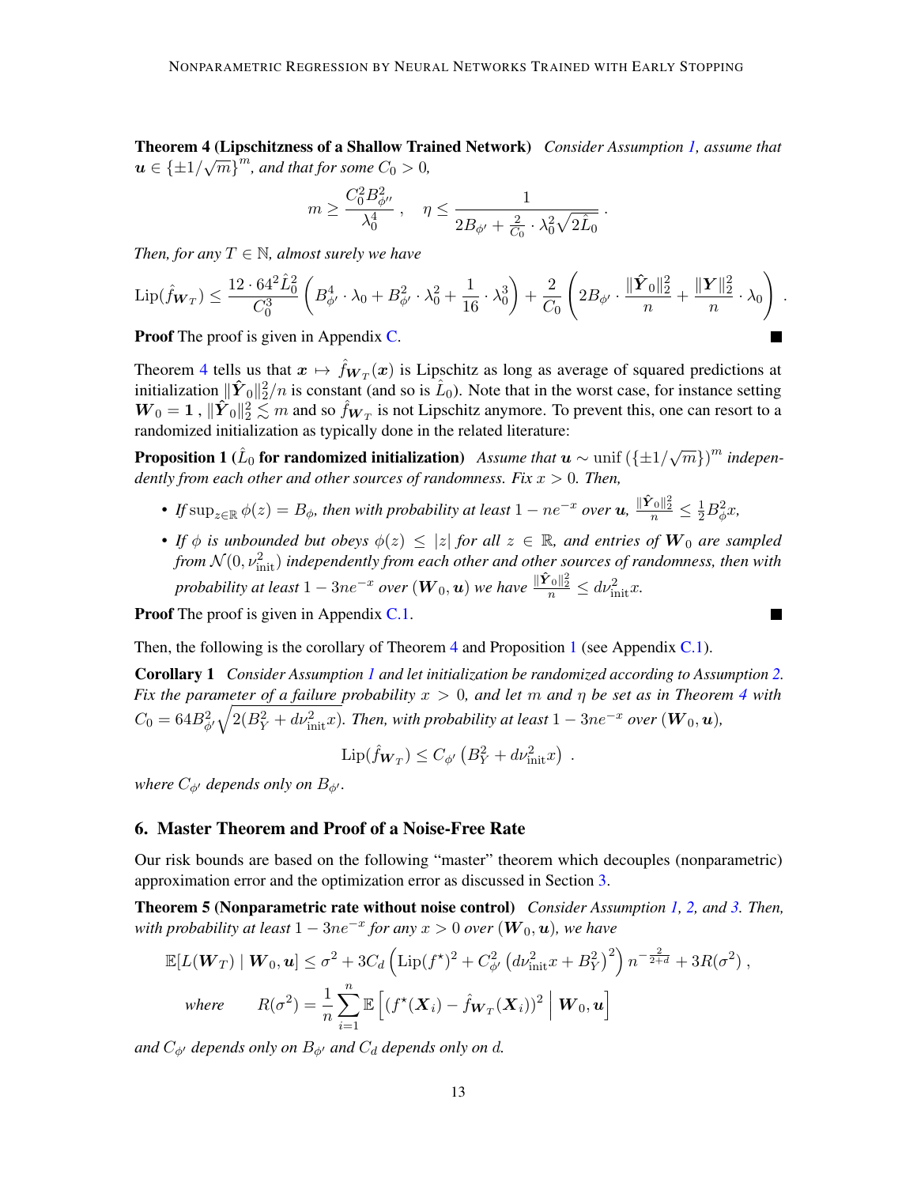**Theorem 4 (Lipschitzness of a Shallow Trained Network)** *Consider Assumption 1, assume that* $\boldsymbol{u} \in \{\pm 1/\sqrt{m}\}^m$*, and that for some* $C_0 > 0$*,*

$$m \geq \frac{C_0^2 B_{\phi''}^2}{\lambda_0^4} , \quad \eta \leq \frac{1}{2B_{\phi'} + \frac{2}{C_0} \cdot \lambda_0^2 \sqrt{2\hat{L}_0}} .$$

*Then, for any* $T \in \mathbb{N}$*, almost surely we have*

$$\mathrm{Lip}(\hat{f}_{\boldsymbol{W}_T}) \leq \frac{12 \cdot 64^2 \hat{L}_0^2}{C_0^3} \left( B_{\phi'}^4 \cdot \lambda_0 + B_{\phi'}^2 \cdot \lambda_0^2 + \frac{1}{16} \cdot \lambda_0^3 \right) + \frac{2}{C_0} \left( 2B_{\phi'} \cdot \frac{\|\hat{\boldsymbol{Y}}_0\|_2^2}{n} + \frac{\|\boldsymbol{Y}\|_2^2}{n} \cdot \lambda_0 \right) .$$

**Proof** The proof is given in Appendix C. ∎

Theorem 4 tells us that $\boldsymbol{x} \mapsto \hat{f}_{\boldsymbol{W}_T}(\boldsymbol{x})$ is Lipschitz as long as average of squared predictions at initialization $\|\hat{\boldsymbol{Y}}_0\|_2^2/n$ is constant (and so is $\hat{L}_0$). Note that in the worst case, for instance setting $\boldsymbol{W}_0 = \boldsymbol{1}$ , $\|\hat{\boldsymbol{Y}}_0\|_2^2 \lesssim m$ and so $\hat{f}_{\boldsymbol{W}_T}$ is not Lipschitz anymore. To prevent this, one can resort to a randomized initialization as typically done in the related literature:

**Proposition 1 ($\hat{L}_0$ for randomized initialization)** *Assume that* $\boldsymbol{u} \sim \mathrm{unif}\left(\{\pm 1/\sqrt{m}\}\right)^m$ *independently from each other and other sources of randomness. Fix* $x > 0$*. Then,*

- *If* $\sup_{z \in \mathbb{R}} \phi(z) = B_\phi$*, then with probability at least* $1 - ne^{-x}$ *over* $\boldsymbol{u}$*,* $\frac{\|\hat{\boldsymbol{Y}}_0\|_2^2}{n} \leq \frac{1}{2} B_\phi^2 x$*,*
- *If* $\phi$ *is unbounded but obeys* $\phi(z) \leq |z|$ *for all* $z \in \mathbb{R}$*, and entries of* $\boldsymbol{W}_0$ *are sampled from* $\mathcal{N}(0, \nu_{\mathrm{init}}^2)$ *independently from each other and other sources of randomness, then with probability at least* $1 - 3ne^{-x}$ *over* $(\boldsymbol{W}_0, \boldsymbol{u})$ *we have* $\frac{\|\hat{\boldsymbol{Y}}_0\|_2^2}{n} \leq d\nu_{\mathrm{init}}^2 x$*.*

**Proof** The proof is given in Appendix C.1. ∎

Then, the following is the corollary of Theorem 4 and Proposition 1 (see Appendix C.1).

**Corollary 1** *Consider Assumption 1 and let initialization be randomized according to Assumption 2. Fix the parameter of a failure probability* $x > 0$*, and let* $m$ *and* $\eta$ *be set as in Theorem 4 with* $C_0 = 64B_{\phi'}^2 \sqrt{2(B_Y^2 + d\nu_{\mathrm{init}}^2 x)}$*. Then, with probability at least* $1 - 3ne^{-x}$ *over* $(\boldsymbol{W}_0, \boldsymbol{u})$*,*

$$\mathrm{Lip}(\hat{f}_{\boldsymbol{W}_T}) \leq C_{\phi'} \left( B_Y^2 + d\nu_{\mathrm{init}}^2 x \right) .$$

*where* $C_{\phi'}$ *depends only on* $B_{\phi'}$*.*

## 6. Master Theorem and Proof of a Noise-Free Rate

Our risk bounds are based on the following "master" theorem which decouples (nonparametric) approximation error and the optimization error as discussed in Section 3.

**Theorem 5 (Nonparametric rate without noise control)** *Consider Assumption 1, 2, and 3. Then, with probability at least* $1 - 3ne^{-x}$ *for any* $x > 0$ *over* $(\boldsymbol{W}_0, \boldsymbol{u})$*, we have*

$$\mathbb{E}[L(\boldsymbol{W}_T) \mid \boldsymbol{W}_0, \boldsymbol{u}] \leq \sigma^2 + 3C_d \left( \mathrm{Lip}(f^\star)^2 + C_{\phi'}^2 \left( d\nu_{\mathrm{init}}^2 x + B_Y^2 \right)^2 \right) n^{-\frac{2}{2+d}} + 3R(\sigma^2) ,$$

$$\text{where} \qquad R(\sigma^2) = \frac{1}{n} \sum_{i=1}^n \mathbb{E}\left[ (f^\star(\boldsymbol{X}_i) - \hat{f}_{\boldsymbol{W}_T}(\boldsymbol{X}_i))^2 \;\middle|\; \boldsymbol{W}_0, \boldsymbol{u} \right]$$

*and* $C_{\phi'}$ *depends only on* $B_{\phi'}$ *and* $C_d$ *depends only on* $d$*.*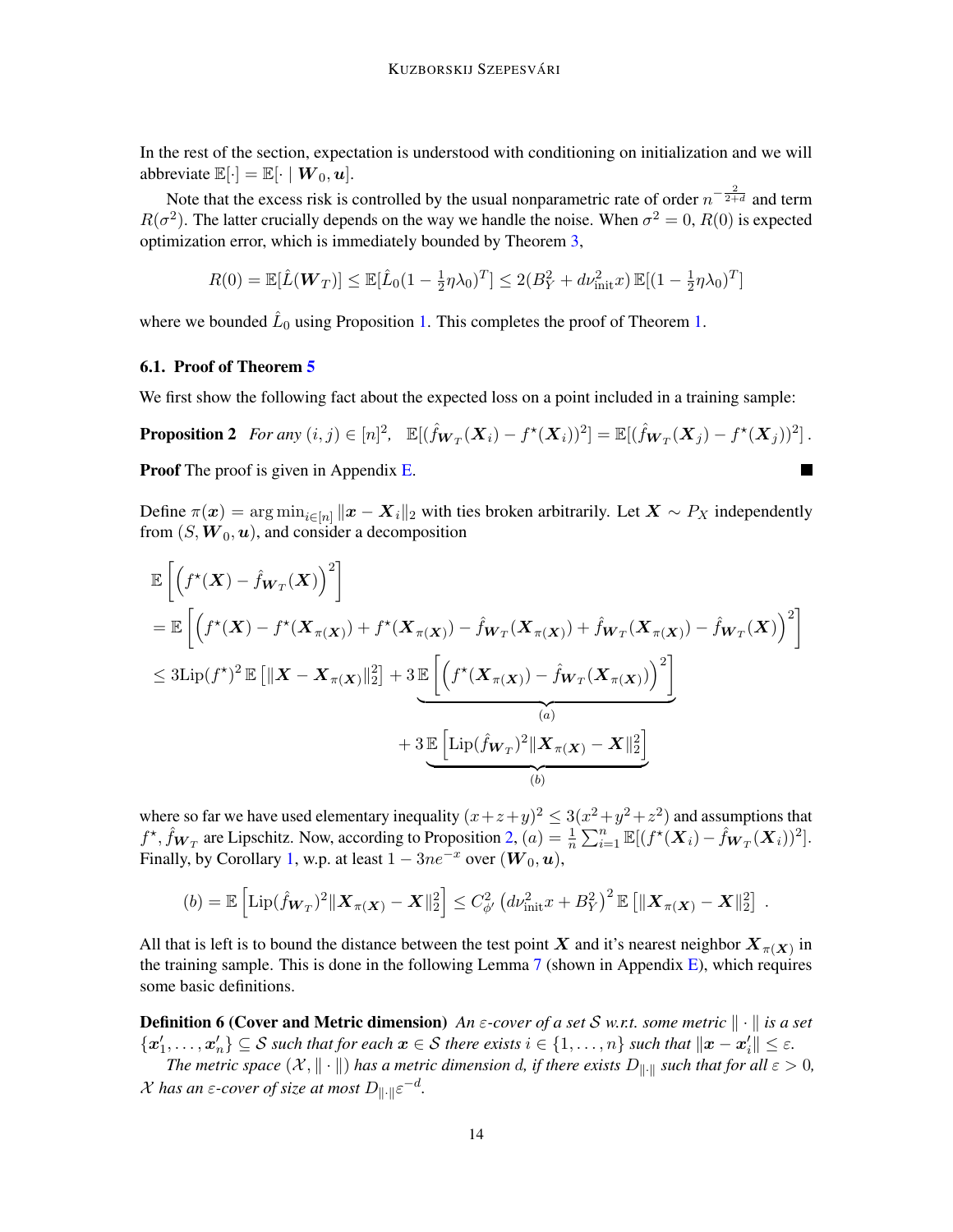In the rest of the section, expectation is understood with conditioning on initialization and we will abbreviate $\mathbb{E}[\cdot] = \mathbb{E}[\cdot \mid \boldsymbol{W}_0, \boldsymbol{u}]$.

Note that the excess risk is controlled by the usual nonparametric rate of order $n^{-\frac{2}{2+d}}$ and term $R(\sigma^2)$. The latter crucially depends on the way we handle the noise. When $\sigma^2 = 0$, $R(0)$ is expected optimization error, which is immediately bounded by Theorem 3,

$$R(0) = \mathbb{E}[\hat{L}(\boldsymbol{W}_T)] \le \mathbb{E}[\hat{L}_0(1 - \tfrac{1}{2}\eta\lambda_0)^T] \le 2(B_Y^2 + d\nu_{\text{init}}^2 x)\,\mathbb{E}[(1 - \tfrac{1}{2}\eta\lambda_0)^T]$$

where we bounded $\hat{L}_0$ using Proposition 1. This completes the proof of Theorem 1.

### 6.1. Proof of Theorem 5

We first show the following fact about the expected loss on a point included in a training sample:

**Proposition 2** *For any* $(i,j) \in [n]^2$, $\quad \mathbb{E}[(\hat{f}_{\boldsymbol{W}_T}(\boldsymbol{X}_i) - f^\star(\boldsymbol{X}_i))^2] = \mathbb{E}[(\hat{f}_{\boldsymbol{W}_T}(\boldsymbol{X}_j) - f^\star(\boldsymbol{X}_j))^2]\,.$

**Proof** The proof is given in Appendix E. ∎

Define $\pi(\boldsymbol{x}) = \arg\min_{i \in [n]} \|\boldsymbol{x} - \boldsymbol{X}_i\|_2$ with ties broken arbitrarily. Let $\boldsymbol{X} \sim P_X$ independently from $(S, \boldsymbol{W}_0, \boldsymbol{u})$, and consider a decomposition

$$\begin{aligned}
&\mathbb{E}\left[\left(f^\star(\boldsymbol{X}) - \hat{f}_{\boldsymbol{W}_T}(\boldsymbol{X})\right)^2\right] \\
&= \mathbb{E}\left[\left(f^\star(\boldsymbol{X}) - f^\star(\boldsymbol{X}_{\pi(\boldsymbol{X})}) + f^\star(\boldsymbol{X}_{\pi(\boldsymbol{X})}) - \hat{f}_{\boldsymbol{W}_T}(\boldsymbol{X}_{\pi(\boldsymbol{X})}) + \hat{f}_{\boldsymbol{W}_T}(\boldsymbol{X}_{\pi(\boldsymbol{X})}) - \hat{f}_{\boldsymbol{W}_T}(\boldsymbol{X})\right)^2\right] \\
&\le 3\mathrm{Lip}(f^\star)^2\,\mathbb{E}\left[\|\boldsymbol{X} - \boldsymbol{X}_{\pi(\boldsymbol{X})}\|_2^2\right] + 3\underbrace{\mathbb{E}\left[\left(f^\star(\boldsymbol{X}_{\pi(\boldsymbol{X})}) - \hat{f}_{\boldsymbol{W}_T}(\boldsymbol{X}_{\pi(\boldsymbol{X})})\right)^2\right]}_{(a)} \\
&\qquad + 3\underbrace{\mathbb{E}\left[\mathrm{Lip}(\hat{f}_{\boldsymbol{W}_T})^2\|\boldsymbol{X}_{\pi(\boldsymbol{X})} - \boldsymbol{X}\|_2^2\right]}_{(b)}
\end{aligned}$$

where so far we have used elementary inequality $(x+z+y)^2 \le 3(x^2+y^2+z^2)$ and assumptions that $f^\star, \hat{f}_{\boldsymbol{W}_T}$ are Lipschitz. Now, according to Proposition 2, $(a) = \frac{1}{n}\sum_{i=1}^n \mathbb{E}[(f^\star(\boldsymbol{X}_i) - \hat{f}_{\boldsymbol{W}_T}(\boldsymbol{X}_i))^2]$. Finally, by Corollary 1, w.p. at least $1 - 3ne^{-x}$ over $(\boldsymbol{W}_0, \boldsymbol{u})$,

$$(b) = \mathbb{E}\left[\mathrm{Lip}(\hat{f}_{\boldsymbol{W}_T})^2\|\boldsymbol{X}_{\pi(\boldsymbol{X})} - \boldsymbol{X}\|_2^2\right] \le C_{\phi'}^2\left(d\nu_{\text{init}}^2 x + B_Y^2\right)^2\mathbb{E}\left[\|\boldsymbol{X}_{\pi(\boldsymbol{X})} - \boldsymbol{X}\|_2^2\right]\ .$$

All that is left is to bound the distance between the test point $\boldsymbol{X}$ and it's nearest neighbor $\boldsymbol{X}_{\pi(\boldsymbol{X})}$ in the training sample. This is done in the following Lemma 7 (shown in Appendix E), which requires some basic definitions.

**Definition 6 (Cover and Metric dimension)** *An $\varepsilon$-cover of a set $\mathcal{S}$ w.r.t. some metric $\|\cdot\|$ is a set $\{\boldsymbol{x}_1', \dots, \boldsymbol{x}_n'\} \subseteq \mathcal{S}$ such that for each $\boldsymbol{x} \in \mathcal{S}$ there exists $i \in \{1, \dots, n\}$ such that $\|\boldsymbol{x} - \boldsymbol{x}_i'\| \le \varepsilon$.*

*The metric space $(\mathcal{X}, \|\cdot\|)$ has a metric dimension $d$, if there exists $D_{\|\cdot\|}$ such that for all $\varepsilon > 0$, $\mathcal{X}$ has an $\varepsilon$-cover of size at most $D_{\|\cdot\|}\varepsilon^{-d}$.*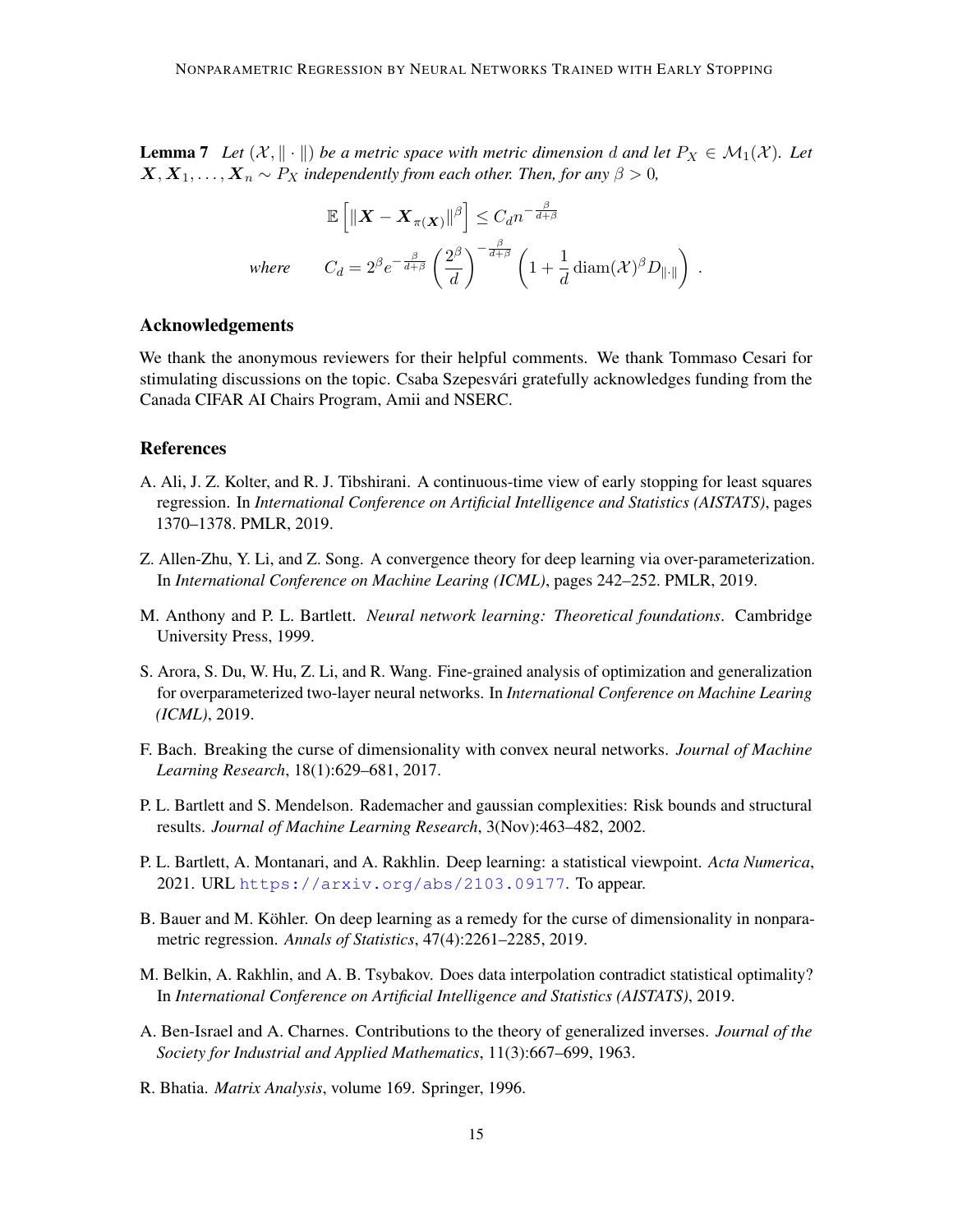**Lemma 7** *Let $(\mathcal{X}, \|\cdot\|)$ be a metric space with metric dimension $d$ and let $P_X \in \mathcal{M}_1(\mathcal{X})$. Let $\boldsymbol{X}, \boldsymbol{X}_1, \dots, \boldsymbol{X}_n \sim P_X$ independently from each other. Then, for any $\beta > 0$,*

$$\mathbb{E}\left[\|\boldsymbol{X} - \boldsymbol{X}_{\pi(\boldsymbol{X})}\|^\beta\right] \leq C_d n^{-\frac{\beta}{d+\beta}}$$

$$\text{where} \qquad C_d = 2^\beta e^{-\frac{\beta}{d+\beta}} \left(\frac{2^\beta}{d}\right)^{-\frac{\beta}{d+\beta}} \left(1 + \frac{1}{d} \operatorname{diam}(\mathcal{X})^\beta D_{\|\cdot\|}\right) .$$

## Acknowledgements

We thank the anonymous reviewers for their helpful comments. We thank Tommaso Cesari for stimulating discussions on the topic. Csaba Szepesvári gratefully acknowledges funding from the Canada CIFAR AI Chairs Program, Amii and NSERC.

## References

A. Ali, J. Z. Kolter, and R. J. Tibshirani. A continuous-time view of early stopping for least squares regression. In *International Conference on Artificial Intelligence and Statistics (AISTATS)*, pages 1370–1378. PMLR, 2019.

Z. Allen-Zhu, Y. Li, and Z. Song. A convergence theory for deep learning via over-parameterization. In *International Conference on Machine Learing (ICML)*, pages 242–252. PMLR, 2019.

M. Anthony and P. L. Bartlett. *Neural network learning: Theoretical foundations*. Cambridge University Press, 1999.

S. Arora, S. Du, W. Hu, Z. Li, and R. Wang. Fine-grained analysis of optimization and generalization for overparameterized two-layer neural networks. In *International Conference on Machine Learing (ICML)*, 2019.

F. Bach. Breaking the curse of dimensionality with convex neural networks. *Journal of Machine Learning Research*, 18(1):629–681, 2017.

P. L. Bartlett and S. Mendelson. Rademacher and gaussian complexities: Risk bounds and structural results. *Journal of Machine Learning Research*, 3(Nov):463–482, 2002.

P. L. Bartlett, A. Montanari, and A. Rakhlin. Deep learning: a statistical viewpoint. *Acta Numerica*, 2021. URL https://arxiv.org/abs/2103.09177. To appear.

B. Bauer and M. Köhler. On deep learning as a remedy for the curse of dimensionality in nonparametric regression. *Annals of Statistics*, 47(4):2261–2285, 2019.

M. Belkin, A. Rakhlin, and A. B. Tsybakov. Does data interpolation contradict statistical optimality? In *International Conference on Artificial Intelligence and Statistics (AISTATS)*, 2019.

A. Ben-Israel and A. Charnes. Contributions to the theory of generalized inverses. *Journal of the Society for Industrial and Applied Mathematics*, 11(3):667–699, 1963.

R. Bhatia. *Matrix Analysis*, volume 169. Springer, 1996.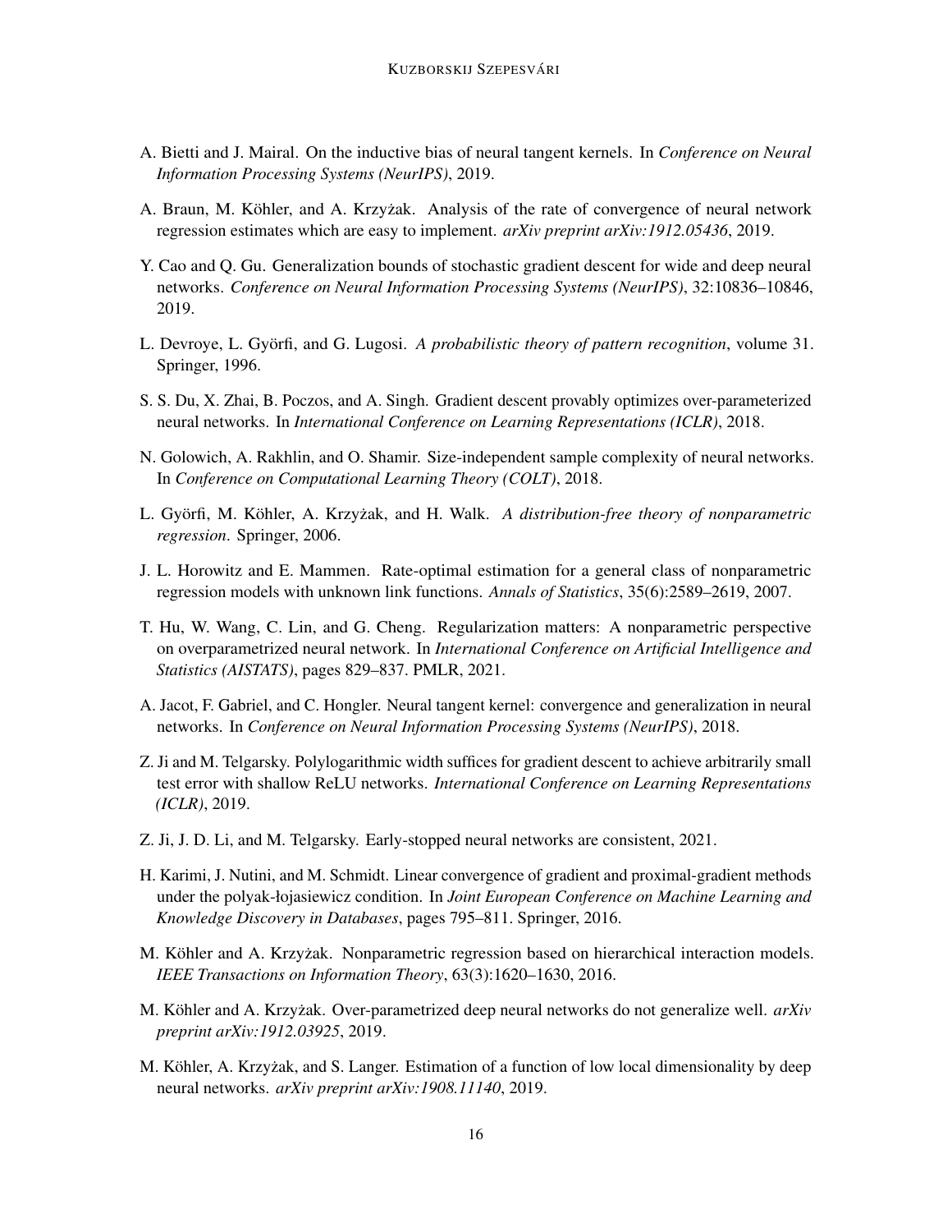A. Bietti and J. Mairal. On the inductive bias of neural tangent kernels. In *Conference on Neural Information Processing Systems (NeurIPS)*, 2019.

A. Braun, M. Köhler, and A. Krzyżak. Analysis of the rate of convergence of neural network regression estimates which are easy to implement. *arXiv preprint arXiv:1912.05436*, 2019.

Y. Cao and Q. Gu. Generalization bounds of stochastic gradient descent for wide and deep neural networks. *Conference on Neural Information Processing Systems (NeurIPS)*, 32:10836–10846, 2019.

L. Devroye, L. Györfi, and G. Lugosi. *A probabilistic theory of pattern recognition*, volume 31. Springer, 1996.

S. S. Du, X. Zhai, B. Poczos, and A. Singh. Gradient descent provably optimizes over-parameterized neural networks. In *International Conference on Learning Representations (ICLR)*, 2018.

N. Golowich, A. Rakhlin, and O. Shamir. Size-independent sample complexity of neural networks. In *Conference on Computational Learning Theory (COLT)*, 2018.

L. Györfi, M. Köhler, A. Krzyżak, and H. Walk. *A distribution-free theory of nonparametric regression*. Springer, 2006.

J. L. Horowitz and E. Mammen. Rate-optimal estimation for a general class of nonparametric regression models with unknown link functions. *Annals of Statistics*, 35(6):2589–2619, 2007.

T. Hu, W. Wang, C. Lin, and G. Cheng. Regularization matters: A nonparametric perspective on overparametrized neural network. In *International Conference on Artificial Intelligence and Statistics (AISTATS)*, pages 829–837. PMLR, 2021.

A. Jacot, F. Gabriel, and C. Hongler. Neural tangent kernel: convergence and generalization in neural networks. In *Conference on Neural Information Processing Systems (NeurIPS)*, 2018.

Z. Ji and M. Telgarsky. Polylogarithmic width suffices for gradient descent to achieve arbitrarily small test error with shallow ReLU networks. *International Conference on Learning Representations (ICLR)*, 2019.

Z. Ji, J. D. Li, and M. Telgarsky. Early-stopped neural networks are consistent, 2021.

H. Karimi, J. Nutini, and M. Schmidt. Linear convergence of gradient and proximal-gradient methods under the polyak-łojasiewicz condition. In *Joint European Conference on Machine Learning and Knowledge Discovery in Databases*, pages 795–811. Springer, 2016.

M. Köhler and A. Krzyżak. Nonparametric regression based on hierarchical interaction models. *IEEE Transactions on Information Theory*, 63(3):1620–1630, 2016.

M. Köhler and A. Krzyżak. Over-parametrized deep neural networks do not generalize well. *arXiv preprint arXiv:1912.03925*, 2019.

M. Köhler, A. Krzyżak, and S. Langer. Estimation of a function of low local dimensionality by deep neural networks. *arXiv preprint arXiv:1908.11140*, 2019.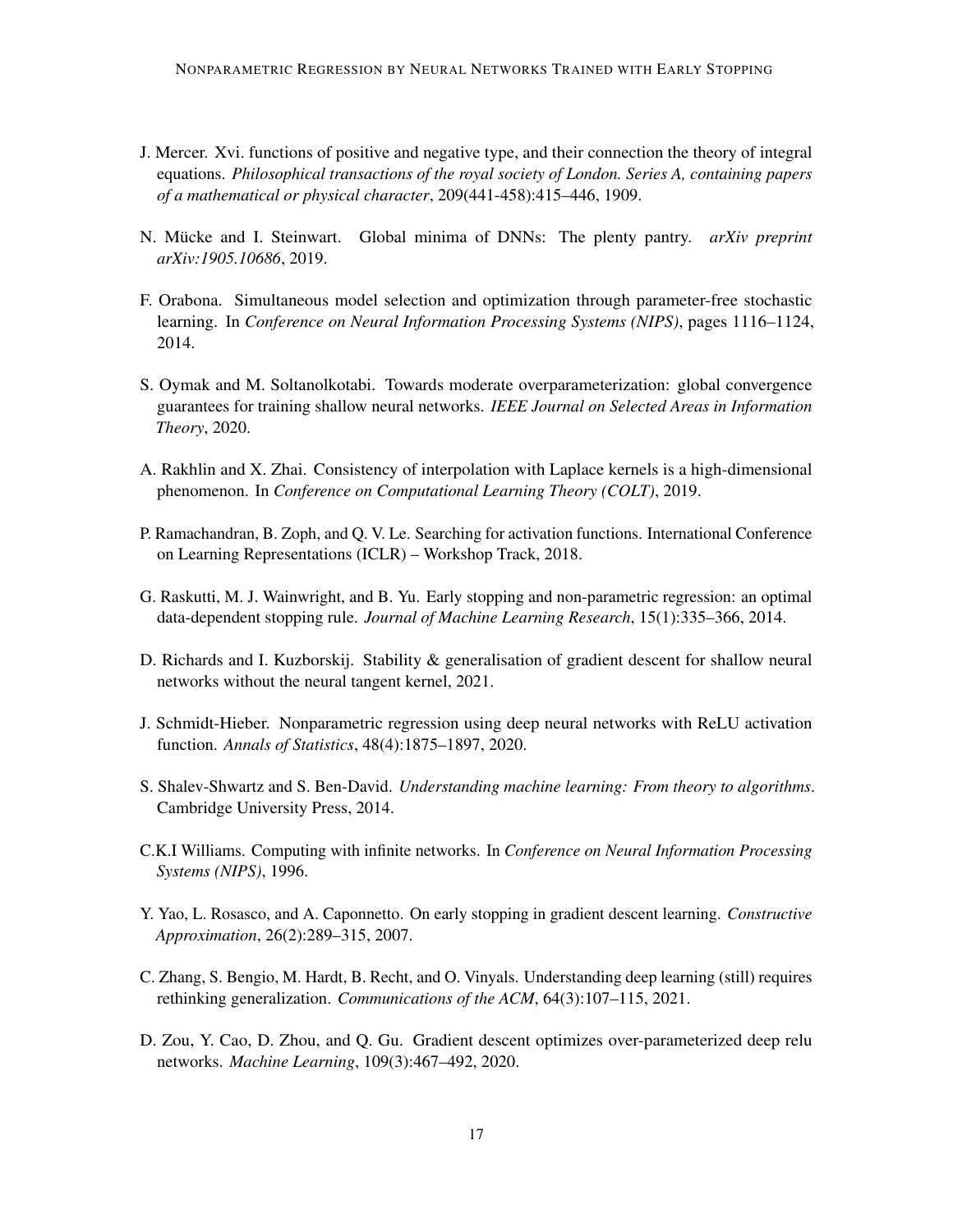J. Mercer. Xvi. functions of positive and negative type, and their connection the theory of integral equations. *Philosophical transactions of the royal society of London. Series A, containing papers of a mathematical or physical character*, 209(441-458):415–446, 1909.

N. Mücke and I. Steinwart. Global minima of DNNs: The plenty pantry. *arXiv preprint arXiv:1905.10686*, 2019.

F. Orabona. Simultaneous model selection and optimization through parameter-free stochastic learning. In *Conference on Neural Information Processing Systems (NIPS)*, pages 1116–1124, 2014.

S. Oymak and M. Soltanolkotabi. Towards moderate overparameterization: global convergence guarantees for training shallow neural networks. *IEEE Journal on Selected Areas in Information Theory*, 2020.

A. Rakhlin and X. Zhai. Consistency of interpolation with Laplace kernels is a high-dimensional phenomenon. In *Conference on Computational Learning Theory (COLT)*, 2019.

P. Ramachandran, B. Zoph, and Q. V. Le. Searching for activation functions. International Conference on Learning Representations (ICLR) – Workshop Track, 2018.

G. Raskutti, M. J. Wainwright, and B. Yu. Early stopping and non-parametric regression: an optimal data-dependent stopping rule. *Journal of Machine Learning Research*, 15(1):335–366, 2014.

D. Richards and I. Kuzborskij. Stability & generalisation of gradient descent for shallow neural networks without the neural tangent kernel, 2021.

J. Schmidt-Hieber. Nonparametric regression using deep neural networks with ReLU activation function. *Annals of Statistics*, 48(4):1875–1897, 2020.

S. Shalev-Shwartz and S. Ben-David. *Understanding machine learning: From theory to algorithms*. Cambridge University Press, 2014.

C.K.I Williams. Computing with infinite networks. In *Conference on Neural Information Processing Systems (NIPS)*, 1996.

Y. Yao, L. Rosasco, and A. Caponnetto. On early stopping in gradient descent learning. *Constructive Approximation*, 26(2):289–315, 2007.

C. Zhang, S. Bengio, M. Hardt, B. Recht, and O. Vinyals. Understanding deep learning (still) requires rethinking generalization. *Communications of the ACM*, 64(3):107–115, 2021.

D. Zou, Y. Cao, D. Zhou, and Q. Gu. Gradient descent optimizes over-parameterized deep relu networks. *Machine Learning*, 109(3):467–492, 2020.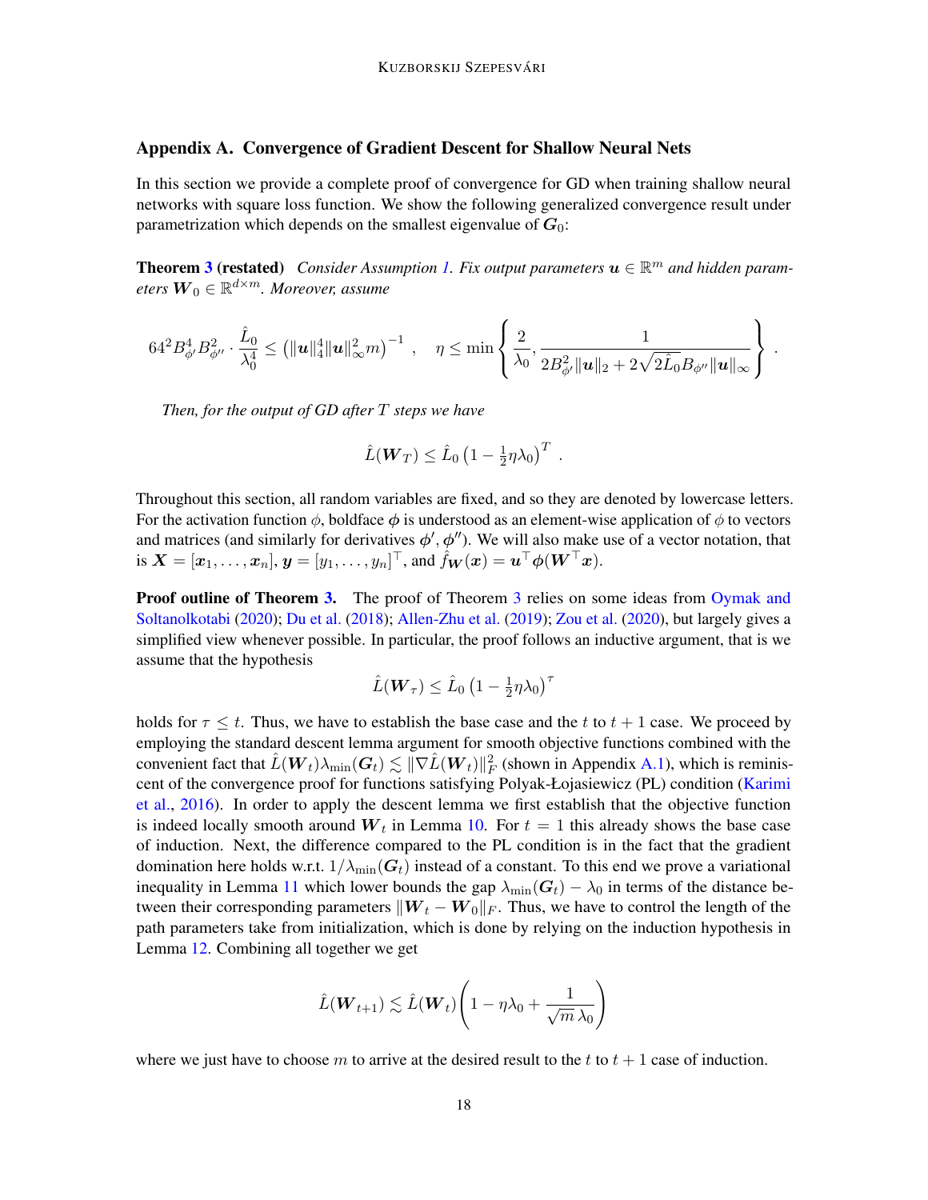## Appendix A. Convergence of Gradient Descent for Shallow Neural Nets

In this section we provide a complete proof of convergence for GD when training shallow neural networks with square loss function. We show the following generalized convergence result under parametrization which depends on the smallest eigenvalue of $\boldsymbol{G}_0$:

**Theorem 3 (restated)** *Consider Assumption 1. Fix output parameters $\boldsymbol{u} \in \mathbb{R}^m$ and hidden parameters $\boldsymbol{W}_0 \in \mathbb{R}^{d \times m}$. Moreover, assume*

$$
64^2 B_{\phi'}^4 B_{\phi''}^2 \cdot \frac{\hat{L}_0}{\lambda_0^4} \leq \left(\|\boldsymbol{u}\|_4^4 \|\boldsymbol{u}\|_\infty^2 m\right)^{-1}, \quad \eta \leq \min\left\{ \frac{2}{\lambda_0}, \frac{1}{2B_{\phi'}^2 \|\boldsymbol{u}\|_2 + 2\sqrt{2\hat{L}_0} B_{\phi''} \|\boldsymbol{u}\|_\infty} \right\}.
$$

*Then, for the output of GD after $T$ steps we have*

$$
\hat{L}(\boldsymbol{W}_T) \leq \hat{L}_0 \left(1 - \tfrac{1}{2}\eta\lambda_0\right)^T .
$$

Throughout this section, all random variables are fixed, and so they are denoted by lowercase letters. For the activation function $\phi$, boldface $\boldsymbol{\phi}$ is understood as an element-wise application of $\phi$ to vectors and matrices (and similarly for derivatives $\boldsymbol{\phi}', \boldsymbol{\phi}''$). We will also make use of a vector notation, that is $\boldsymbol{X} = [\boldsymbol{x}_1, \dots, \boldsymbol{x}_n]$, $\boldsymbol{y} = [y_1, \dots, y_n]^\top$, and $\hat{f}_{\boldsymbol{W}}(\boldsymbol{x}) = \boldsymbol{u}^\top \boldsymbol{\phi}(\boldsymbol{W}^\top \boldsymbol{x})$.

**Proof outline of Theorem 3.** The proof of Theorem 3 relies on some ideas from Oymak and Soltanolkotabi (2020); Du et al. (2018); Allen-Zhu et al. (2019); Zou et al. (2020), but largely gives a simplified view whenever possible. In particular, the proof follows an inductive argument, that is we assume that the hypothesis

$$
\hat{L}(\boldsymbol{W}_\tau) \leq \hat{L}_0 \left(1 - \tfrac{1}{2}\eta\lambda_0\right)^\tau
$$

holds for $\tau \leq t$. Thus, we have to establish the base case and the $t$ to $t+1$ case. We proceed by employing the standard descent lemma argument for smooth objective functions combined with the convenient fact that $\hat{L}(\boldsymbol{W}_t)\lambda_{\min}(\boldsymbol{G}_t) \lesssim \|\nabla \hat{L}(\boldsymbol{W}_t)\|_F^2$ (shown in Appendix A.1), which is reminiscent of the convergence proof for functions satisfying Polyak-Łojasiewicz (PL) condition (Karimi et al., 2016). In order to apply the descent lemma we first establish that the objective function is indeed locally smooth around $\boldsymbol{W}_t$ in Lemma 10. For $t = 1$ this already shows the base case of induction. Next, the difference compared to the PL condition is in the fact that the gradient domination here holds w.r.t. $1/\lambda_{\min}(\boldsymbol{G}_t)$ instead of a constant. To this end we prove a variational inequality in Lemma 11 which lower bounds the gap $\lambda_{\min}(\boldsymbol{G}_t) - \lambda_0$ in terms of the distance between their corresponding parameters $\|\boldsymbol{W}_t - \boldsymbol{W}_0\|_F$. Thus, we have to control the length of the path parameters take from initialization, which is done by relying on the induction hypothesis in Lemma 12. Combining all together we get

$$
\hat{L}(\boldsymbol{W}_{t+1}) \lesssim \hat{L}(\boldsymbol{W}_t)\left(1 - \eta\lambda_0 + \frac{1}{\sqrt{m}\,\lambda_0}\right)
$$

where we just have to choose $m$ to arrive at the desired result to the $t$ to $t+1$ case of induction.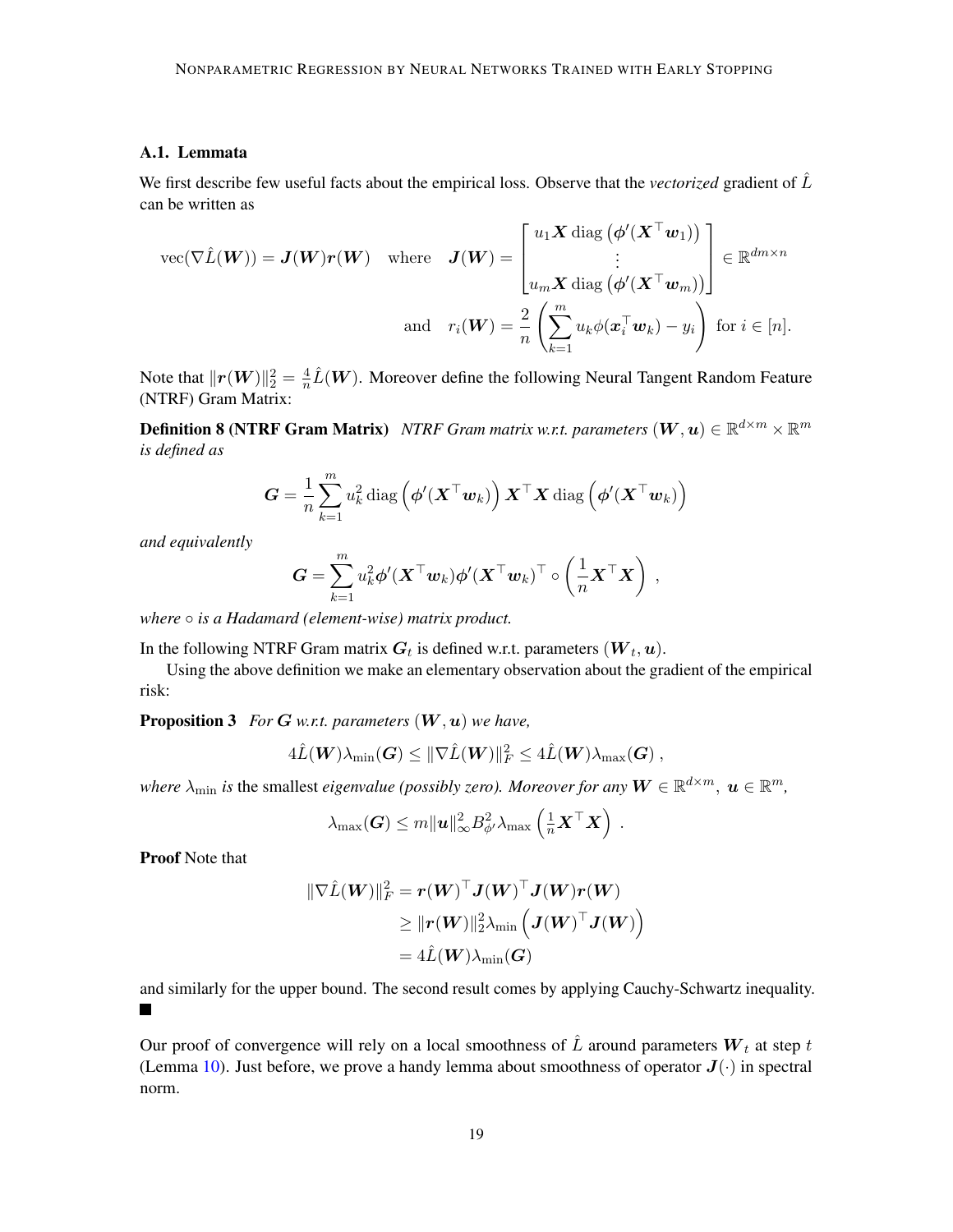### A.1. Lemmata

We first describe few useful facts about the empirical loss. Observe that the *vectorized* gradient of $\hat{L}$ can be written as

$$
\mathrm{vec}(\nabla \hat{L}(\boldsymbol{W})) = \boldsymbol{J}(\boldsymbol{W})\boldsymbol{r}(\boldsymbol{W}) \quad \text{where} \quad \boldsymbol{J}(\boldsymbol{W}) = \begin{bmatrix} u_1 \boldsymbol{X} \operatorname{diag}\left(\boldsymbol{\phi}'(\boldsymbol{X}^\top \boldsymbol{w}_1)\right) \\ \vdots \\ u_m \boldsymbol{X} \operatorname{diag}\left(\boldsymbol{\phi}'(\boldsymbol{X}^\top \boldsymbol{w}_m)\right) \end{bmatrix} \in \mathbb{R}^{dm \times n}
$$

$$
\text{and} \quad r_i(\boldsymbol{W}) = \frac{2}{n}\left(\sum_{k=1}^m u_k \phi(\boldsymbol{x}_i^\top \boldsymbol{w}_k) - y_i\right) \text{ for } i \in [n].
$$

Note that $\|\boldsymbol{r}(\boldsymbol{W})\|_2^2 = \frac{4}{n}\hat{L}(\boldsymbol{W})$. Moreover define the following Neural Tangent Random Feature (NTRF) Gram Matrix:

**Definition 8 (NTRF Gram Matrix)** *NTRF Gram matrix w.r.t. parameters $(\boldsymbol{W}, \boldsymbol{u}) \in \mathbb{R}^{d\times m} \times \mathbb{R}^m$ is defined as*

$$
\boldsymbol{G} = \frac{1}{n}\sum_{k=1}^m u_k^2 \operatorname{diag}\left(\boldsymbol{\phi}'(\boldsymbol{X}^\top \boldsymbol{w}_k)\right) \boldsymbol{X}^\top \boldsymbol{X} \operatorname{diag}\left(\boldsymbol{\phi}'(\boldsymbol{X}^\top \boldsymbol{w}_k)\right)
$$

*and equivalently*

$$
\boldsymbol{G} = \sum_{k=1}^m u_k^2 \boldsymbol{\phi}'(\boldsymbol{X}^\top \boldsymbol{w}_k)\boldsymbol{\phi}'(\boldsymbol{X}^\top \boldsymbol{w}_k)^\top \circ \left(\frac{1}{n}\boldsymbol{X}^\top \boldsymbol{X}\right) ,
$$

*where $\circ$ is a Hadamard (element-wise) matrix product.*

In the following NTRF Gram matrix $\boldsymbol{G}_t$ is defined w.r.t. parameters $(\boldsymbol{W}_t, \boldsymbol{u})$.

Using the above definition we make an elementary observation about the gradient of the empirical risk:

**Proposition 3** *For $\boldsymbol{G}$ w.r.t. parameters $(\boldsymbol{W}, \boldsymbol{u})$ we have,*

$$
4\hat{L}(\boldsymbol{W})\lambda_{\min}(\boldsymbol{G}) \le \|\nabla \hat{L}(\boldsymbol{W})\|_F^2 \le 4\hat{L}(\boldsymbol{W})\lambda_{\max}(\boldsymbol{G}) ,
$$

*where $\lambda_{\min}$ is* the smallest *eigenvalue (possibly zero). Moreover for any $\boldsymbol{W} \in \mathbb{R}^{d\times m}$, $\boldsymbol{u} \in \mathbb{R}^m$,*

$$
\lambda_{\max}(\boldsymbol{G}) \le m\|\boldsymbol{u}\|_\infty^2 B_{\phi'}^2 \lambda_{\max}\left(\tfrac{1}{n}\boldsymbol{X}^\top \boldsymbol{X}\right) .
$$

**Proof** Note that

$$
\begin{aligned}
\|\nabla \hat{L}(\boldsymbol{W})\|_F^2 &= \boldsymbol{r}(\boldsymbol{W})^\top \boldsymbol{J}(\boldsymbol{W})^\top \boldsymbol{J}(\boldsymbol{W})\boldsymbol{r}(\boldsymbol{W}) \\
&\ge \|\boldsymbol{r}(\boldsymbol{W})\|_2^2 \lambda_{\min}\left(\boldsymbol{J}(\boldsymbol{W})^\top \boldsymbol{J}(\boldsymbol{W})\right) \\
&= 4\hat{L}(\boldsymbol{W})\lambda_{\min}(\boldsymbol{G})
\end{aligned}
$$

and similarly for the upper bound. The second result comes by applying Cauchy-Schwartz inequality. ■

Our proof of convergence will rely on a local smoothness of $\hat{L}$ around parameters $\boldsymbol{W}_t$ at step $t$ (Lemma 10). Just before, we prove a handy lemma about smoothness of operator $\boldsymbol{J}(\cdot)$ in spectral norm.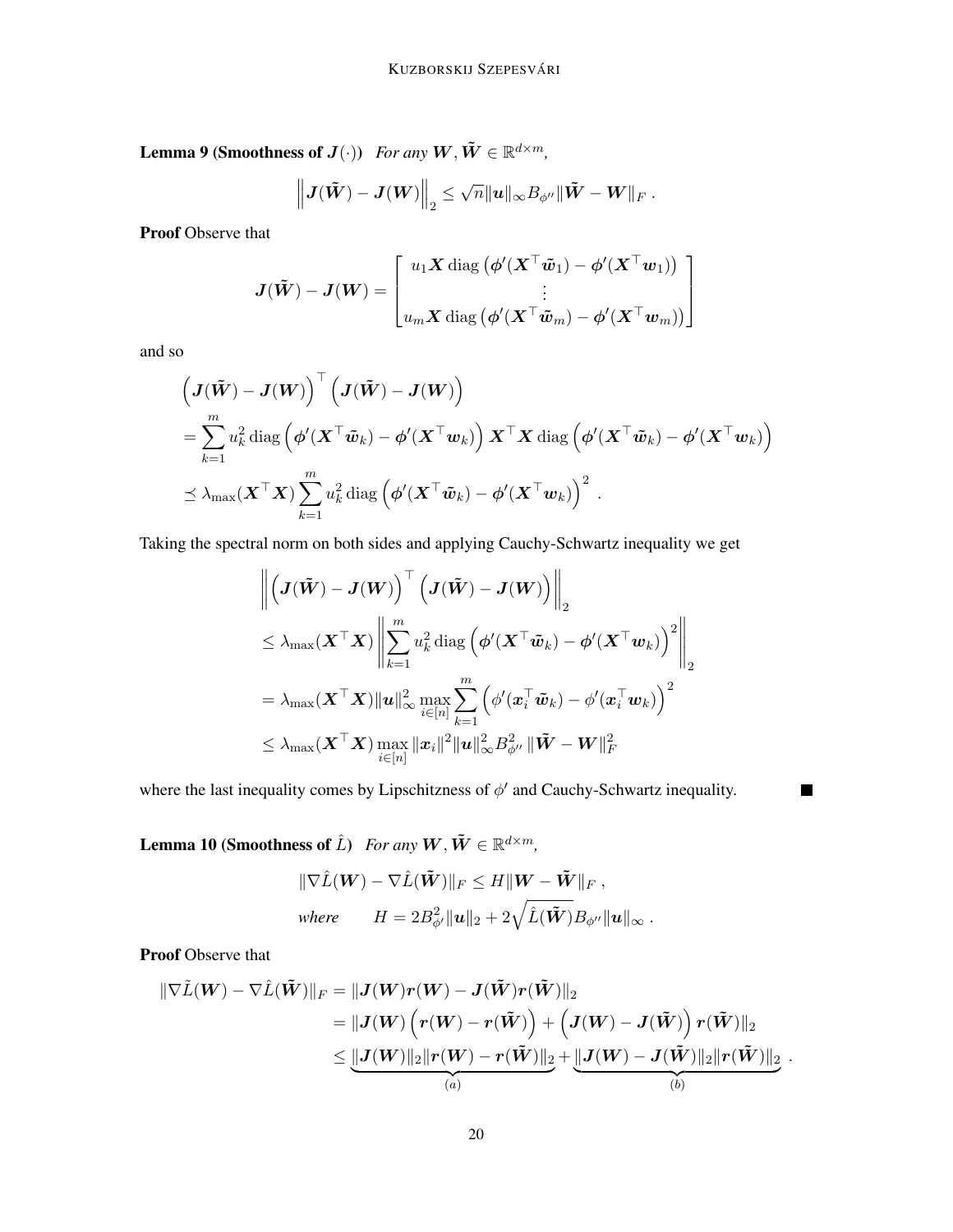**Lemma 9 (Smoothness of $\boldsymbol{J}(\cdot)$)** *For any $\boldsymbol{W}, \tilde{\boldsymbol{W}} \in \mathbb{R}^{d \times m}$,*

$$
\left\| \boldsymbol{J}(\tilde{\boldsymbol{W}}) - \boldsymbol{J}(\boldsymbol{W}) \right\|_2 \leq \sqrt{n} \|\boldsymbol{u}\|_\infty B_{\phi''} \|\tilde{\boldsymbol{W}} - \boldsymbol{W}\|_F \,.
$$

**Proof** Observe that

$$
\boldsymbol{J}(\tilde{\boldsymbol{W}}) - \boldsymbol{J}(\boldsymbol{W}) = \begin{bmatrix} u_1 \boldsymbol{X} \operatorname{diag}\left(\boldsymbol{\phi}'(\boldsymbol{X}^\top \tilde{\boldsymbol{w}}_1) - \boldsymbol{\phi}'(\boldsymbol{X}^\top \boldsymbol{w}_1)\right) \\ \vdots \\ u_m \boldsymbol{X} \operatorname{diag}\left(\boldsymbol{\phi}'(\boldsymbol{X}^\top \tilde{\boldsymbol{w}}_m) - \boldsymbol{\phi}'(\boldsymbol{X}^\top \boldsymbol{w}_m)\right) \end{bmatrix}
$$

and so

$$
\begin{aligned}
&\left(\boldsymbol{J}(\tilde{\boldsymbol{W}}) - \boldsymbol{J}(\boldsymbol{W})\right)^\top \left(\boldsymbol{J}(\tilde{\boldsymbol{W}}) - \boldsymbol{J}(\boldsymbol{W})\right) \\
&= \sum_{k=1}^m u_k^2 \operatorname{diag}\left(\boldsymbol{\phi}'(\boldsymbol{X}^\top \tilde{\boldsymbol{w}}_k) - \boldsymbol{\phi}'(\boldsymbol{X}^\top \boldsymbol{w}_k)\right) \boldsymbol{X}^\top \boldsymbol{X} \operatorname{diag}\left(\boldsymbol{\phi}'(\boldsymbol{X}^\top \tilde{\boldsymbol{w}}_k) - \boldsymbol{\phi}'(\boldsymbol{X}^\top \boldsymbol{w}_k)\right) \\
&\preceq \lambda_{\max}(\boldsymbol{X}^\top \boldsymbol{X}) \sum_{k=1}^m u_k^2 \operatorname{diag}\left(\boldsymbol{\phi}'(\boldsymbol{X}^\top \tilde{\boldsymbol{w}}_k) - \boldsymbol{\phi}'(\boldsymbol{X}^\top \boldsymbol{w}_k)\right)^2 \,.
\end{aligned}
$$

Taking the spectral norm on both sides and applying Cauchy-Schwartz inequality we get

$$
\begin{aligned}
&\left\| \left(\boldsymbol{J}(\tilde{\boldsymbol{W}}) - \boldsymbol{J}(\boldsymbol{W})\right)^\top \left(\boldsymbol{J}(\tilde{\boldsymbol{W}}) - \boldsymbol{J}(\boldsymbol{W})\right) \right\|_2 \\
&\leq \lambda_{\max}(\boldsymbol{X}^\top \boldsymbol{X}) \left\| \sum_{k=1}^m u_k^2 \operatorname{diag}\left(\boldsymbol{\phi}'(\boldsymbol{X}^\top \tilde{\boldsymbol{w}}_k) - \boldsymbol{\phi}'(\boldsymbol{X}^\top \boldsymbol{w}_k)\right)^2 \right\|_2 \\
&= \lambda_{\max}(\boldsymbol{X}^\top \boldsymbol{X}) \|\boldsymbol{u}\|_\infty^2 \max_{i \in [n]} \sum_{k=1}^m \left(\phi'(\boldsymbol{x}_i^\top \tilde{\boldsymbol{w}}_k) - \phi'(\boldsymbol{x}_i^\top \boldsymbol{w}_k)\right)^2 \\
&\leq \lambda_{\max}(\boldsymbol{X}^\top \boldsymbol{X}) \max_{i \in [n]} \|\boldsymbol{x}_i\|^2 \|\boldsymbol{u}\|_\infty^2 B_{\phi''}^2 \|\tilde{\boldsymbol{W}} - \boldsymbol{W}\|_F^2
\end{aligned}
$$

where the last inequality comes by Lipschitzness of $\phi'$ and Cauchy-Schwartz inequality. ■

**Lemma 10 (Smoothness of $\hat{L}$)** *For any $\boldsymbol{W}, \tilde{\boldsymbol{W}} \in \mathbb{R}^{d \times m}$,*

$$
\begin{aligned}
&\|\nabla \hat{L}(\boldsymbol{W}) - \nabla \hat{L}(\tilde{\boldsymbol{W}})\|_F \leq H \|\boldsymbol{W} - \tilde{\boldsymbol{W}}\|_F \,, \\
&\textit{where} \qquad H = 2B_{\phi'}^2 \|\boldsymbol{u}\|_2 + 2\sqrt{\hat{L}(\tilde{\boldsymbol{W}})} B_{\phi''} \|\boldsymbol{u}\|_\infty \,.
\end{aligned}
$$

**Proof** Observe that

$$
\begin{aligned}
\|\nabla \tilde{L}(\boldsymbol{W}) - \nabla \hat{L}(\tilde{\boldsymbol{W}})\|_F &= \|\boldsymbol{J}(\boldsymbol{W}) \boldsymbol{r}(\boldsymbol{W}) - \boldsymbol{J}(\tilde{\boldsymbol{W}}) \boldsymbol{r}(\tilde{\boldsymbol{W}})\|_2 \\
&= \|\boldsymbol{J}(\boldsymbol{W}) \left(\boldsymbol{r}(\boldsymbol{W}) - \boldsymbol{r}(\tilde{\boldsymbol{W}})\right) + \left(\boldsymbol{J}(\boldsymbol{W}) - \boldsymbol{J}(\tilde{\boldsymbol{W}})\right) \boldsymbol{r}(\tilde{\boldsymbol{W}})\|_2 \\
&\leq \underbrace{\|\boldsymbol{J}(\boldsymbol{W})\|_2 \|\boldsymbol{r}(\boldsymbol{W}) - \boldsymbol{r}(\tilde{\boldsymbol{W}})\|_2}_{(a)} + \underbrace{\|\boldsymbol{J}(\boldsymbol{W}) - \boldsymbol{J}(\tilde{\boldsymbol{W}})\|_2 \|\boldsymbol{r}(\tilde{\boldsymbol{W}})\|_2}_{(b)} \,.
\end{aligned}
$$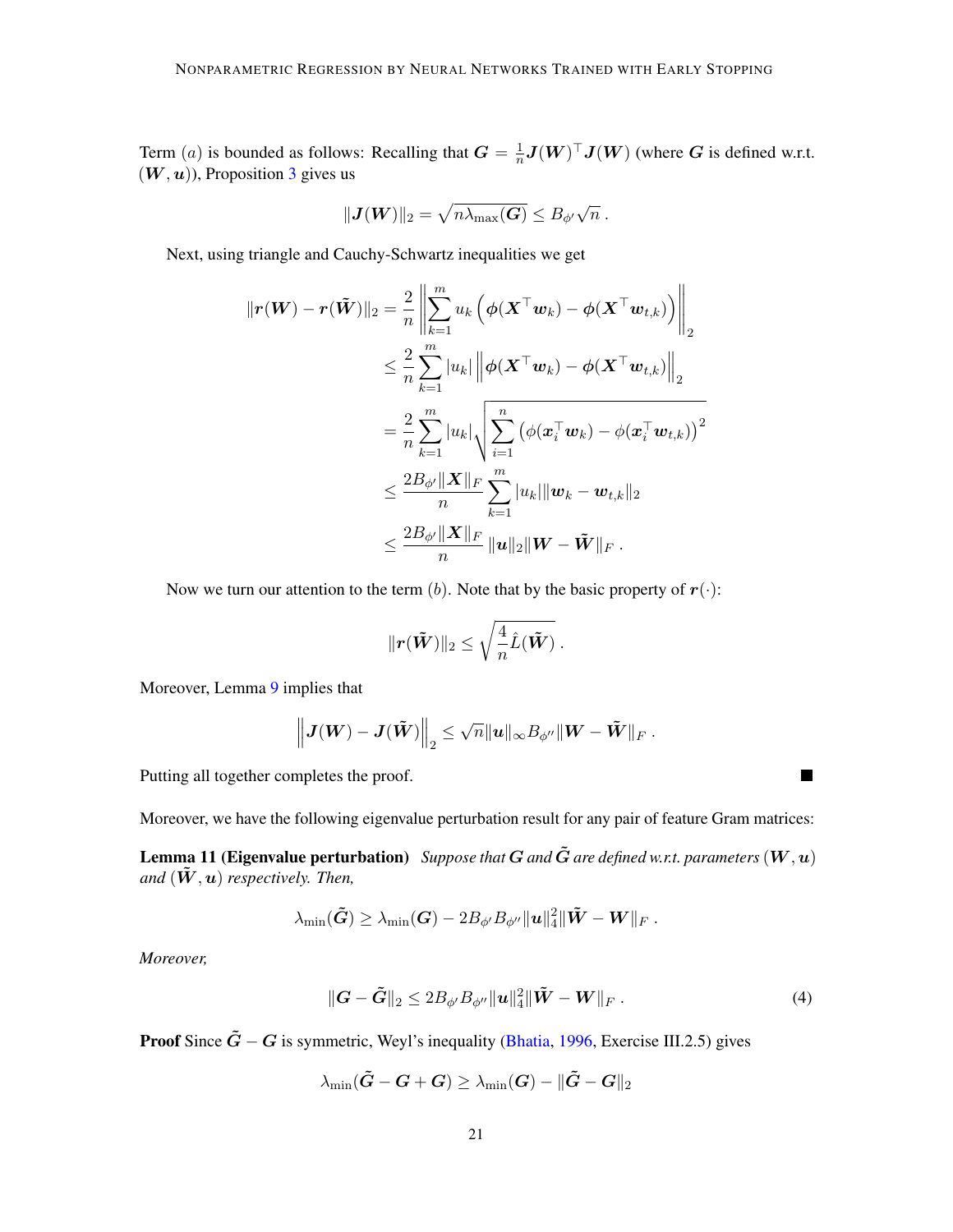Term $(a)$ is bounded as follows: Recalling that $\boldsymbol{G} = \frac{1}{n}\boldsymbol{J}(\boldsymbol{W})^\top \boldsymbol{J}(\boldsymbol{W})$ (where $\boldsymbol{G}$ is defined w.r.t. $(\boldsymbol{W}, \boldsymbol{u})$), Proposition 3 gives us

$$
\|\boldsymbol{J}(\boldsymbol{W})\|_2 = \sqrt{n\lambda_{\max}(\boldsymbol{G})} \leq B_{\phi'}\sqrt{n} \, .
$$

Next, using triangle and Cauchy-Schwartz inequalities we get

$$
\begin{aligned}
\|\boldsymbol{r}(\boldsymbol{W}) - \boldsymbol{r}(\tilde{\boldsymbol{W}})\|_2 &= \frac{2}{n}\left\|\sum_{k=1}^m u_k \left(\boldsymbol{\phi}(\boldsymbol{X}^\top \boldsymbol{w}_k) - \boldsymbol{\phi}(\boldsymbol{X}^\top \boldsymbol{w}_{t,k})\right)\right\|_2 \\
&\leq \frac{2}{n}\sum_{k=1}^m |u_k| \left\|\boldsymbol{\phi}(\boldsymbol{X}^\top \boldsymbol{w}_k) - \boldsymbol{\phi}(\boldsymbol{X}^\top \boldsymbol{w}_{t,k})\right\|_2 \\
&= \frac{2}{n}\sum_{k=1}^m |u_k| \sqrt{\sum_{i=1}^n \left(\phi(\boldsymbol{x}_i^\top \boldsymbol{w}_k) - \phi(\boldsymbol{x}_i^\top \boldsymbol{w}_{t,k})\right)^2} \\
&\leq \frac{2B_{\phi'}\|\boldsymbol{X}\|_F}{n}\sum_{k=1}^m |u_k| \|\boldsymbol{w}_k - \boldsymbol{w}_{t,k}\|_2 \\
&\leq \frac{2B_{\phi'}\|\boldsymbol{X}\|_F}{n}\|\boldsymbol{u}\|_2 \|\boldsymbol{W} - \tilde{\boldsymbol{W}}\|_F \, .
\end{aligned}
$$

Now we turn our attention to the term $(b)$. Note that by the basic property of $\boldsymbol{r}(\cdot)$:

$$
\|\boldsymbol{r}(\tilde{\boldsymbol{W}})\|_2 \leq \sqrt{\frac{4}{n}\hat{L}(\tilde{\boldsymbol{W}})} \, .
$$

Moreover, Lemma 9 implies that

$$
\left\|\boldsymbol{J}(\boldsymbol{W}) - \boldsymbol{J}(\tilde{\boldsymbol{W}})\right\|_2 \leq \sqrt{n}\|\boldsymbol{u}\|_\infty B_{\phi''}\|\boldsymbol{W} - \tilde{\boldsymbol{W}}\|_F \, .
$$

Putting all together completes the proof. ■

Moreover, we have the following eigenvalue perturbation result for any pair of feature Gram matrices:

**Lemma 11 (Eigenvalue perturbation)** *Suppose that $\boldsymbol{G}$ and $\tilde{\boldsymbol{G}}$ are defined w.r.t. parameters $(\boldsymbol{W}, \boldsymbol{u})$ and $(\tilde{\boldsymbol{W}}, \boldsymbol{u})$ respectively. Then,*

$$
\lambda_{\min}(\tilde{\boldsymbol{G}}) \geq \lambda_{\min}(\boldsymbol{G}) - 2B_{\phi'}B_{\phi''}\|\boldsymbol{u}\|_4^2\|\tilde{\boldsymbol{W}} - \boldsymbol{W}\|_F \, .
$$

*Moreover,*

$$
\|\boldsymbol{G} - \tilde{\boldsymbol{G}}\|_2 \leq 2B_{\phi'}B_{\phi''}\|\boldsymbol{u}\|_4^2\|\tilde{\boldsymbol{W}} - \boldsymbol{W}\|_F \, . \tag{4}
$$

**Proof** Since $\tilde{\boldsymbol{G}} - \boldsymbol{G}$ is symmetric, Weyl's inequality (Bhatia, 1996, Exercise III.2.5) gives

$$
\lambda_{\min}(\tilde{\boldsymbol{G}} - \boldsymbol{G} + \boldsymbol{G}) \geq \lambda_{\min}(\boldsymbol{G}) - \|\tilde{\boldsymbol{G}} - \boldsymbol{G}\|_2
$$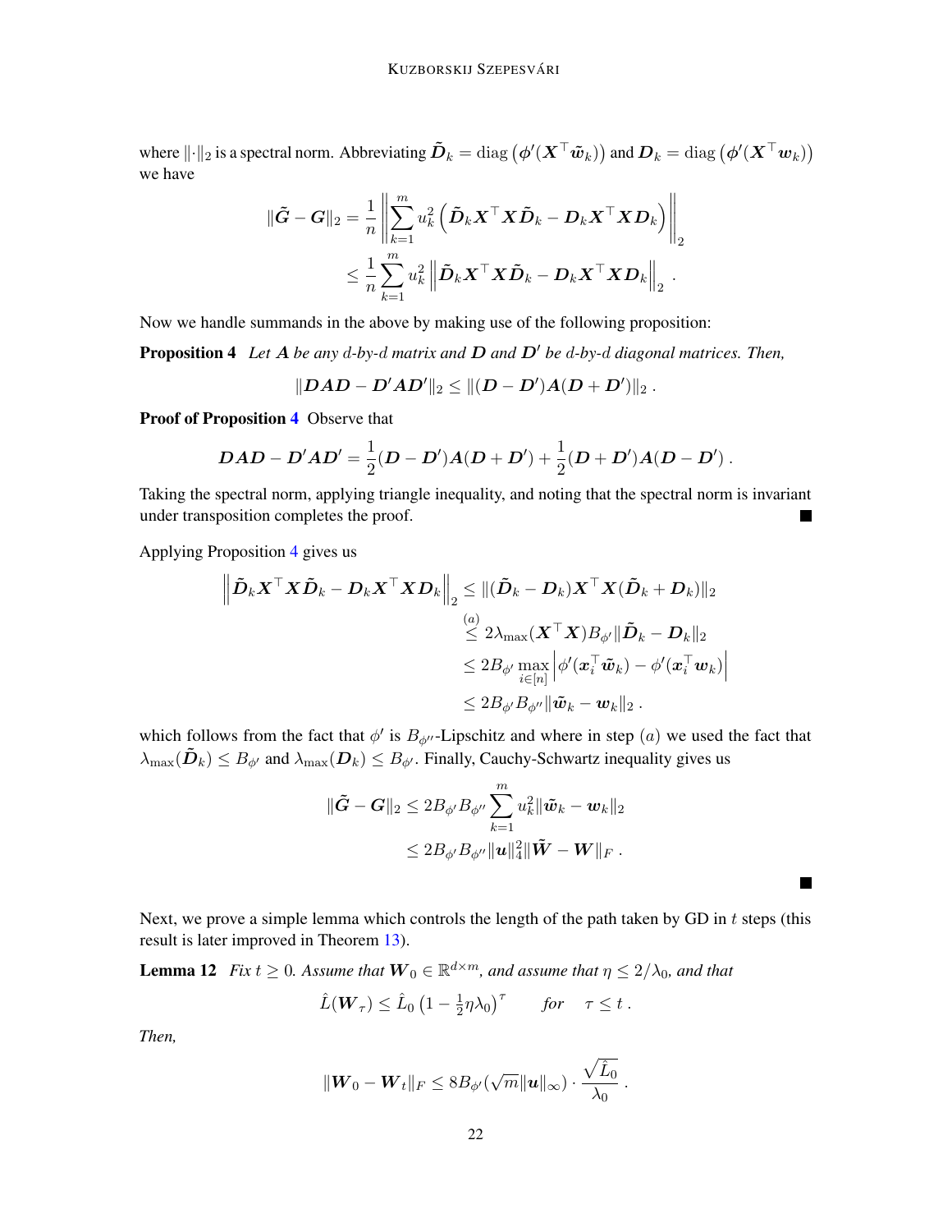where $\|\cdot\|_2$ is a spectral norm. Abbreviating $\tilde{\boldsymbol{D}}_k = \operatorname{diag}\left(\boldsymbol{\phi}'(\boldsymbol{X}^\top \tilde{\boldsymbol{w}}_k)\right)$ and $\boldsymbol{D}_k = \operatorname{diag}\left(\boldsymbol{\phi}'(\boldsymbol{X}^\top \boldsymbol{w}_k)\right)$ we have

$$
\begin{aligned}
\|\tilde{\boldsymbol{G}} - \boldsymbol{G}\|_2 &= \frac{1}{n} \left\| \sum_{k=1}^m u_k^2 \left( \tilde{\boldsymbol{D}}_k \boldsymbol{X}^\top \boldsymbol{X} \tilde{\boldsymbol{D}}_k - \boldsymbol{D}_k \boldsymbol{X}^\top \boldsymbol{X} \boldsymbol{D}_k \right) \right\|_2 \\
&\le \frac{1}{n} \sum_{k=1}^m u_k^2 \left\| \tilde{\boldsymbol{D}}_k \boldsymbol{X}^\top \boldsymbol{X} \tilde{\boldsymbol{D}}_k - \boldsymbol{D}_k \boldsymbol{X}^\top \boldsymbol{X} \boldsymbol{D}_k \right\|_2 .
\end{aligned}
$$

Now we handle summands in the above by making use of the following proposition:

**Proposition 4** *Let $\boldsymbol{A}$ be any $d$-by-$d$ matrix and $\boldsymbol{D}$ and $\boldsymbol{D}'$ be $d$-by-$d$ diagonal matrices. Then,*

$$
\|\boldsymbol{D}\boldsymbol{A}\boldsymbol{D} - \boldsymbol{D}'\boldsymbol{A}\boldsymbol{D}'\|_2 \le \|(\boldsymbol{D} - \boldsymbol{D}')\boldsymbol{A}(\boldsymbol{D} + \boldsymbol{D}')\|_2 .
$$

**Proof of Proposition 4** Observe that

$$
\boldsymbol{D}\boldsymbol{A}\boldsymbol{D} - \boldsymbol{D}'\boldsymbol{A}\boldsymbol{D}' = \frac{1}{2}(\boldsymbol{D} - \boldsymbol{D}')\boldsymbol{A}(\boldsymbol{D} + \boldsymbol{D}') + \frac{1}{2}(\boldsymbol{D} + \boldsymbol{D}')\boldsymbol{A}(\boldsymbol{D} - \boldsymbol{D}') .
$$

Taking the spectral norm, applying triangle inequality, and noting that the spectral norm is invariant under transposition completes the proof. ∎

Applying Proposition 4 gives us

$$
\begin{aligned}
\left\| \tilde{\boldsymbol{D}}_k \boldsymbol{X}^\top \boldsymbol{X} \tilde{\boldsymbol{D}}_k - \boldsymbol{D}_k \boldsymbol{X}^\top \boldsymbol{X} \boldsymbol{D}_k \right\|_2 &\le \|(\tilde{\boldsymbol{D}}_k - \boldsymbol{D}_k)\boldsymbol{X}^\top \boldsymbol{X}(\tilde{\boldsymbol{D}}_k + \boldsymbol{D}_k)\|_2 \\
&\stackrel{(a)}{\le} 2\lambda_{\max}(\boldsymbol{X}^\top \boldsymbol{X}) B_{\phi'} \|\tilde{\boldsymbol{D}}_k - \boldsymbol{D}_k\|_2 \\
&\le 2B_{\phi'} \max_{i \in [n]} \left| \phi'(\boldsymbol{x}_i^\top \tilde{\boldsymbol{w}}_k) - \phi'(\boldsymbol{x}_i^\top \boldsymbol{w}_k) \right| \\
&\le 2B_{\phi'} B_{\phi''} \|\tilde{\boldsymbol{w}}_k - \boldsymbol{w}_k\|_2 .
\end{aligned}
$$

which follows from the fact that $\phi'$ is $B_{\phi''}$-Lipschitz and where in step $(a)$ we used the fact that $\lambda_{\max}(\tilde{\boldsymbol{D}}_k) \le B_{\phi'}$ and $\lambda_{\max}(\boldsymbol{D}_k) \le B_{\phi'}$. Finally, Cauchy-Schwartz inequality gives us

$$
\begin{aligned}
\|\tilde{\boldsymbol{G}} - \boldsymbol{G}\|_2 &\le 2B_{\phi'} B_{\phi''} \sum_{k=1}^m u_k^2 \|\tilde{\boldsymbol{w}}_k - \boldsymbol{w}_k\|_2 \\
&\le 2B_{\phi'} B_{\phi''} \|\boldsymbol{u}\|_4^2 \|\tilde{\boldsymbol{W}} - \boldsymbol{W}\|_F .
\end{aligned}
$$

∎

Next, we prove a simple lemma which controls the length of the path taken by GD in $t$ steps (this result is later improved in Theorem 13).

**Lemma 12** *Fix $t \ge 0$. Assume that $\boldsymbol{W}_0 \in \mathbb{R}^{d \times m}$, and assume that $\eta \le 2/\lambda_0$, and that*

$$
\hat{L}(\boldsymbol{W}_\tau) \le \hat{L}_0 \left(1 - \tfrac{1}{2}\eta\lambda_0\right)^\tau \qquad \text{for} \quad \tau \le t .
$$

*Then,*

$$
\|\boldsymbol{W}_0 - \boldsymbol{W}_t\|_F \le 8B_{\phi'}(\sqrt{m}\|\boldsymbol{u}\|_\infty) \cdot \frac{\sqrt{\hat{L}_0}}{\lambda_0} .
$$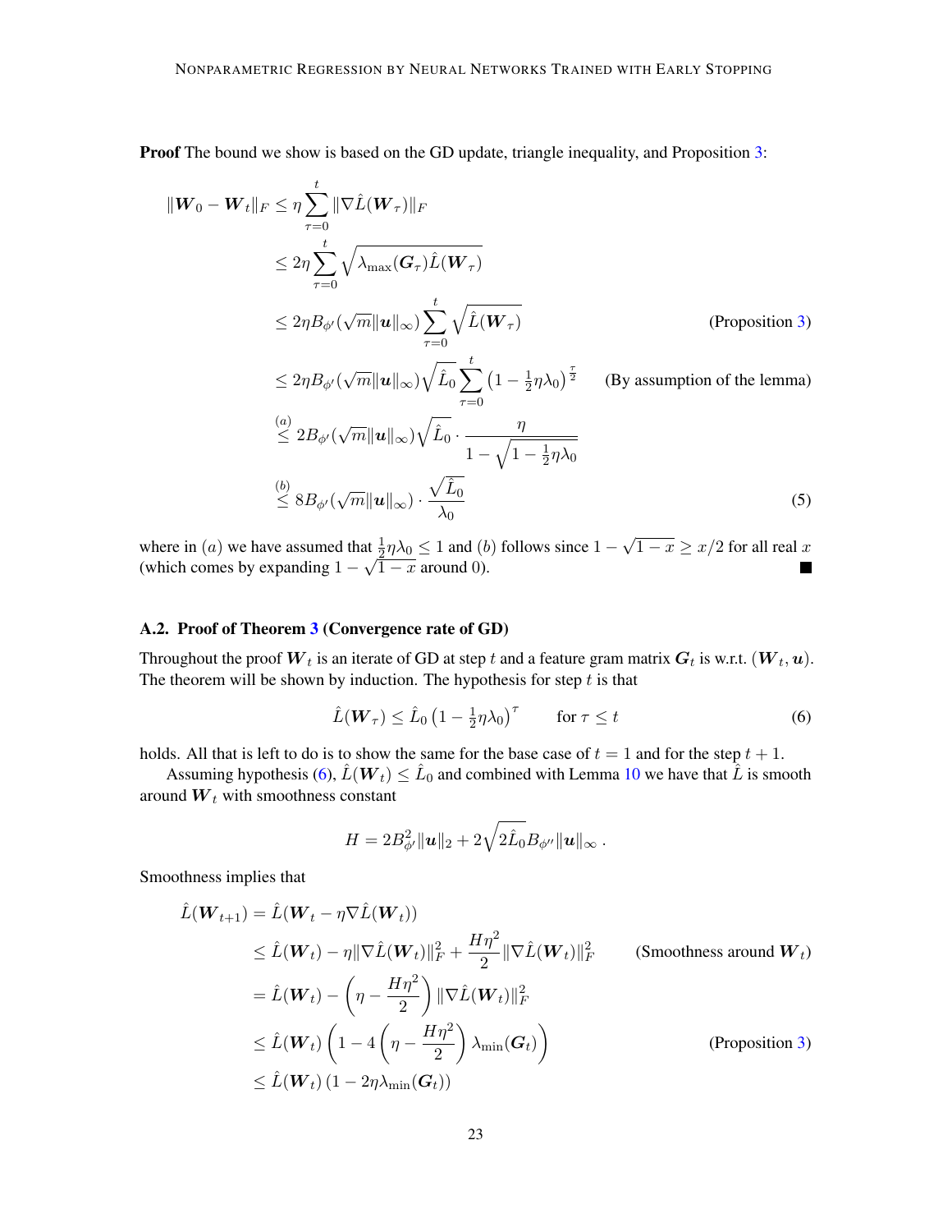**Proof** The bound we show is based on the GD update, triangle inequality, and Proposition 3:

$$
\begin{aligned}
\|\boldsymbol{W}_0 - \boldsymbol{W}_t\|_F &\leq \eta \sum_{\tau=0}^{t} \|\nabla \hat{L}(\boldsymbol{W}_\tau)\|_F \\
&\leq 2\eta \sum_{\tau=0}^{t} \sqrt{\lambda_{\max}(\boldsymbol{G}_\tau)\hat{L}(\boldsymbol{W}_\tau)} \\
&\leq 2\eta B_{\phi'}(\sqrt{m}\|\boldsymbol{u}\|_\infty) \sum_{\tau=0}^{t} \sqrt{\hat{L}(\boldsymbol{W}_\tau)} && \text{(Proposition 3)} \\
&\leq 2\eta B_{\phi'}(\sqrt{m}\|\boldsymbol{u}\|_\infty) \sqrt{\hat{L}_0} \sum_{\tau=0}^{t} \left(1 - \tfrac{1}{2}\eta\lambda_0\right)^{\frac{\tau}{2}} && \text{(By assumption of the lemma)} \\
&\stackrel{(a)}{\leq} 2B_{\phi'}(\sqrt{m}\|\boldsymbol{u}\|_\infty)\sqrt{\hat{L}_0} \cdot \frac{\eta}{1 - \sqrt{1 - \frac{1}{2}\eta\lambda_0}} \\
&\stackrel{(b)}{\leq} 8B_{\phi'}(\sqrt{m}\|\boldsymbol{u}\|_\infty) \cdot \frac{\sqrt{\hat{L}_0}}{\lambda_0} && (5)
\end{aligned}
$$

where in $(a)$ we have assumed that $\frac{1}{2}\eta\lambda_0 \leq 1$ and $(b)$ follows since $1 - \sqrt{1-x} \geq x/2$ for all real $x$ (which comes by expanding $1 - \sqrt{1-x}$ around 0). ■

### A.2. Proof of Theorem 3 (Convergence rate of GD)

Throughout the proof $\boldsymbol{W}_t$ is an iterate of GD at step $t$ and a feature gram matrix $\boldsymbol{G}_t$ is w.r.t. $(\boldsymbol{W}_t, \boldsymbol{u})$. The theorem will be shown by induction. The hypothesis for step $t$ is that

$$
\hat{L}(\boldsymbol{W}_\tau) \leq \hat{L}_0 \left(1 - \tfrac{1}{2}\eta\lambda_0\right)^{\tau} \qquad \text{for } \tau \leq t \tag{6}
$$

holds. All that is left to do is to show the same for the base case of $t = 1$ and for the step $t + 1$.

Assuming hypothesis (6), $\hat{L}(\boldsymbol{W}_t) \leq \hat{L}_0$ and combined with Lemma 10 we have that $\hat{L}$ is smooth around $\boldsymbol{W}_t$ with smoothness constant

$$
H = 2B_{\phi'}^2 \|\boldsymbol{u}\|_2 + 2\sqrt{2\hat{L}_0} B_{\phi''} \|\boldsymbol{u}\|_\infty \,.
$$

Smoothness implies that

$$
\begin{aligned}
\hat{L}(\boldsymbol{W}_{t+1}) &= \hat{L}(\boldsymbol{W}_t - \eta\nabla\hat{L}(\boldsymbol{W}_t)) \\
&\leq \hat{L}(\boldsymbol{W}_t) - \eta\|\nabla\hat{L}(\boldsymbol{W}_t)\|_F^2 + \frac{H\eta^2}{2}\|\nabla\hat{L}(\boldsymbol{W}_t)\|_F^2 && \text{(Smoothness around } \boldsymbol{W}_t\text{)} \\
&= \hat{L}(\boldsymbol{W}_t) - \left(\eta - \frac{H\eta^2}{2}\right)\|\nabla\hat{L}(\boldsymbol{W}_t)\|_F^2 \\
&\leq \hat{L}(\boldsymbol{W}_t)\left(1 - 4\left(\eta - \frac{H\eta^2}{2}\right)\lambda_{\min}(\boldsymbol{G}_t)\right) && \text{(Proposition 3)} \\
&\leq \hat{L}(\boldsymbol{W}_t)\left(1 - 2\eta\lambda_{\min}(\boldsymbol{G}_t)\right)
\end{aligned}
$$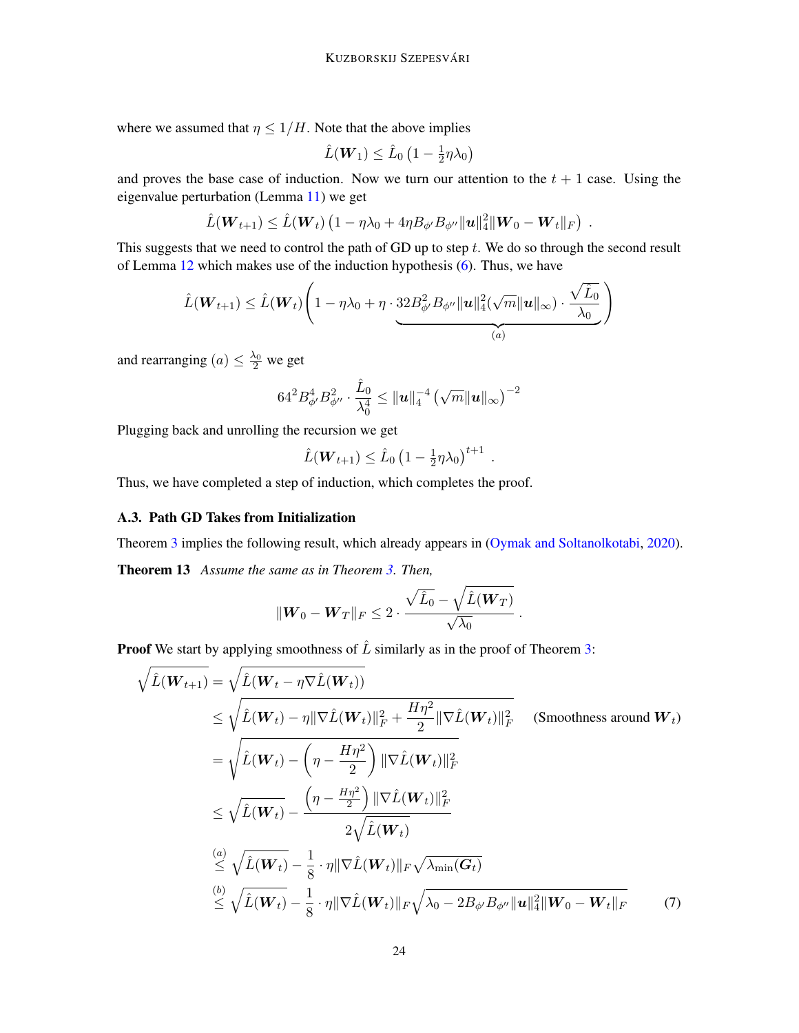where we assumed that $\eta \leq 1/H$. Note that the above implies

$$\hat{L}(\boldsymbol{W}_1) \leq \hat{L}_0 \left(1 - \tfrac{1}{2}\eta\lambda_0\right)$$

and proves the base case of induction. Now we turn our attention to the $t+1$ case. Using the eigenvalue perturbation (Lemma 11) we get

$$\hat{L}(\boldsymbol{W}_{t+1}) \leq \hat{L}(\boldsymbol{W}_t) \left(1 - \eta\lambda_0 + 4\eta B_{\phi'} B_{\phi''} \|\boldsymbol{u}\|_4^2 \|\boldsymbol{W}_0 - \boldsymbol{W}_t\|_F\right) \ .$$

This suggests that we need to control the path of GD up to step $t$. We do so through the second result of Lemma 12 which makes use of the induction hypothesis (6). Thus, we have

$$\hat{L}(\boldsymbol{W}_{t+1}) \leq \hat{L}(\boldsymbol{W}_t) \left(1 - \eta\lambda_0 + \eta \cdot \underbrace{32 B_{\phi'}^2 B_{\phi''} \|\boldsymbol{u}\|_4^2 (\sqrt{m}\|\boldsymbol{u}\|_\infty) \cdot \frac{\sqrt{\hat{L}_0}}{\lambda_0}}_{(a)}\right)$$

and rearranging $(a) \leq \frac{\lambda_0}{2}$ we get

$$64^2 B_{\phi'}^4 B_{\phi''}^2 \cdot \frac{\hat{L}_0}{\lambda_0^4} \leq \|\boldsymbol{u}\|_4^{-4} \left(\sqrt{m}\|\boldsymbol{u}\|_\infty\right)^{-2}$$

Plugging back and unrolling the recursion we get

$$\hat{L}(\boldsymbol{W}_{t+1}) \leq \hat{L}_0 \left(1 - \tfrac{1}{2}\eta\lambda_0\right)^{t+1} \ .$$

Thus, we have completed a step of induction, which completes the proof.

### A.3. Path GD Takes from Initialization

Theorem 3 implies the following result, which already appears in (Oymak and Soltanolkotabi, 2020).

**Theorem 13** *Assume the same as in Theorem 3. Then,*

$$\|\boldsymbol{W}_0 - \boldsymbol{W}_T\|_F \leq 2 \cdot \frac{\sqrt{\hat{L}_0} - \sqrt{\hat{L}(\boldsymbol{W}_T)}}{\sqrt{\lambda_0}} \ .$$

**Proof** We start by applying smoothness of $\hat{L}$ similarly as in the proof of Theorem 3:

$$\begin{aligned}
\sqrt{\hat{L}(\boldsymbol{W}_{t+1})} &= \sqrt{\hat{L}(\boldsymbol{W}_t - \eta\nabla\hat{L}(\boldsymbol{W}_t))} \\
&\leq \sqrt{\hat{L}(\boldsymbol{W}_t) - \eta\|\nabla\hat{L}(\boldsymbol{W}_t)\|_F^2 + \frac{H\eta^2}{2}\|\nabla\hat{L}(\boldsymbol{W}_t)\|_F^2} \qquad \text{(Smoothness around } \boldsymbol{W}_t\text{)} \\
&= \sqrt{\hat{L}(\boldsymbol{W}_t) - \left(\eta - \frac{H\eta^2}{2}\right)\|\nabla\hat{L}(\boldsymbol{W}_t)\|_F^2} \\
&\leq \sqrt{\hat{L}(\boldsymbol{W}_t)} - \frac{\left(\eta - \frac{H\eta^2}{2}\right)\|\nabla\hat{L}(\boldsymbol{W}_t)\|_F^2}{2\sqrt{\hat{L}(\boldsymbol{W}_t)}} \\
&\overset{(a)}{\leq} \sqrt{\hat{L}(\boldsymbol{W}_t)} - \frac{1}{8} \cdot \eta\|\nabla\hat{L}(\boldsymbol{W}_t)\|_F \sqrt{\lambda_{\min}(\boldsymbol{G}_t)} \\
&\overset{(b)}{\leq} \sqrt{\hat{L}(\boldsymbol{W}_t)} - \frac{1}{8} \cdot \eta\|\nabla\hat{L}(\boldsymbol{W}_t)\|_F \sqrt{\lambda_0 - 2B_{\phi'}B_{\phi''}\|\boldsymbol{u}\|_4^2\|\boldsymbol{W}_0 - \boldsymbol{W}_t\|_F}
\end{aligned} \tag{7}$$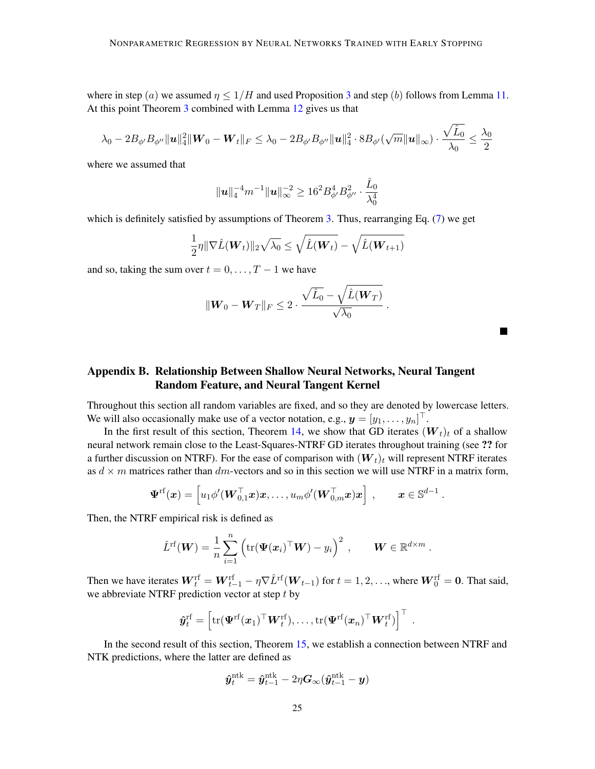where in step $(a)$ we assumed $\eta \le 1/H$ and used Proposition 3 and step $(b)$ follows from Lemma 11. At this point Theorem 3 combined with Lemma 12 gives us that

$$\lambda_0 - 2B_{\phi'}B_{\phi''}\|\boldsymbol{u}\|_4^2\|\boldsymbol{W}_0 - \boldsymbol{W}_t\|_F \le \lambda_0 - 2B_{\phi'}B_{\phi''}\|\boldsymbol{u}\|_4^2 \cdot 8B_{\phi'}(\sqrt{m}\|\boldsymbol{u}\|_\infty) \cdot \frac{\sqrt{\hat{L}_0}}{\lambda_0} \le \frac{\lambda_0}{2}$$

where we assumed that

$$\|\boldsymbol{u}\|_4^{-4} m^{-1} \|\boldsymbol{u}\|_\infty^{-2} \ge 16^2 B_{\phi'}^4 B_{\phi''}^2 \cdot \frac{\hat{L}_0}{\lambda_0^4}$$

which is definitely satisfied by assumptions of Theorem 3. Thus, rearranging Eq. (7) we get

$$\frac{1}{2}\eta\|\nabla \hat{L}(\boldsymbol{W}_t)\|_2\sqrt{\lambda_0} \le \sqrt{\hat{L}(\boldsymbol{W}_t)} - \sqrt{\hat{L}(\boldsymbol{W}_{t+1})}$$

and so, taking the sum over $t = 0, \dots, T-1$ we have

$$\|\boldsymbol{W}_0 - \boldsymbol{W}_T\|_F \le 2 \cdot \frac{\sqrt{\hat{L}_0} - \sqrt{\hat{L}(\boldsymbol{W}_T)}}{\sqrt{\lambda_0}} .$$

■

## Appendix B. Relationship Between Shallow Neural Networks, Neural Tangent Random Feature, and Neural Tangent Kernel

Throughout this section all random variables are fixed, and so they are denoted by lowercase letters. We will also occasionally make use of a vector notation, e.g., $\boldsymbol{y} = [y_1, \dots, y_n]^\top$.

In the first result of this section, Theorem 14, we show that GD iterates $(\boldsymbol{W}_t)_t$ of a shallow neural network remain close to the Least-Squares-NTRF GD iterates throughout training (see ?? for a further discussion on NTRF). For the ease of comparison with $(\boldsymbol{W}_t)_t$ will represent NTRF iterates as $d \times m$ matrices rather than $dm$-vectors and so in this section we will use NTRF in a matrix form,

$$\boldsymbol{\Psi}^{\mathrm{rf}}(\boldsymbol{x}) = \left[u_1\phi'(\boldsymbol{W}_{0,1}^\top \boldsymbol{x})\boldsymbol{x}, \dots, u_m\phi'(\boldsymbol{W}_{0,m}^\top \boldsymbol{x})\boldsymbol{x}\right] , \qquad \boldsymbol{x} \in \mathbb{S}^{d-1} .$$

Then, the NTRF empirical risk is defined as

$$\hat{L}^{\mathrm{rf}}(\boldsymbol{W}) = \frac{1}{n}\sum_{i=1}^n \left(\operatorname{tr}(\boldsymbol{\Psi}(\boldsymbol{x}_i)^\top \boldsymbol{W}) - y_i\right)^2 , \qquad \boldsymbol{W} \in \mathbb{R}^{d \times m} .$$

Then we have iterates $\boldsymbol{W}_t^{\mathrm{rf}} = \boldsymbol{W}_{t-1}^{\mathrm{rf}} - \eta\nabla\hat{L}^{\mathrm{rf}}(\boldsymbol{W}_{t-1})$ for $t = 1, 2, \dots$, where $\boldsymbol{W}_0^{\mathrm{rf}} = \boldsymbol{0}$. That said, we abbreviate NTRF prediction vector at step $t$ by

$$\hat{\boldsymbol{y}}_t^{\mathrm{rf}} = \left[\operatorname{tr}(\boldsymbol{\Psi}^{\mathrm{rf}}(\boldsymbol{x}_1)^\top \boldsymbol{W}_t^{\mathrm{rf}}), \dots, \operatorname{tr}(\boldsymbol{\Psi}^{\mathrm{rf}}(\boldsymbol{x}_n)^\top \boldsymbol{W}_t^{\mathrm{rf}})\right]^\top .$$

In the second result of this section, Theorem 15, we establish a connection between NTRF and NTK predictions, where the latter are defined as

$$\hat{\boldsymbol{y}}_t^{\mathrm{ntk}} = \hat{\boldsymbol{y}}_{t-1}^{\mathrm{ntk}} - 2\eta\boldsymbol{G}_\infty(\hat{\boldsymbol{y}}_{t-1}^{\mathrm{ntk}} - \boldsymbol{y})$$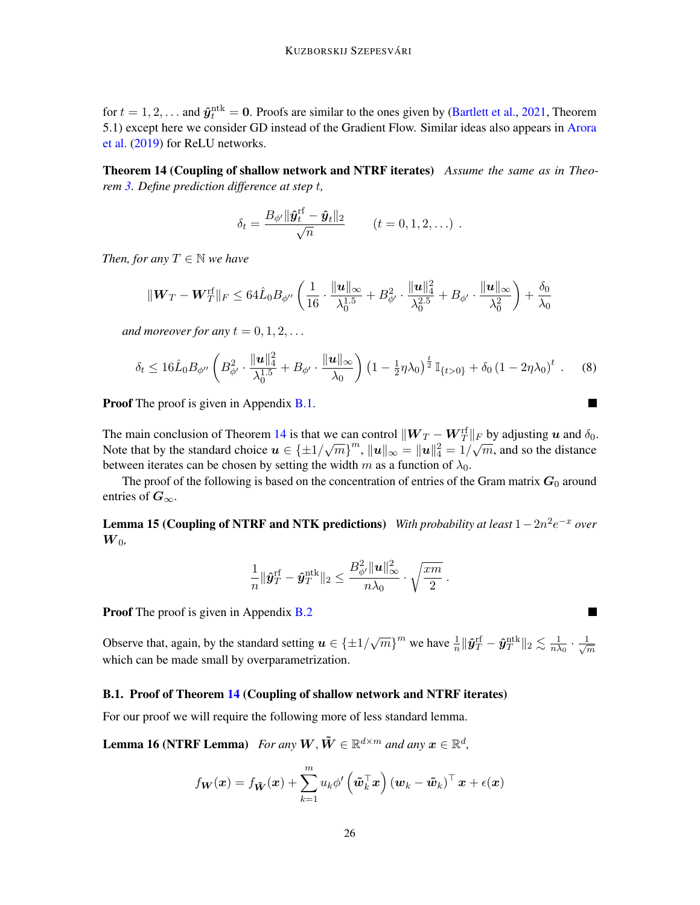for $t = 1, 2, \dots$ and $\hat{\boldsymbol{y}}_t^{\text{ntk}} = \mathbf{0}$. Proofs are similar to the ones given by (Bartlett et al., 2021, Theorem 5.1) except here we consider GD instead of the Gradient Flow. Similar ideas also appears in Arora et al. (2019) for ReLU networks.

**Theorem 14 (Coupling of shallow network and NTRF iterates)** *Assume the same as in Theorem 3. Define prediction difference at step $t$,*

$$\delta_t = \frac{B_{\phi'} \|\hat{\boldsymbol{y}}_t^{\text{rf}} - \hat{\boldsymbol{y}}_t\|_2}{\sqrt{n}} \qquad (t = 0, 1, 2, \dots) \ .$$

*Then, for any $T \in \mathbb{N}$ we have*

$$\|\boldsymbol{W}_T - \boldsymbol{W}_T^{\text{rf}}\|_F \le 64 \hat{L}_0 B_{\phi''} \left( \frac{1}{16} \cdot \frac{\|\boldsymbol{u}\|_\infty}{\lambda_0^{1.5}} + B_{\phi'}^2 \cdot \frac{\|\boldsymbol{u}\|_4^2}{\lambda_0^{2.5}} + B_{\phi'} \cdot \frac{\|\boldsymbol{u}\|_\infty}{\lambda_0^2} \right) + \frac{\delta_0}{\lambda_0}$$

*and moreover for any $t = 0, 1, 2, \dots$*

$$\delta_t \le 16 \hat{L}_0 B_{\phi''} \left( B_{\phi'}^2 \cdot \frac{\|\boldsymbol{u}\|_4^2}{\lambda_0^{1.5}} + B_{\phi'} \cdot \frac{\|\boldsymbol{u}\|_\infty}{\lambda_0} \right) \left(1 - \tfrac{1}{2}\eta\lambda_0\right)^{\frac{t}{2}} \mathbb{I}_{\{t>0\}} + \delta_0 \left(1 - 2\eta\lambda_0\right)^t \ . \tag{8}$$

**Proof** The proof is given in Appendix B.1. ∎

The main conclusion of Theorem 14 is that we can control $\|\boldsymbol{W}_T - \boldsymbol{W}_T^{\text{rf}}\|_F$ by adjusting $\boldsymbol{u}$ and $\delta_0$. Note that by the standard choice $\boldsymbol{u} \in \{\pm 1/\sqrt{m}\}^m$, $\|\boldsymbol{u}\|_\infty = \|\boldsymbol{u}\|_4^2 = 1/\sqrt{m}$, and so the distance between iterates can be chosen by setting the width $m$ as a function of $\lambda_0$.

The proof of the following is based on the concentration of entries of the Gram matrix $\boldsymbol{G}_0$ around entries of $\boldsymbol{G}_\infty$.

**Lemma 15 (Coupling of NTRF and NTK predictions)** *With probability at least $1 - 2n^2 e^{-x}$ over $\boldsymbol{W}_0$,*

$$\frac{1}{n} \|\hat{\boldsymbol{y}}_T^{\text{rf}} - \hat{\boldsymbol{y}}_T^{\text{ntk}}\|_2 \le \frac{B_{\phi'}^2 \|\boldsymbol{u}\|_\infty^2}{n\lambda_0} \cdot \sqrt{\frac{xm}{2}} \ .$$

**Proof** The proof is given in Appendix B.2 ∎

Observe that, again, by the standard setting $\boldsymbol{u} \in \{\pm 1/\sqrt{m}\}^m$ we have $\frac{1}{n}\|\hat{\boldsymbol{y}}_T^{\text{rf}} - \hat{\boldsymbol{y}}_T^{\text{ntk}}\|_2 \lesssim \frac{1}{n\lambda_0} \cdot \frac{1}{\sqrt{m}}$ which can be made small by overparametrization.

### B.1. Proof of Theorem 14 (Coupling of shallow network and NTRF iterates)

For our proof we will require the following more of less standard lemma.

**Lemma 16 (NTRF Lemma)** *For any $\boldsymbol{W}, \tilde{\boldsymbol{W}} \in \mathbb{R}^{d \times m}$ and any $\boldsymbol{x} \in \mathbb{R}^d$,*

$$f_{\boldsymbol{W}}(\boldsymbol{x}) = f_{\tilde{\boldsymbol{W}}}(\boldsymbol{x}) + \sum_{k=1}^m u_k \phi'\left(\tilde{\boldsymbol{w}}_k^\top \boldsymbol{x}\right) \left(\boldsymbol{w}_k - \tilde{\boldsymbol{w}}_k\right)^\top \boldsymbol{x} + \epsilon(\boldsymbol{x})$$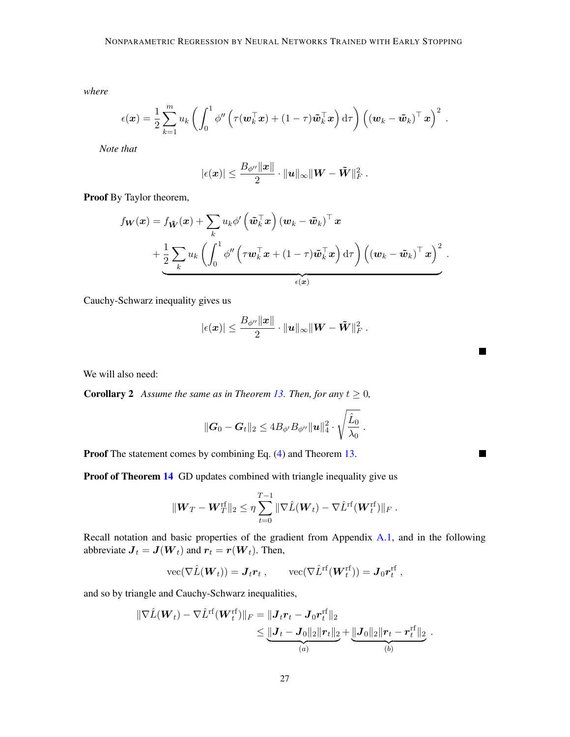*where*

$$\epsilon(\boldsymbol{x}) = \frac{1}{2}\sum_{k=1}^{m} u_k \left( \int_0^1 \phi''\left(\tau(\boldsymbol{w}_k^\top \boldsymbol{x}) + (1-\tau)\tilde{\boldsymbol{w}}_k^\top \boldsymbol{x}\right) \mathrm{d}\tau \right) \left( (\boldsymbol{w}_k - \tilde{\boldsymbol{w}}_k)^\top \boldsymbol{x} \right)^2 .$$

*Note that*

$$|\epsilon(\boldsymbol{x})| \leq \frac{B_{\phi''}\|\boldsymbol{x}\|}{2} \cdot \|\boldsymbol{u}\|_\infty \|\boldsymbol{W} - \tilde{\boldsymbol{W}}\|_F^2 .$$

**Proof** By Taylor theorem,

$$\begin{aligned} f_{\boldsymbol{W}}(\boldsymbol{x}) = f_{\tilde{\boldsymbol{W}}}(\boldsymbol{x}) &+ \sum_k u_k \phi'\left(\tilde{\boldsymbol{w}}_k^\top \boldsymbol{x}\right) (\boldsymbol{w}_k - \tilde{\boldsymbol{w}}_k)^\top \boldsymbol{x} \\ &+ \underbrace{\frac{1}{2}\sum_k u_k \left( \int_0^1 \phi''\left(\tau \boldsymbol{w}_k^\top \boldsymbol{x} + (1-\tau)\tilde{\boldsymbol{w}}_k^\top \boldsymbol{x}\right) \mathrm{d}\tau \right) \left( (\boldsymbol{w}_k - \tilde{\boldsymbol{w}}_k)^\top \boldsymbol{x} \right)^2}_{\epsilon(\boldsymbol{x})} . \end{aligned}$$

Cauchy-Schwarz inequality gives us

$$|\epsilon(\boldsymbol{x})| \leq \frac{B_{\phi''}\|\boldsymbol{x}\|}{2} \cdot \|\boldsymbol{u}\|_\infty \|\boldsymbol{W} - \tilde{\boldsymbol{W}}\|_F^2 .$$

■

We will also need:

**Corollary 2** *Assume the same as in Theorem 13. Then, for any $t \geq 0$,*

$$\|\boldsymbol{G}_0 - \boldsymbol{G}_t\|_2 \leq 4 B_{\phi'} B_{\phi''} \|\boldsymbol{u}\|_4^2 \cdot \sqrt{\frac{\hat{L}_0}{\lambda_0}} .$$

**Proof** The statement comes by combining Eq. (4) and Theorem 13. ■

**Proof of Theorem 14** GD updates combined with triangle inequality give us

$$\|\boldsymbol{W}_T - \boldsymbol{W}_T^{\mathrm{rf}}\|_2 \leq \eta \sum_{t=0}^{T-1} \|\nabla \hat{L}(\boldsymbol{W}_t) - \nabla \hat{L}^{\mathrm{rf}}(\boldsymbol{W}_t^{\mathrm{rf}})\|_F .$$

Recall notation and basic properties of the gradient from Appendix A.1, and in the following abbreviate $\boldsymbol{J}_t = \boldsymbol{J}(\boldsymbol{W}_t)$ and $\boldsymbol{r}_t = \boldsymbol{r}(\boldsymbol{W}_t)$. Then,

$$\mathrm{vec}(\nabla \hat{L}(\boldsymbol{W}_t)) = \boldsymbol{J}_t \boldsymbol{r}_t , \qquad \mathrm{vec}(\nabla \hat{L}^{\mathrm{rf}}(\boldsymbol{W}_t^{\mathrm{rf}})) = \boldsymbol{J}_0 \boldsymbol{r}_t^{\mathrm{rf}} ,$$

and so by triangle and Cauchy-Schwarz inequalities,

$$\begin{aligned} \|\nabla \hat{L}(\boldsymbol{W}_t) - \nabla \hat{L}^{\mathrm{rf}}(\boldsymbol{W}_t^{\mathrm{rf}})\|_F &= \|\boldsymbol{J}_t \boldsymbol{r}_t - \boldsymbol{J}_0 \boldsymbol{r}_t^{\mathrm{rf}}\|_2 \\ &\leq \underbrace{\|\boldsymbol{J}_t - \boldsymbol{J}_0\|_2 \|\boldsymbol{r}_t\|_2}_{(a)} + \underbrace{\|\boldsymbol{J}_0\|_2 \|\boldsymbol{r}_t - \boldsymbol{r}_t^{\mathrm{rf}}\|_2}_{(b)} . \end{aligned}$$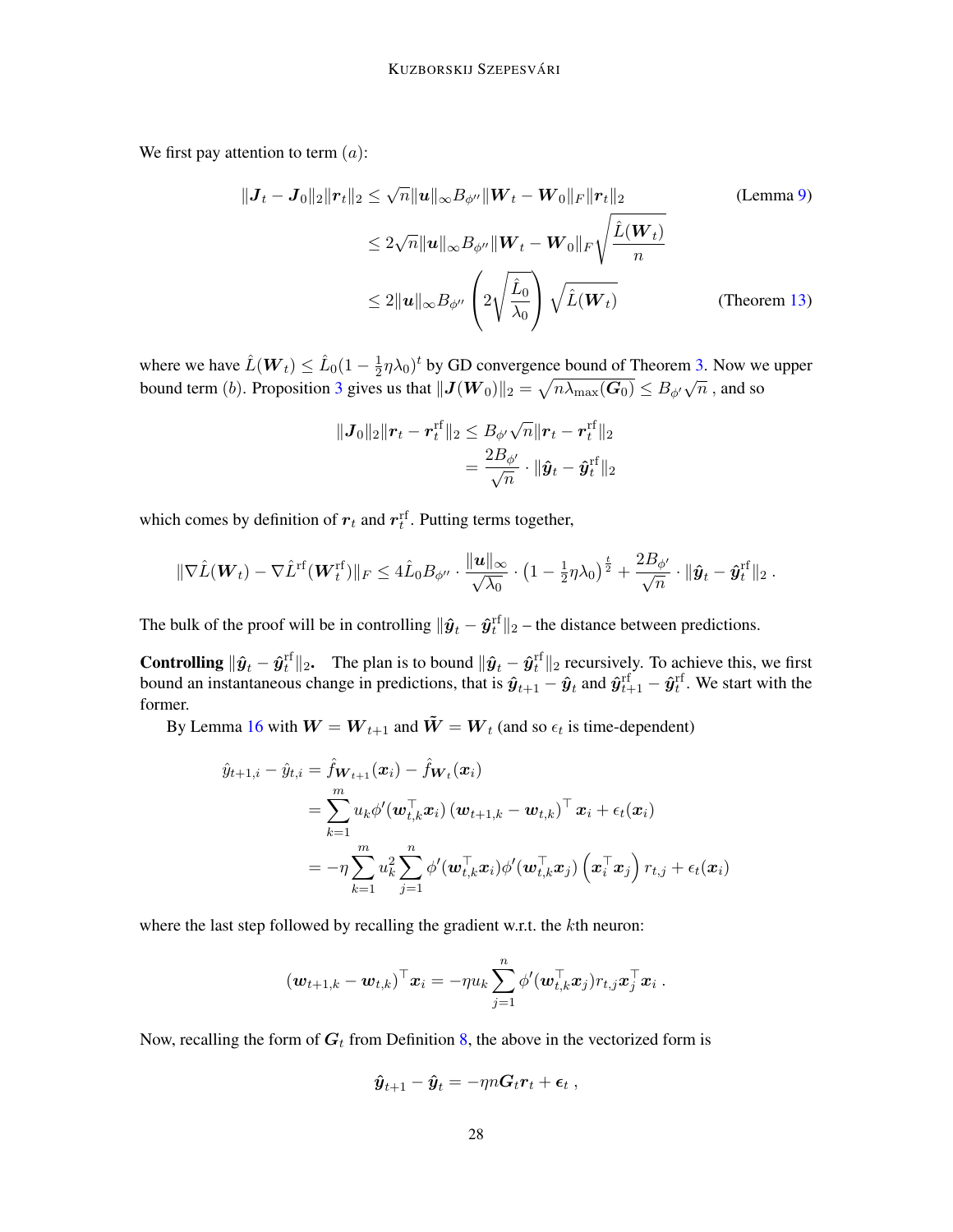We first pay attention to term $(a)$:

$$
\begin{aligned}
\|\boldsymbol{J}_t - \boldsymbol{J}_0\|_2 \|\boldsymbol{r}_t\|_2 &\leq \sqrt{n}\|\boldsymbol{u}\|_\infty B_{\phi''} \|\boldsymbol{W}_t - \boldsymbol{W}_0\|_F \|\boldsymbol{r}_t\|_2 && \text{(Lemma 9)}\\
&\leq 2\sqrt{n}\|\boldsymbol{u}\|_\infty B_{\phi''} \|\boldsymbol{W}_t - \boldsymbol{W}_0\|_F \sqrt{\frac{\hat{L}(\boldsymbol{W}_t)}{n}}\\
&\leq 2\|\boldsymbol{u}\|_\infty B_{\phi''} \left(2\sqrt{\frac{\hat{L}_0}{\lambda_0}}\right) \sqrt{\hat{L}(\boldsymbol{W}_t)} && \text{(Theorem 13)}
\end{aligned}
$$

where we have $\hat{L}(\boldsymbol{W}_t) \leq \hat{L}_0(1 - \frac{1}{2}\eta\lambda_0)^t$ by GD convergence bound of Theorem 3. Now we upper bound term $(b)$. Proposition 3 gives us that $\|\boldsymbol{J}(\boldsymbol{W}_0)\|_2 = \sqrt{n\lambda_{\max}(\boldsymbol{G}_0)} \leq B_{\phi'}\sqrt{n}$ , and so

$$
\begin{aligned}
\|\boldsymbol{J}_0\|_2 \|\boldsymbol{r}_t - \boldsymbol{r}_t^{\text{rf}}\|_2 &\leq B_{\phi'}\sqrt{n}\|\boldsymbol{r}_t - \boldsymbol{r}_t^{\text{rf}}\|_2\\
&= \frac{2B_{\phi'}}{\sqrt{n}} \cdot \|\hat{\boldsymbol{y}}_t - \hat{\boldsymbol{y}}_t^{\text{rf}}\|_2
\end{aligned}
$$

which comes by definition of $\boldsymbol{r}_t$ and $\boldsymbol{r}_t^{\text{rf}}$. Putting terms together,

$$
\|\nabla \hat{L}(\boldsymbol{W}_t) - \nabla \hat{L}^{\text{rf}}(\boldsymbol{W}_t^{\text{rf}})\|_F \leq 4\hat{L}_0 B_{\phi''} \cdot \frac{\|\boldsymbol{u}\|_\infty}{\sqrt{\lambda_0}} \cdot \left(1 - \tfrac{1}{2}\eta\lambda_0\right)^{\frac{t}{2}} + \frac{2B_{\phi'}}{\sqrt{n}} \cdot \|\hat{\boldsymbol{y}}_t - \hat{\boldsymbol{y}}_t^{\text{rf}}\|_2 \,.
$$

The bulk of the proof will be in controlling $\|\hat{\boldsymbol{y}}_t - \hat{\boldsymbol{y}}_t^{\text{rf}}\|_2$ – the distance between predictions.

**Controlling $\|\hat{\boldsymbol{y}}_t - \hat{\boldsymbol{y}}_t^{\text{rf}}\|_2$.** The plan is to bound $\|\hat{\boldsymbol{y}}_t - \hat{\boldsymbol{y}}_t^{\text{rf}}\|_2$ recursively. To achieve this, we first bound an instantaneous change in predictions, that is $\hat{\boldsymbol{y}}_{t+1} - \hat{\boldsymbol{y}}_t$ and $\hat{\boldsymbol{y}}_{t+1}^{\text{rf}} - \hat{\boldsymbol{y}}_t^{\text{rf}}$. We start with the former.

By Lemma 16 with $\boldsymbol{W} = \boldsymbol{W}_{t+1}$ and $\tilde{\boldsymbol{W}} = \boldsymbol{W}_t$ (and so $\epsilon_t$ is time-dependent)

$$
\begin{aligned}
\hat{y}_{t+1,i} - \hat{y}_{t,i} &= \hat{f}_{\boldsymbol{W}_{t+1}}(\boldsymbol{x}_i) - \hat{f}_{\boldsymbol{W}_t}(\boldsymbol{x}_i)\\
&= \sum_{k=1}^m u_k \phi'(\boldsymbol{w}_{t,k}^\top \boldsymbol{x}_i) \left(\boldsymbol{w}_{t+1,k} - \boldsymbol{w}_{t,k}\right)^\top \boldsymbol{x}_i + \epsilon_t(\boldsymbol{x}_i)\\
&= -\eta \sum_{k=1}^m u_k^2 \sum_{j=1}^n \phi'(\boldsymbol{w}_{t,k}^\top \boldsymbol{x}_i)\phi'(\boldsymbol{w}_{t,k}^\top \boldsymbol{x}_j) \left(\boldsymbol{x}_i^\top \boldsymbol{x}_j\right) r_{t,j} + \epsilon_t(\boldsymbol{x}_i)
\end{aligned}
$$

where the last step followed by recalling the gradient w.r.t. the $k$th neuron:

$$
\left(\boldsymbol{w}_{t+1,k} - \boldsymbol{w}_{t,k}\right)^\top \boldsymbol{x}_i = -\eta u_k \sum_{j=1}^n \phi'(\boldsymbol{w}_{t,k}^\top \boldsymbol{x}_j) r_{t,j} \boldsymbol{x}_j^\top \boldsymbol{x}_i \,.
$$

Now, recalling the form of $\boldsymbol{G}_t$ from Definition 8, the above in the vectorized form is

$$
\hat{\boldsymbol{y}}_{t+1} - \hat{\boldsymbol{y}}_t = -\eta n \boldsymbol{G}_t \boldsymbol{r}_t + \boldsymbol{\epsilon}_t \,,
$$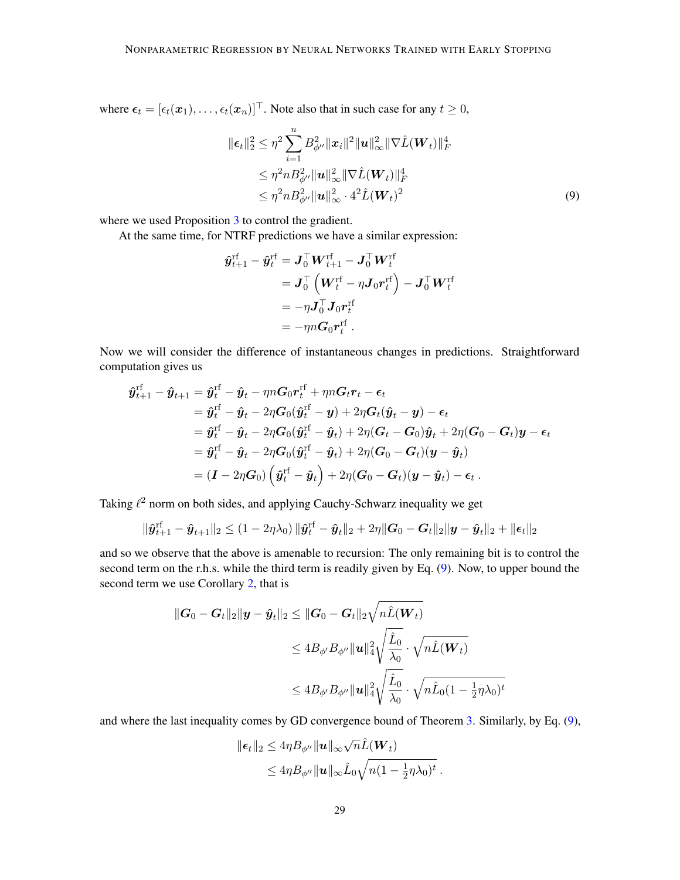where $\boldsymbol{\epsilon}_t = [\epsilon_t(\boldsymbol{x}_1), \ldots, \epsilon_t(\boldsymbol{x}_n)]^\top$. Note also that in such case for any $t \geq 0$,

$$
\begin{aligned}
\|\boldsymbol{\epsilon}_t\|_2^2 &\leq \eta^2 \sum_{i=1}^n B_{\phi''}^2 \|\boldsymbol{x}_i\|^2 \|\boldsymbol{u}\|_\infty^2 \|\nabla \hat{L}(\boldsymbol{W}_t)\|_F^4 \\
&\leq \eta^2 n B_{\phi''}^2 \|\boldsymbol{u}\|_\infty^2 \|\nabla \hat{L}(\boldsymbol{W}_t)\|_F^4 \\
&\leq \eta^2 n B_{\phi''}^2 \|\boldsymbol{u}\|_\infty^2 \cdot 4^2 \hat{L}(\boldsymbol{W}_t)^2
\end{aligned} \tag{9}
$$

where we used Proposition 3 to control the gradient.

At the same time, for NTRF predictions we have a similar expression:

$$
\begin{aligned}
\hat{\boldsymbol{y}}_{t+1}^{\mathrm{rf}} - \hat{\boldsymbol{y}}_t^{\mathrm{rf}} &= \boldsymbol{J}_0^\top \boldsymbol{W}_{t+1}^{\mathrm{rf}} - \boldsymbol{J}_0^\top \boldsymbol{W}_t^{\mathrm{rf}} \\
&= \boldsymbol{J}_0^\top \left( \boldsymbol{W}_t^{\mathrm{rf}} - \eta \boldsymbol{J}_0 \boldsymbol{r}_t^{\mathrm{rf}} \right) - \boldsymbol{J}_0^\top \boldsymbol{W}_t^{\mathrm{rf}} \\
&= -\eta \boldsymbol{J}_0^\top \boldsymbol{J}_0 \boldsymbol{r}_t^{\mathrm{rf}} \\
&= -\eta n \boldsymbol{G}_0 \boldsymbol{r}_t^{\mathrm{rf}} \,.
\end{aligned}
$$

Now we will consider the difference of instantaneous changes in predictions. Straightforward computation gives us

$$
\begin{aligned}
\hat{\boldsymbol{y}}_{t+1}^{\mathrm{rf}} - \hat{\boldsymbol{y}}_{t+1} &= \hat{\boldsymbol{y}}_t^{\mathrm{rf}} - \hat{\boldsymbol{y}}_t - \eta n \boldsymbol{G}_0 \boldsymbol{r}_t^{\mathrm{rf}} + \eta n \boldsymbol{G}_t \boldsymbol{r}_t - \boldsymbol{\epsilon}_t \\
&= \hat{\boldsymbol{y}}_t^{\mathrm{rf}} - \hat{\boldsymbol{y}}_t - 2\eta \boldsymbol{G}_0 (\hat{\boldsymbol{y}}_t^{\mathrm{rf}} - \boldsymbol{y}) + 2\eta \boldsymbol{G}_t (\hat{\boldsymbol{y}}_t - \boldsymbol{y}) - \boldsymbol{\epsilon}_t \\
&= \hat{\boldsymbol{y}}_t^{\mathrm{rf}} - \hat{\boldsymbol{y}}_t - 2\eta \boldsymbol{G}_0 (\hat{\boldsymbol{y}}_t^{\mathrm{rf}} - \hat{\boldsymbol{y}}_t) + 2\eta (\boldsymbol{G}_t - \boldsymbol{G}_0) \hat{\boldsymbol{y}}_t + 2\eta (\boldsymbol{G}_0 - \boldsymbol{G}_t) \boldsymbol{y} - \boldsymbol{\epsilon}_t \\
&= \hat{\boldsymbol{y}}_t^{\mathrm{rf}} - \hat{\boldsymbol{y}}_t - 2\eta \boldsymbol{G}_0 (\hat{\boldsymbol{y}}_t^{\mathrm{rf}} - \hat{\boldsymbol{y}}_t) + 2\eta (\boldsymbol{G}_0 - \boldsymbol{G}_t)(\boldsymbol{y} - \hat{\boldsymbol{y}}_t) \\
&= (\boldsymbol{I} - 2\eta \boldsymbol{G}_0) \left( \hat{\boldsymbol{y}}_t^{\mathrm{rf}} - \hat{\boldsymbol{y}}_t \right) + 2\eta (\boldsymbol{G}_0 - \boldsymbol{G}_t)(\boldsymbol{y} - \hat{\boldsymbol{y}}_t) - \boldsymbol{\epsilon}_t \,.
\end{aligned}
$$

Taking $\ell^2$ norm on both sides, and applying Cauchy-Schwarz inequality we get

$$
\|\hat{\boldsymbol{y}}_{t+1}^{\mathrm{rf}} - \hat{\boldsymbol{y}}_{t+1}\|_2 \leq (1 - 2\eta\lambda_0) \|\hat{\boldsymbol{y}}_t^{\mathrm{rf}} - \hat{\boldsymbol{y}}_t\|_2 + 2\eta \|\boldsymbol{G}_0 - \boldsymbol{G}_t\|_2 \|\boldsymbol{y} - \hat{\boldsymbol{y}}_t\|_2 + \|\boldsymbol{\epsilon}_t\|_2
$$

and so we observe that the above is amenable to recursion: The only remaining bit is to control the second term on the r.h.s. while the third term is readily given by Eq. (9). Now, to upper bound the second term we use Corollary 2, that is

$$
\begin{aligned}
\|\boldsymbol{G}_0 - \boldsymbol{G}_t\|_2 \|\boldsymbol{y} - \hat{\boldsymbol{y}}_t\|_2 &\leq \|\boldsymbol{G}_0 - \boldsymbol{G}_t\|_2 \sqrt{n \hat{L}(\boldsymbol{W}_t)} \\
&\leq 4 B_{\phi'} B_{\phi''} \|\boldsymbol{u}\|_4^2 \sqrt{\frac{\hat{L}_0}{\lambda_0}} \cdot \sqrt{n \hat{L}(\boldsymbol{W}_t)} \\
&\leq 4 B_{\phi'} B_{\phi''} \|\boldsymbol{u}\|_4^2 \sqrt{\frac{\hat{L}_0}{\lambda_0}} \cdot \sqrt{n \hat{L}_0 (1 - \tfrac{1}{2}\eta\lambda_0)^t}
\end{aligned}
$$

and where the last inequality comes by GD convergence bound of Theorem 3. Similarly, by Eq. (9),

$$
\begin{aligned}
\|\boldsymbol{\epsilon}_t\|_2 &\leq 4\eta B_{\phi''} \|\boldsymbol{u}\|_\infty \sqrt{n} \hat{L}(\boldsymbol{W}_t) \\
&\leq 4\eta B_{\phi''} \|\boldsymbol{u}\|_\infty \hat{L}_0 \sqrt{n (1 - \tfrac{1}{2}\eta\lambda_0)^t} \,.
\end{aligned}
$$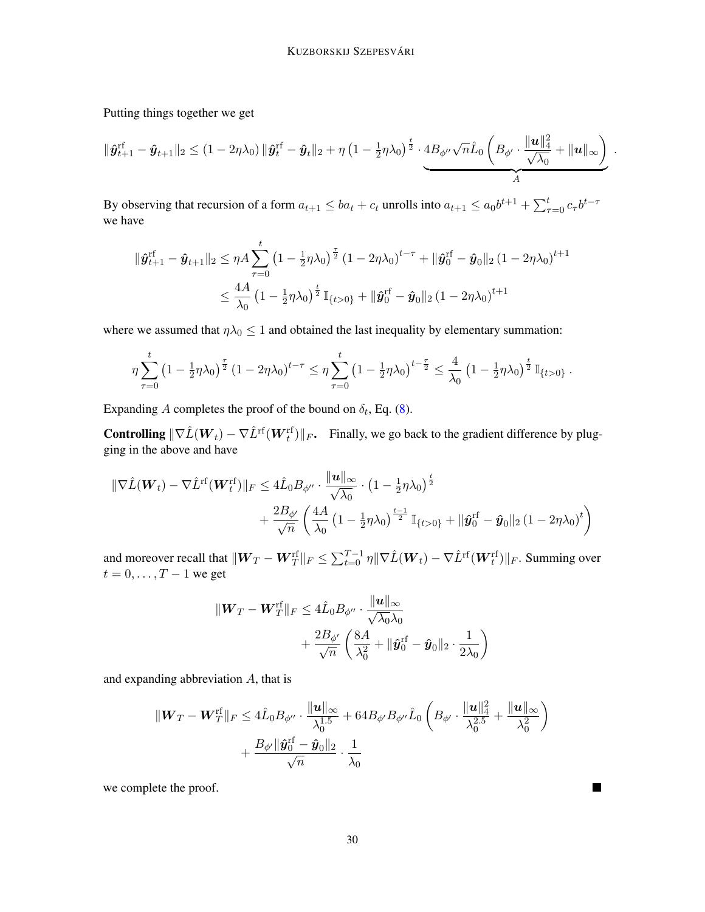Putting things together we get

$$
\|\hat{\boldsymbol{y}}_{t+1}^{\mathrm{rf}} - \hat{\boldsymbol{y}}_{t+1}\|_2 \le (1 - 2\eta\lambda_0) \|\hat{\boldsymbol{y}}_t^{\mathrm{rf}} - \hat{\boldsymbol{y}}_t\|_2 + \eta \left(1 - \tfrac{1}{2}\eta\lambda_0\right)^{\frac{t}{2}} \cdot \underbrace{4B_{\phi''}\sqrt{n}\hat{L}_0 \left(B_{\phi'} \cdot \frac{\|\boldsymbol{u}\|_4^2}{\sqrt{\lambda_0}} + \|\boldsymbol{u}\|_\infty\right)}_{A} .
$$

By observing that recursion of a form $a_{t+1} \le b a_t + c_t$ unrolls into $a_{t+1} \le a_0 b^{t+1} + \sum_{\tau=0}^{t} c_\tau b^{t-\tau}$ we have

$$
\begin{aligned}
\|\hat{\boldsymbol{y}}_{t+1}^{\mathrm{rf}} - \hat{\boldsymbol{y}}_{t+1}\|_2 &\le \eta A \sum_{\tau=0}^{t} \left(1 - \tfrac{1}{2}\eta\lambda_0\right)^{\frac{\tau}{2}} (1 - 2\eta\lambda_0)^{t-\tau} + \|\hat{\boldsymbol{y}}_0^{\mathrm{rf}} - \hat{\boldsymbol{y}}_0\|_2 (1 - 2\eta\lambda_0)^{t+1} \\
&\le \frac{4A}{\lambda_0} \left(1 - \tfrac{1}{2}\eta\lambda_0\right)^{\frac{t}{2}} \mathbb{I}_{\{t>0\}} + \|\hat{\boldsymbol{y}}_0^{\mathrm{rf}} - \hat{\boldsymbol{y}}_0\|_2 (1 - 2\eta\lambda_0)^{t+1}
\end{aligned}
$$

where we assumed that $\eta\lambda_0 \le 1$ and obtained the last inequality by elementary summation:

$$
\eta \sum_{\tau=0}^{t} \left(1 - \tfrac{1}{2}\eta\lambda_0\right)^{\frac{\tau}{2}} (1 - 2\eta\lambda_0)^{t-\tau} \le \eta \sum_{\tau=0}^{t} \left(1 - \tfrac{1}{2}\eta\lambda_0\right)^{t - \frac{\tau}{2}} \le \frac{4}{\lambda_0} \left(1 - \tfrac{1}{2}\eta\lambda_0\right)^{\frac{t}{2}} \mathbb{I}_{\{t>0\}} .
$$

Expanding $A$ completes the proof of the bound on $\delta_t$, Eq. (8).

**Controlling $\|\nabla \hat{L}(\boldsymbol{W}_t) - \nabla \hat{L}^{\mathrm{rf}}(\boldsymbol{W}_t^{\mathrm{rf}})\|_F$.** Finally, we go back to the gradient difference by plugging in the above and have

$$
\begin{aligned}
\|\nabla \hat{L}(\boldsymbol{W}_t) - \nabla \hat{L}^{\mathrm{rf}}(\boldsymbol{W}_t^{\mathrm{rf}})\|_F &\le 4\hat{L}_0 B_{\phi''} \cdot \frac{\|\boldsymbol{u}\|_\infty}{\sqrt{\lambda_0}} \cdot \left(1 - \tfrac{1}{2}\eta\lambda_0\right)^{\frac{t}{2}} \\
&\quad + \frac{2B_{\phi'}}{\sqrt{n}} \left(\frac{4A}{\lambda_0} \left(1 - \tfrac{1}{2}\eta\lambda_0\right)^{\frac{t-1}{2}} \mathbb{I}_{\{t>0\}} + \|\hat{\boldsymbol{y}}_0^{\mathrm{rf}} - \hat{\boldsymbol{y}}_0\|_2 (1 - 2\eta\lambda_0)^t\right)
\end{aligned}
$$

and moreover recall that $\|\boldsymbol{W}_T - \boldsymbol{W}_T^{\mathrm{rf}}\|_F \le \sum_{t=0}^{T-1} \eta \|\nabla \hat{L}(\boldsymbol{W}_t) - \nabla \hat{L}^{\mathrm{rf}}(\boldsymbol{W}_t^{\mathrm{rf}})\|_F$. Summing over $t = 0, \ldots, T-1$ we get

$$
\begin{aligned}
\|\boldsymbol{W}_T - \boldsymbol{W}_T^{\mathrm{rf}}\|_F &\le 4\hat{L}_0 B_{\phi''} \cdot \frac{\|\boldsymbol{u}\|_\infty}{\sqrt{\lambda_0}\lambda_0} \\
&\quad + \frac{2B_{\phi'}}{\sqrt{n}} \left(\frac{8A}{\lambda_0^2} + \|\hat{\boldsymbol{y}}_0^{\mathrm{rf}} - \hat{\boldsymbol{y}}_0\|_2 \cdot \frac{1}{2\lambda_0}\right)
\end{aligned}
$$

and expanding abbreviation $A$, that is

$$
\begin{aligned}
\|\boldsymbol{W}_T - \boldsymbol{W}_T^{\mathrm{rf}}\|_F &\le 4\hat{L}_0 B_{\phi''} \cdot \frac{\|\boldsymbol{u}\|_\infty}{\lambda_0^{1.5}} + 64 B_{\phi'} B_{\phi''} \hat{L}_0 \left(B_{\phi'} \cdot \frac{\|\boldsymbol{u}\|_4^2}{\lambda_0^{2.5}} + \frac{\|\boldsymbol{u}\|_\infty}{\lambda_0^2}\right) \\
&\quad + \frac{B_{\phi'} \|\hat{\boldsymbol{y}}_0^{\mathrm{rf}} - \hat{\boldsymbol{y}}_0\|_2}{\sqrt{n}} \cdot \frac{1}{\lambda_0}
\end{aligned}
$$

we complete the proof. ■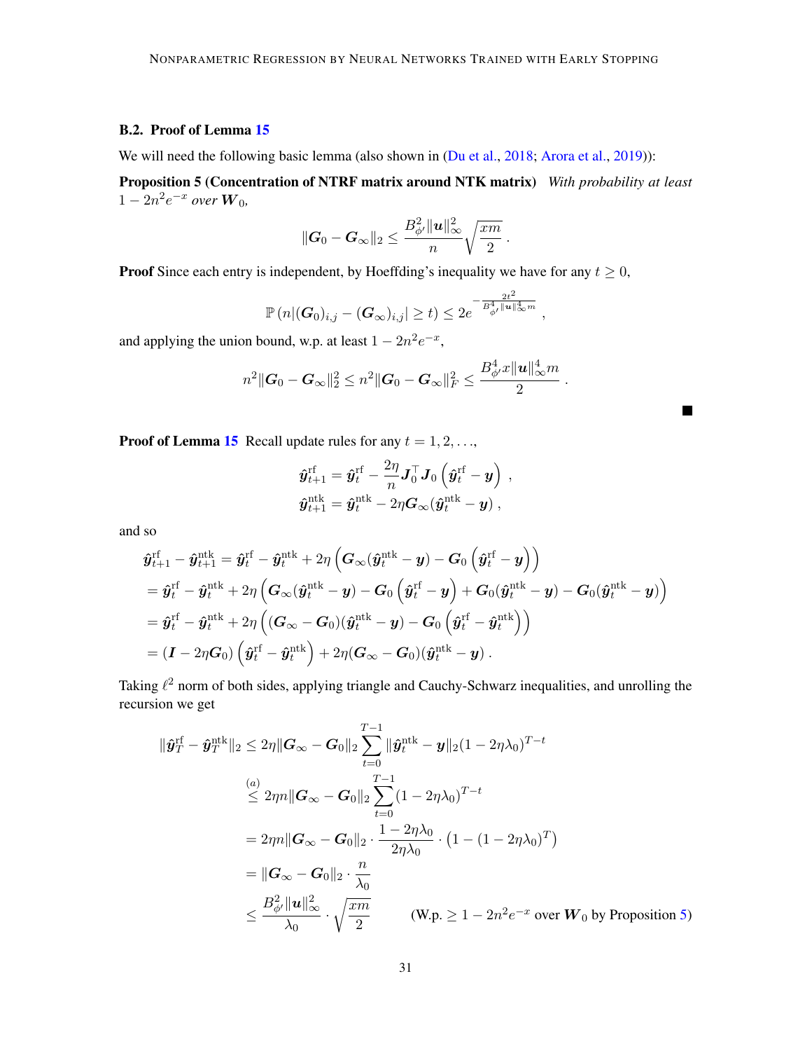### B.2. Proof of Lemma 15

We will need the following basic lemma (also shown in (Du et al., 2018; Arora et al., 2019)):

**Proposition 5 (Concentration of NTRF matrix around NTK matrix)** *With probability at least $1 - 2n^2 e^{-x}$ over $\boldsymbol{W}_0$,*

$$\|\boldsymbol{G}_0 - \boldsymbol{G}_\infty\|_2 \le \frac{B_{\phi'}^2 \|\boldsymbol{u}\|_\infty^2}{n} \sqrt{\frac{xm}{2}} \,.$$

**Proof** Since each entry is independent, by Hoeffding's inequality we have for any $t \ge 0$,

$$\mathbb{P}\left(n|(\boldsymbol{G}_0)_{i,j} - (\boldsymbol{G}_\infty)_{i,j}| \ge t\right) \le 2e^{-\frac{2t^2}{B_{\phi'}^4 \|\boldsymbol{u}\|_\infty^4 m}} \,,$$

and applying the union bound, w.p. at least $1 - 2n^2 e^{-x}$,

$$n^2 \|\boldsymbol{G}_0 - \boldsymbol{G}_\infty\|_2^2 \le n^2 \|\boldsymbol{G}_0 - \boldsymbol{G}_\infty\|_F^2 \le \frac{B_{\phi'}^4 x \|\boldsymbol{u}\|_\infty^4 m}{2} \,.$$

■

**Proof of Lemma 15** Recall update rules for any $t = 1, 2, \ldots$,

$$\hat{\boldsymbol{y}}_{t+1}^{\text{rf}} = \hat{\boldsymbol{y}}_t^{\text{rf}} - \frac{2\eta}{n} \boldsymbol{J}_0^\top \boldsymbol{J}_0 \left(\hat{\boldsymbol{y}}_t^{\text{rf}} - \boldsymbol{y}\right) \,,$$
$$\hat{\boldsymbol{y}}_{t+1}^{\text{ntk}} = \hat{\boldsymbol{y}}_t^{\text{ntk}} - 2\eta \boldsymbol{G}_\infty (\hat{\boldsymbol{y}}_t^{\text{ntk}} - \boldsymbol{y}) \,,$$

and so

$$\begin{aligned}
\hat{\boldsymbol{y}}_{t+1}^{\text{rf}} - \hat{\boldsymbol{y}}_{t+1}^{\text{ntk}} &= \hat{\boldsymbol{y}}_t^{\text{rf}} - \hat{\boldsymbol{y}}_t^{\text{ntk}} + 2\eta \left(\boldsymbol{G}_\infty(\hat{\boldsymbol{y}}_t^{\text{ntk}} - \boldsymbol{y}) - \boldsymbol{G}_0\left(\hat{\boldsymbol{y}}_t^{\text{rf}} - \boldsymbol{y}\right)\right) \\
&= \hat{\boldsymbol{y}}_t^{\text{rf}} - \hat{\boldsymbol{y}}_t^{\text{ntk}} + 2\eta \left(\boldsymbol{G}_\infty(\hat{\boldsymbol{y}}_t^{\text{ntk}} - \boldsymbol{y}) - \boldsymbol{G}_0\left(\hat{\boldsymbol{y}}_t^{\text{rf}} - \boldsymbol{y}\right) + \boldsymbol{G}_0(\hat{\boldsymbol{y}}_t^{\text{ntk}} - \boldsymbol{y}) - \boldsymbol{G}_0(\hat{\boldsymbol{y}}_t^{\text{ntk}} - \boldsymbol{y})\right) \\
&= \hat{\boldsymbol{y}}_t^{\text{rf}} - \hat{\boldsymbol{y}}_t^{\text{ntk}} + 2\eta \left((\boldsymbol{G}_\infty - \boldsymbol{G}_0)(\hat{\boldsymbol{y}}_t^{\text{ntk}} - \boldsymbol{y}) - \boldsymbol{G}_0\left(\hat{\boldsymbol{y}}_t^{\text{rf}} - \hat{\boldsymbol{y}}_t^{\text{ntk}}\right)\right) \\
&= (\boldsymbol{I} - 2\eta \boldsymbol{G}_0)\left(\hat{\boldsymbol{y}}_t^{\text{rf}} - \hat{\boldsymbol{y}}_t^{\text{ntk}}\right) + 2\eta(\boldsymbol{G}_\infty - \boldsymbol{G}_0)(\hat{\boldsymbol{y}}_t^{\text{ntk}} - \boldsymbol{y}) \,.
\end{aligned}$$

Taking $\ell^2$ norm of both sides, applying triangle and Cauchy-Schwarz inequalities, and unrolling the recursion we get

$$\begin{aligned}
\|\hat{\boldsymbol{y}}_T^{\text{rf}} - \hat{\boldsymbol{y}}_T^{\text{ntk}}\|_2 &\le 2\eta \|\boldsymbol{G}_\infty - \boldsymbol{G}_0\|_2 \sum_{t=0}^{T-1} \|\hat{\boldsymbol{y}}_t^{\text{ntk}} - \boldsymbol{y}\|_2 (1 - 2\eta\lambda_0)^{T-t} \\
&\overset{(a)}{\le} 2\eta n \|\boldsymbol{G}_\infty - \boldsymbol{G}_0\|_2 \sum_{t=0}^{T-1} (1 - 2\eta\lambda_0)^{T-t} \\
&= 2\eta n \|\boldsymbol{G}_\infty - \boldsymbol{G}_0\|_2 \cdot \frac{1 - 2\eta\lambda_0}{2\eta\lambda_0} \cdot \left(1 - (1 - 2\eta\lambda_0)^T\right) \\
&= \|\boldsymbol{G}_\infty - \boldsymbol{G}_0\|_2 \cdot \frac{n}{\lambda_0} \\
&\le \frac{B_{\phi'}^2 \|\boldsymbol{u}\|_\infty^2}{\lambda_0} \cdot \sqrt{\frac{xm}{2}} \qquad \text{(W.p. } \ge 1 - 2n^2 e^{-x} \text{ over } \boldsymbol{W}_0 \text{ by Proposition 5)}
\end{aligned}$$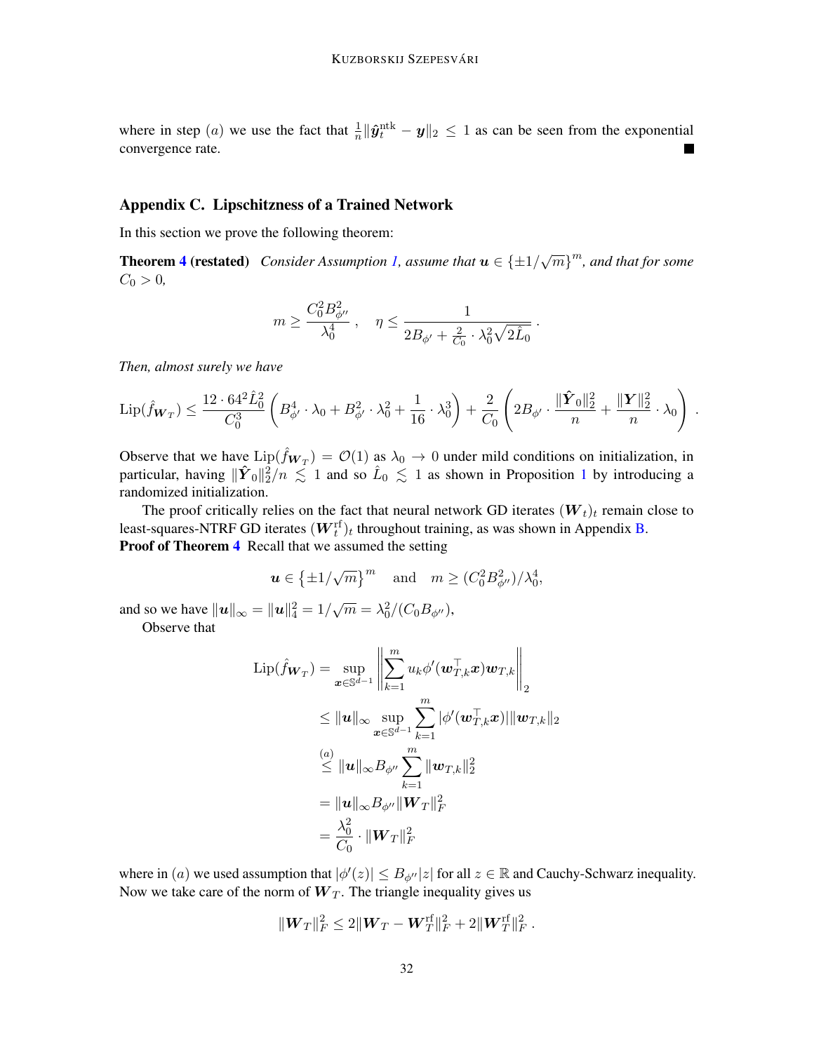where in step $(a)$ we use the fact that $\frac{1}{n}\|\hat{\boldsymbol{y}}_t^{\mathrm{ntk}} - \boldsymbol{y}\|_2 \leq 1$ as can be seen from the exponential convergence rate. ■

## Appendix C. Lipschitzness of a Trained Network

In this section we prove the following theorem:

**Theorem 4 (restated)** *Consider Assumption 1, assume that $\boldsymbol{u} \in \{\pm 1/\sqrt{m}\}^m$, and that for some $C_0 > 0$,*

$$
m \geq \frac{C_0^2 B_{\phi''}^2}{\lambda_0^4}\,, \quad \eta \leq \frac{1}{2B_{\phi'} + \frac{2}{C_0} \cdot \lambda_0^2 \sqrt{2\hat{L}_0}}\,.
$$

*Then, almost surely we have*

$$
\mathrm{Lip}(\hat{f}_{\boldsymbol{W}_T}) \leq \frac{12 \cdot 64^2 \hat{L}_0^2}{C_0^3}\left(B_{\phi'}^4 \cdot \lambda_0 + B_{\phi'}^2 \cdot \lambda_0^2 + \frac{1}{16} \cdot \lambda_0^3\right) + \frac{2}{C_0}\left(2B_{\phi'} \cdot \frac{\|\hat{\boldsymbol{Y}}_0\|_2^2}{n} + \frac{\|\boldsymbol{Y}\|_2^2}{n} \cdot \lambda_0\right)\,.
$$

Observe that we have $\mathrm{Lip}(\hat{f}_{\boldsymbol{W}_T}) = \mathcal{O}(1)$ as $\lambda_0 \to 0$ under mild conditions on initialization, in particular, having $\|\hat{\boldsymbol{Y}}_0\|_2^2/n \lesssim 1$ and so $\hat{L}_0 \lesssim 1$ as shown in Proposition 1 by introducing a randomized initialization.

The proof critically relies on the fact that neural network GD iterates $(\boldsymbol{W}_t)_t$ remain close to least-squares-NTRF GD iterates $(\boldsymbol{W}_t^{\mathrm{rf}})_t$ throughout training, as was shown in Appendix B.

**Proof of Theorem 4** Recall that we assumed the setting

$$
\boldsymbol{u} \in \left\{\pm 1/\sqrt{m}\right\}^m \quad \text{and} \quad m \geq (C_0^2 B_{\phi''}^2)/\lambda_0^4,
$$

and so we have $\|\boldsymbol{u}\|_\infty = \|\boldsymbol{u}\|_4^2 = 1/\sqrt{m} = \lambda_0^2/(C_0 B_{\phi''})$,

Observe that

$$
\begin{aligned}
\mathrm{Lip}(\hat{f}_{\boldsymbol{W}_T}) &= \sup_{\boldsymbol{x} \in \mathbb{S}^{d-1}} \left\| \sum_{k=1}^m u_k \phi'(\boldsymbol{w}_{T,k}^\top \boldsymbol{x}) \boldsymbol{w}_{T,k} \right\|_2 \\
&\leq \|\boldsymbol{u}\|_\infty \sup_{\boldsymbol{x} \in \mathbb{S}^{d-1}} \sum_{k=1}^m |\phi'(\boldsymbol{w}_{T,k}^\top \boldsymbol{x})| \|\boldsymbol{w}_{T,k}\|_2 \\
&\overset{(a)}{\leq} \|\boldsymbol{u}\|_\infty B_{\phi''} \sum_{k=1}^m \|\boldsymbol{w}_{T,k}\|_2^2 \\
&= \|\boldsymbol{u}\|_\infty B_{\phi''} \|\boldsymbol{W}_T\|_F^2 \\
&= \frac{\lambda_0^2}{C_0} \cdot \|\boldsymbol{W}_T\|_F^2
\end{aligned}
$$

where in $(a)$ we used assumption that $|\phi'(z)| \leq B_{\phi''}|z|$ for all $z \in \mathbb{R}$ and Cauchy-Schwarz inequality. Now we take care of the norm of $\boldsymbol{W}_T$. The triangle inequality gives us

$$
\|\boldsymbol{W}_T\|_F^2 \leq 2\|\boldsymbol{W}_T - \boldsymbol{W}_T^{\mathrm{rf}}\|_F^2 + 2\|\boldsymbol{W}_T^{\mathrm{rf}}\|_F^2\,.
$$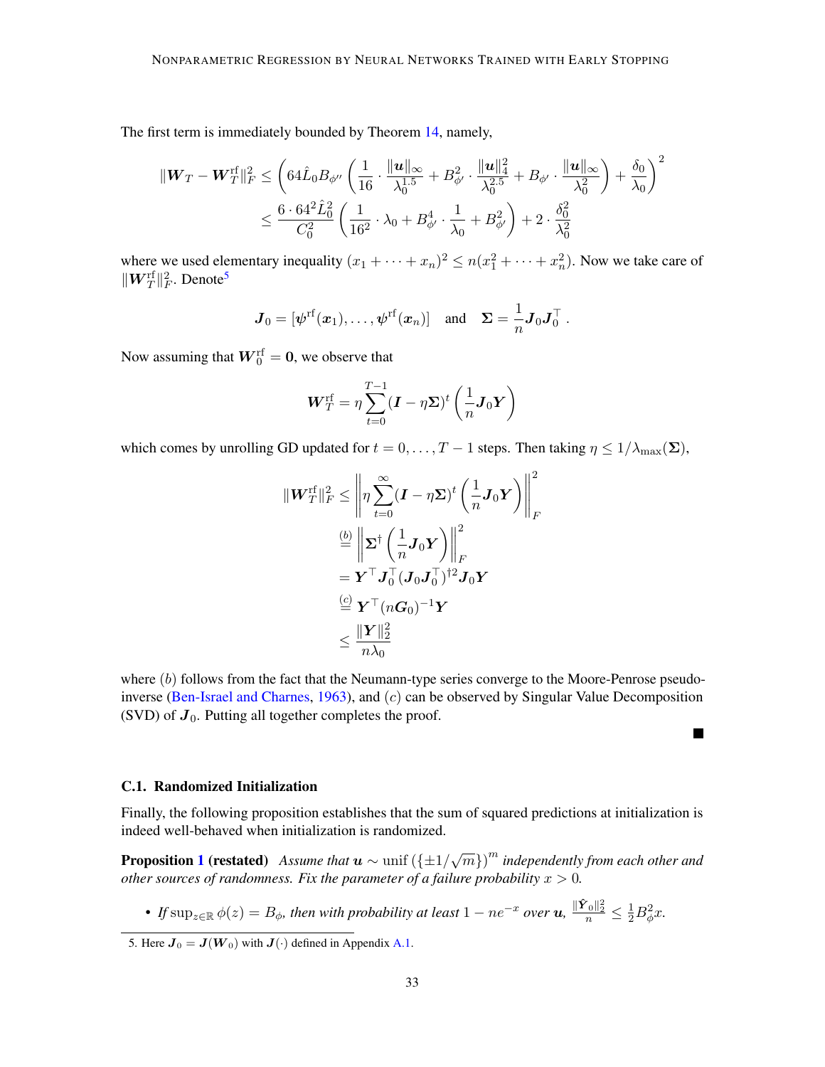The first term is immediately bounded by Theorem 14, namely,

$$
\begin{aligned}
\|\boldsymbol{W}_T - \boldsymbol{W}_T^{\mathrm{rf}}\|_F^2 &\leq \left( 64 \hat{L}_0 B_{\phi''} \left( \frac{1}{16} \cdot \frac{\|\boldsymbol{u}\|_\infty}{\lambda_0^{1.5}} + B_{\phi'}^2 \cdot \frac{\|\boldsymbol{u}\|_4^2}{\lambda_0^{2.5}} + B_{\phi'} \cdot \frac{\|\boldsymbol{u}\|_\infty}{\lambda_0^2} \right) + \frac{\delta_0}{\lambda_0} \right)^2 \\
&\leq \frac{6 \cdot 64^2 \hat{L}_0^2}{C_0^2} \left( \frac{1}{16^2} \cdot \lambda_0 + B_{\phi'}^4 \cdot \frac{1}{\lambda_0} + B_{\phi'}^2 \right) + 2 \cdot \frac{\delta_0^2}{\lambda_0^2}
\end{aligned}
$$

where we used elementary inequality $(x_1 + \cdots + x_n)^2 \leq n(x_1^2 + \cdots + x_n^2)$. Now we take care of $\|\boldsymbol{W}_T^{\mathrm{rf}}\|_F^2$. Denote[5]

$$
\boldsymbol{J}_0 = [\boldsymbol{\psi}^{\mathrm{rf}}(\boldsymbol{x}_1), \ldots, \boldsymbol{\psi}^{\mathrm{rf}}(\boldsymbol{x}_n)] \quad \text{and} \quad \boldsymbol{\Sigma} = \frac{1}{n} \boldsymbol{J}_0 \boldsymbol{J}_0^\top .
$$

Now assuming that $\boldsymbol{W}_0^{\mathrm{rf}} = \boldsymbol{0}$, we observe that

$$
\boldsymbol{W}_T^{\mathrm{rf}} = \eta \sum_{t=0}^{T-1} (\boldsymbol{I} - \eta \boldsymbol{\Sigma})^t \left( \frac{1}{n} \boldsymbol{J}_0 \boldsymbol{Y} \right)
$$

which comes by unrolling GD updated for $t = 0, \ldots, T-1$ steps. Then taking $\eta \leq 1/\lambda_{\max}(\boldsymbol{\Sigma})$,

$$
\begin{aligned}
\|\boldsymbol{W}_T^{\mathrm{rf}}\|_F^2 &\leq \left\| \eta \sum_{t=0}^{\infty} (\boldsymbol{I} - \eta \boldsymbol{\Sigma})^t \left( \frac{1}{n} \boldsymbol{J}_0 \boldsymbol{Y} \right) \right\|_F^2 \\
&\overset{(b)}{=} \left\| \boldsymbol{\Sigma}^\dagger \left( \frac{1}{n} \boldsymbol{J}_0 \boldsymbol{Y} \right) \right\|_F^2 \\
&= \boldsymbol{Y}^\top \boldsymbol{J}_0^\top (\boldsymbol{J}_0 \boldsymbol{J}_0^\top)^{\dagger 2} \boldsymbol{J}_0 \boldsymbol{Y} \\
&\overset{(c)}{=} \boldsymbol{Y}^\top (n \boldsymbol{G}_0)^{-1} \boldsymbol{Y} \\
&\leq \frac{\|\boldsymbol{Y}\|_2^2}{n \lambda_0}
\end{aligned}
$$

where $(b)$ follows from the fact that the Neumann-type series converge to the Moore-Penrose pseudo-inverse (Ben-Israel and Charnes, 1963), and $(c)$ can be observed by Singular Value Decomposition (SVD) of $\boldsymbol{J}_0$. Putting all together completes the proof. ■

### C.1. Randomized Initialization

Finally, the following proposition establishes that the sum of squared predictions at initialization is indeed well-behaved when initialization is randomized.

**Proposition 1 (restated)** *Assume that $\boldsymbol{u} \sim \mathrm{unif}\left(\{\pm 1/\sqrt{m}\}\right)^m$ independently from each other and other sources of randomness. Fix the parameter of a failure probability $x > 0$.*

- *If $\sup_{z \in \mathbb{R}} \phi(z) = B_\phi$, then with probability at least $1 - ne^{-x}$ over $\boldsymbol{u}$, $\frac{\|\hat{\boldsymbol{Y}}_0\|_2^2}{n} \leq \frac{1}{2} B_\phi^2 x$.*

5. Here $\boldsymbol{J}_0 = \boldsymbol{J}(\boldsymbol{W}_0)$ with $\boldsymbol{J}(\cdot)$ defined in Appendix A.1.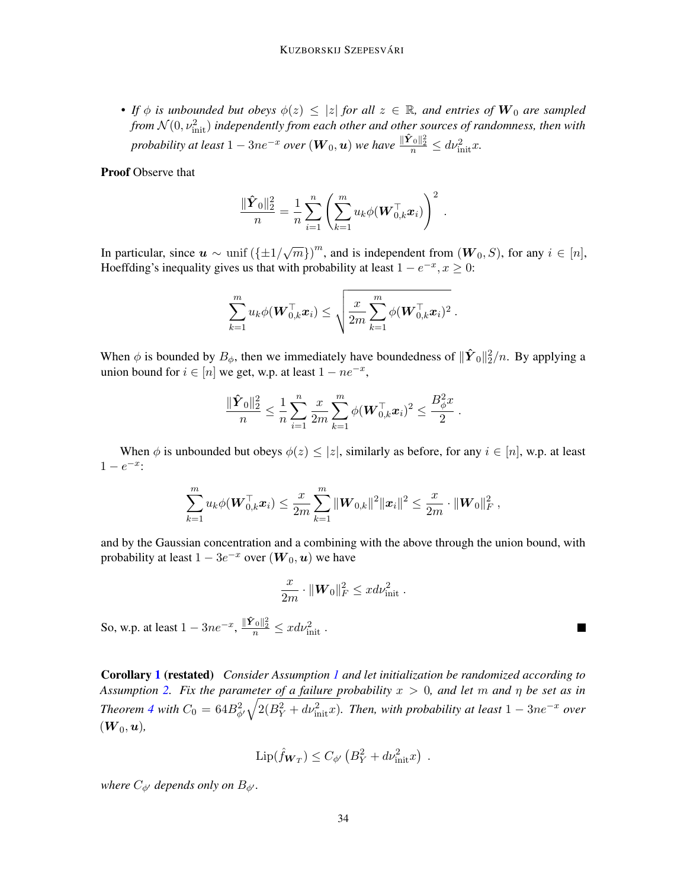- *If $\phi$ is unbounded but obeys $\phi(z) \le |z|$ for all $z \in \mathbb{R}$, and entries of $\boldsymbol{W}_0$ are sampled from $\mathcal{N}(0, \nu_{\text{init}}^2)$ independently from each other and other sources of randomness, then with probability at least $1 - 3ne^{-x}$ over $(\boldsymbol{W}_0, \boldsymbol{u})$ we have $\frac{\|\hat{\boldsymbol{Y}}_0\|_2^2}{n} \le d\nu_{\text{init}}^2 x$.*

**Proof** Observe that

$$\frac{\|\hat{\boldsymbol{Y}}_0\|_2^2}{n} = \frac{1}{n}\sum_{i=1}^{n}\left(\sum_{k=1}^{m} u_k \phi(\boldsymbol{W}_{0,k}^\top \boldsymbol{x}_i)\right)^2 .$$

In particular, since $\boldsymbol{u} \sim \text{unif}\left(\{\pm 1/\sqrt{m}\}\right)^m$, and is independent from $(\boldsymbol{W}_0, S)$, for any $i \in [n]$, Hoeffding's inequality gives us that with probability at least $1 - e^{-x}, x \ge 0$:

$$\sum_{k=1}^{m} u_k \phi(\boldsymbol{W}_{0,k}^\top \boldsymbol{x}_i) \le \sqrt{\frac{x}{2m}\sum_{k=1}^{m}\phi(\boldsymbol{W}_{0,k}^\top \boldsymbol{x}_i)^2} .$$

When $\phi$ is bounded by $B_\phi$, then we immediately have boundedness of $\|\hat{\boldsymbol{Y}}_0\|_2^2/n$. By applying a union bound for $i \in [n]$ we get, w.p. at least $1 - ne^{-x}$,

$$\frac{\|\hat{\boldsymbol{Y}}_0\|_2^2}{n} \le \frac{1}{n}\sum_{i=1}^{n}\frac{x}{2m}\sum_{k=1}^{m}\phi(\boldsymbol{W}_{0,k}^\top \boldsymbol{x}_i)^2 \le \frac{B_\phi^2 x}{2} .$$

When $\phi$ is unbounded but obeys $\phi(z) \le |z|$, similarly as before, for any $i \in [n]$, w.p. at least $1 - e^{-x}$:

$$\sum_{k=1}^{m} u_k \phi(\boldsymbol{W}_{0,k}^\top \boldsymbol{x}_i) \le \frac{x}{2m}\sum_{k=1}^{m}\|\boldsymbol{W}_{0,k}\|^2\|\boldsymbol{x}_i\|^2 \le \frac{x}{2m}\cdot\|\boldsymbol{W}_0\|_F^2 ,$$

and by the Gaussian concentration and a combining with the above through the union bound, with probability at least $1 - 3e^{-x}$ over $(\boldsymbol{W}_0, \boldsymbol{u})$ we have

$$\frac{x}{2m}\cdot\|\boldsymbol{W}_0\|_F^2 \le x d\nu_{\text{init}}^2 .$$

So, w.p. at least $1 - 3ne^{-x}$, $\frac{\|\hat{\boldsymbol{Y}}_0\|_2^2}{n} \le x d\nu_{\text{init}}^2$ . ■

**Corollary 1 (restated)** *Consider Assumption 1 and let initialization be randomized according to Assumption 2. Fix the parameter of a failure probability $x > 0$, and let $m$ and $\eta$ be set as in Theorem 4 with $C_0 = 64B_{\phi'}^2\sqrt{2(B_Y^2 + d\nu_{\text{init}}^2 x)}$. Then, with probability at least $1 - 3ne^{-x}$ over $(\boldsymbol{W}_0, \boldsymbol{u})$,*

$$\text{Lip}(\hat{f}_{\boldsymbol{W}_T}) \le C_{\phi'}\left(B_Y^2 + d\nu_{\text{init}}^2 x\right) .$$

*where $C_{\phi'}$ depends only on $B_{\phi'}$.*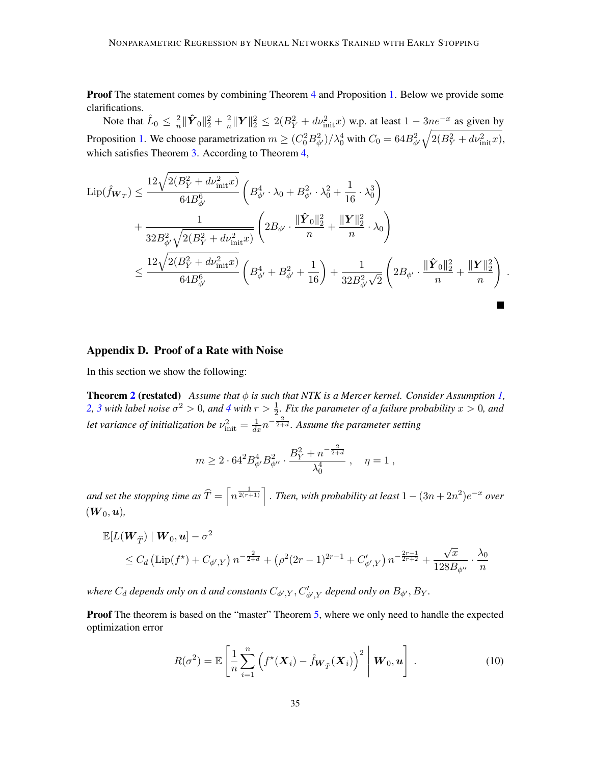**Proof** The statement comes by combining Theorem 4 and Proposition 1. Below we provide some clarifications.

Note that $\hat{L}_0 \le \frac{2}{n}\|\hat{\boldsymbol{Y}}_0\|_2^2 + \frac{2}{n}\|\boldsymbol{Y}\|_2^2 \le 2(B_Y^2 + d\nu_{\text{init}}^2 x)$ w.p. at least $1 - 3ne^{-x}$ as given by Proposition 1. We choose parametrization $m \ge (C_0^2 B_{\phi'}^2)/\lambda_0^4$ with $C_0 = 64B_{\phi'}^2\sqrt{2(B_Y^2 + d\nu_{\text{init}}^2 x)}$, which satisfies Theorem 3. According to Theorem 4,

$$
\begin{aligned}
\operatorname{Lip}(\hat{f}_{\boldsymbol{W}_T}) &\le \frac{12\sqrt{2(B_Y^2 + d\nu_{\text{init}}^2 x)}}{64B_{\phi'}^6}\left(B_{\phi'}^4 \cdot \lambda_0 + B_{\phi'}^2 \cdot \lambda_0^2 + \frac{1}{16}\cdot\lambda_0^3\right) \\
&\quad + \frac{1}{32B_{\phi'}^2\sqrt{2(B_Y^2 + d\nu_{\text{init}}^2 x)}}\left(2B_{\phi'} \cdot \frac{\|\hat{\boldsymbol{Y}}_0\|_2^2}{n} + \frac{\|\boldsymbol{Y}\|_2^2}{n}\cdot\lambda_0\right) \\
&\le \frac{12\sqrt{2(B_Y^2 + d\nu_{\text{init}}^2 x)}}{64B_{\phi'}^6}\left(B_{\phi'}^4 + B_{\phi'}^2 + \frac{1}{16}\right) + \frac{1}{32B_{\phi'}^2\sqrt{2}}\left(2B_{\phi'} \cdot \frac{\|\hat{\boldsymbol{Y}}_0\|_2^2}{n} + \frac{\|\boldsymbol{Y}\|_2^2}{n}\right) .
\end{aligned}
$$

■

## Appendix D. Proof of a Rate with Noise

In this section we show the following:

**Theorem 2 (restated)** *Assume that $\phi$ is such that NTK is a Mercer kernel. Consider Assumption 1, 2, 3 with label noise $\sigma^2 > 0$, and 4 with $r > \frac{1}{2}$. Fix the parameter of a failure probability $x > 0$, and let variance of initialization be $\nu_{\text{init}}^2 = \frac{1}{dx}n^{-\frac{2}{2+d}}$. Assume the parameter setting*

$$
m \ge 2 \cdot 64^2 B_{\phi'}^4 B_{\phi''}^2 \cdot \frac{B_Y^2 + n^{-\frac{2}{2+d}}}{\lambda_0^4} , \quad \eta = 1 ,
$$

*and set the stopping time as $\widehat{T} = \left\lceil n^{\frac{1}{2(r+1)}} \right\rceil$. Then, with probability at least $1 - (3n + 2n^2)e^{-x}$ over $(\boldsymbol{W}_0, \boldsymbol{u})$,*

$$
\begin{aligned}
&\mathbb{E}[L(\boldsymbol{W}_{\widehat{T}}) \mid \boldsymbol{W}_0, \boldsymbol{u}] - \sigma^2 \\
&\quad \le C_d\left(\operatorname{Lip}(f^\star) + C_{\phi',Y}\right)n^{-\frac{2}{2+d}} + \left(\rho^2(2r-1)^{2r-1} + C'_{\phi',Y}\right)n^{-\frac{2r-1}{2r+2}} + \frac{\sqrt{x}}{128B_{\phi''}}\cdot\frac{\lambda_0}{n}
\end{aligned}
$$

*where $C_d$ depends only on $d$ and constants $C_{\phi',Y}, C'_{\phi',Y}$ depend only on $B_{\phi'}, B_Y$.*

**Proof** The theorem is based on the "master" Theorem 5, where we only need to handle the expected optimization error

$$
R(\sigma^2) = \mathbb{E}\left[\frac{1}{n}\sum_{i=1}^n \left(f^\star(\boldsymbol{X}_i) - \hat{f}_{\boldsymbol{W}_{\widehat{T}}}(\boldsymbol{X}_i)\right)^2 \,\middle|\, \boldsymbol{W}_0, \boldsymbol{u}\right] . \tag{10}
$$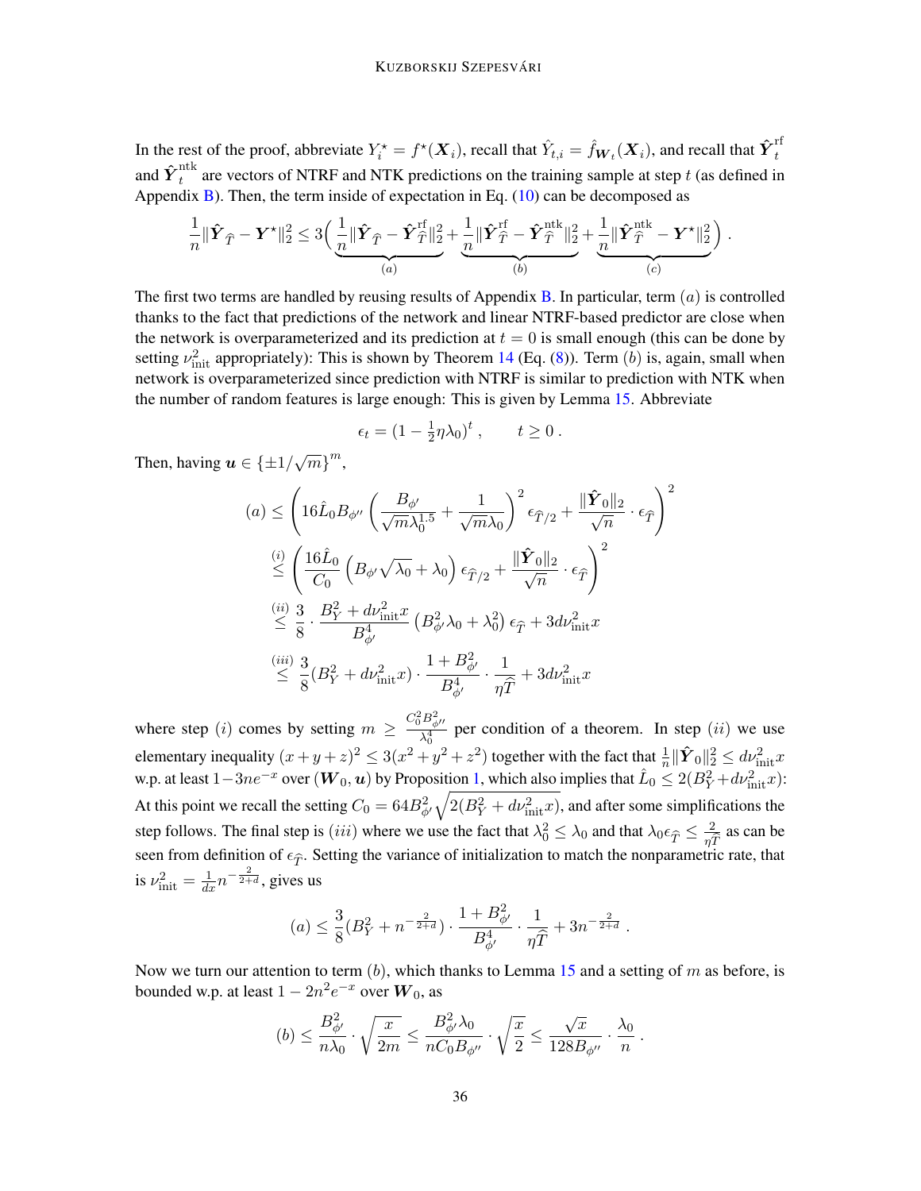In the rest of the proof, abbreviate $Y_i^\star = f^\star(\boldsymbol{X}_i)$, recall that $\hat{Y}_{t,i} = \hat{f}_{\boldsymbol{W}_t}(\boldsymbol{X}_i)$, and recall that $\hat{\boldsymbol{Y}}_t^{\mathrm{rf}}$ and $\hat{\boldsymbol{Y}}_t^{\mathrm{ntk}}$ are vectors of NTRF and NTK predictions on the training sample at step $t$ (as defined in Appendix B). Then, the term inside of expectation in Eq. (10) can be decomposed as

$$\frac{1}{n}\|\hat{\boldsymbol{Y}}_{\widehat{T}} - \boldsymbol{Y}^\star\|_2^2 \le 3\Big(\underbrace{\frac{1}{n}\|\hat{\boldsymbol{Y}}_{\widehat{T}} - \hat{\boldsymbol{Y}}_{\widehat{T}}^{\mathrm{rf}}\|_2^2}_{(a)} + \underbrace{\frac{1}{n}\|\hat{\boldsymbol{Y}}_{\widehat{T}}^{\mathrm{rf}} - \hat{\boldsymbol{Y}}_{\widehat{T}}^{\mathrm{ntk}}\|_2^2}_{(b)} + \underbrace{\frac{1}{n}\|\hat{\boldsymbol{Y}}_{\widehat{T}}^{\mathrm{ntk}} - \boldsymbol{Y}^\star\|_2^2}_{(c)}\Big)\,.$$

The first two terms are handled by reusing results of Appendix B. In particular, term $(a)$ is controlled thanks to the fact that predictions of the network and linear NTRF-based predictor are close when the network is overparameterized and its prediction at $t = 0$ is small enough (this can be done by setting $\nu_{\mathrm{init}}^2$ appropriately): This is shown by Theorem 14 (Eq. (8)). Term $(b)$ is, again, small when network is overparameterized since prediction with NTRF is similar to prediction with NTK when the number of random features is large enough: This is given by Lemma 15. Abbreviate

$$\epsilon_t = (1 - \tfrac{1}{2}\eta\lambda_0)^t\,, \qquad t \ge 0\,.$$

Then, having $\boldsymbol{u} \in \{\pm 1/\sqrt{m}\}^m$,

$$\begin{aligned}
(a) &\le \left(16\hat{L}_0 B_{\phi''}\left(\frac{B_{\phi'}}{\sqrt{m}\lambda_0^{1.5}} + \frac{1}{\sqrt{m}\lambda_0}\right)^2 \epsilon_{\widehat{T}/2} + \frac{\|\hat{\boldsymbol{Y}}_0\|_2}{\sqrt{n}}\cdot\epsilon_{\widehat{T}}\right)^2 \\
&\overset{(i)}{\le} \left(\frac{16\hat{L}_0}{C_0}\left(B_{\phi'}\sqrt{\lambda_0} + \lambda_0\right)\epsilon_{\widehat{T}/2} + \frac{\|\hat{\boldsymbol{Y}}_0\|_2}{\sqrt{n}}\cdot\epsilon_{\widehat{T}}\right)^2 \\
&\overset{(ii)}{\le} \frac{3}{8}\cdot\frac{B_Y^2 + d\nu_{\mathrm{init}}^2 x}{B_{\phi'}^4}\left(B_{\phi'}^2\lambda_0 + \lambda_0^2\right)\epsilon_{\widehat{T}} + 3d\nu_{\mathrm{init}}^2 x \\
&\overset{(iii)}{\le} \frac{3}{8}(B_Y^2 + d\nu_{\mathrm{init}}^2 x)\cdot\frac{1 + B_{\phi'}^2}{B_{\phi'}^4}\cdot\frac{1}{\eta\widehat{T}} + 3d\nu_{\mathrm{init}}^2 x
\end{aligned}$$

where step $(i)$ comes by setting $m \ge \frac{C_0^2 B_{\phi''}^2}{\lambda_0^4}$ per condition of a theorem. In step $(ii)$ we use elementary inequality $(x+y+z)^2 \le 3(x^2+y^2+z^2)$ together with the fact that $\frac{1}{n}\|\hat{\boldsymbol{Y}}_0\|_2^2 \le d\nu_{\mathrm{init}}^2 x$ w.p. at least $1 - 3ne^{-x}$ over $(\boldsymbol{W}_0, \boldsymbol{u})$ by Proposition 1, which also implies that $\hat{L}_0 \le 2(B_Y^2 + d\nu_{\mathrm{init}}^2 x)$: At this point we recall the setting $C_0 = 64B_{\phi'}^2\sqrt{2(B_Y^2 + d\nu_{\mathrm{init}}^2 x)}$, and after some simplifications the step follows. The final step is $(iii)$ where we use the fact that $\lambda_0^2 \le \lambda_0$ and that $\lambda_0\epsilon_{\widehat{T}} \le \frac{2}{\eta\widehat{T}}$ as can be seen from definition of $\epsilon_{\widehat{T}}$. Setting the variance of initialization to match the nonparametric rate, that is $\nu_{\mathrm{init}}^2 = \frac{1}{dx}n^{-\frac{2}{2+d}}$, gives us

$$(a) \le \frac{3}{8}(B_Y^2 + n^{-\frac{2}{2+d}})\cdot\frac{1 + B_{\phi'}^2}{B_{\phi'}^4}\cdot\frac{1}{\eta\widehat{T}} + 3n^{-\frac{2}{2+d}}\,.$$

Now we turn our attention to term $(b)$, which thanks to Lemma 15 and a setting of $m$ as before, is bounded w.p. at least $1 - 2n^2 e^{-x}$ over $\boldsymbol{W}_0$, as

$$(b) \le \frac{B_{\phi'}^2}{n\lambda_0}\cdot\sqrt{\frac{x}{2m}} \le \frac{B_{\phi'}^2\lambda_0}{nC_0 B_{\phi''}}\cdot\sqrt{\frac{x}{2}} \le \frac{\sqrt{x}}{128 B_{\phi''}}\cdot\frac{\lambda_0}{n}\,.$$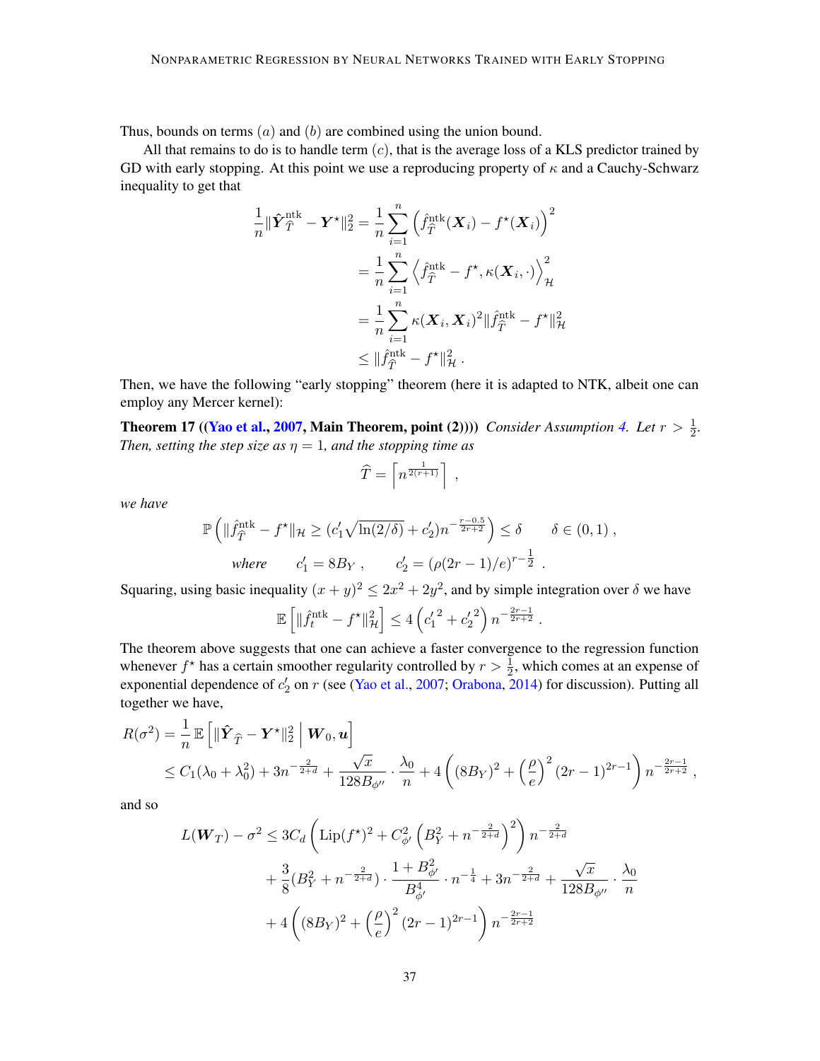Thus, bounds on terms $(a)$ and $(b)$ are combined using the union bound.

All that remains to do is to handle term $(c)$, that is the average loss of a KLS predictor trained by GD with early stopping. At this point we use a reproducing property of $\kappa$ and a Cauchy-Schwarz inequality to get that

$$
\begin{aligned}
\frac{1}{n}\|\hat{\boldsymbol{Y}}_{\widehat{T}}^{\mathrm{ntk}} - \boldsymbol{Y}^\star\|_2^2 &= \frac{1}{n}\sum_{i=1}^n \left(\hat{f}_{\widehat{T}}^{\mathrm{ntk}}(\boldsymbol{X}_i) - f^\star(\boldsymbol{X}_i)\right)^2 \\
&= \frac{1}{n}\sum_{i=1}^n \left\langle \hat{f}_{\widehat{T}}^{\mathrm{ntk}} - f^\star, \kappa(\boldsymbol{X}_i, \cdot)\right\rangle_{\mathcal{H}}^2 \\
&= \frac{1}{n}\sum_{i=1}^n \kappa(\boldsymbol{X}_i, \boldsymbol{X}_i)^2 \|\hat{f}_{\widehat{T}}^{\mathrm{ntk}} - f^\star\|_{\mathcal{H}}^2 \\
&\le \|\hat{f}_{\widehat{T}}^{\mathrm{ntk}} - f^\star\|_{\mathcal{H}}^2 \,.
\end{aligned}
$$

Then, we have the following "early stopping" theorem (here it is adapted to NTK, albeit one can employ any Mercer kernel):

**Theorem 17 ((Yao et al., 2007, Main Theorem, point (2))))** *Consider Assumption 4. Let $r > \frac{1}{2}$. Then, setting the step size as $\eta = 1$, and the stopping time as*

$$
\widehat{T} = \left\lceil n^{\frac{1}{2(r+1)}} \right\rceil \,,
$$

*we have*

$$
\mathbb{P}\left(\|\hat{f}_{\widehat{T}}^{\mathrm{ntk}} - f^\star\|_{\mathcal{H}} \ge (c_1'\sqrt{\ln(2/\delta)} + c_2')n^{-\frac{r-0.5}{2r+2}}\right) \le \delta \qquad \delta \in (0,1)\,,
$$

$$
\textit{where} \qquad c_1' = 8B_Y\,, \qquad c_2' = (\rho(2r-1)/e)^{r-\frac{1}{2}}\,.
$$

Squaring, using basic inequality $(x+y)^2 \le 2x^2 + 2y^2$, and by simple integration over $\delta$ we have

$$
\mathbb{E}\left[\|\hat{f}_t^{\mathrm{ntk}} - f^\star\|_{\mathcal{H}}^2\right] \le 4\left({c_1'}^2 + {c_2'}^2\right) n^{-\frac{2r-1}{2r+2}}\,.
$$

The theorem above suggests that one can achieve a faster convergence to the regression function whenever $f^\star$ has a certain smoother regularity controlled by $r > \frac{1}{2}$, which comes at an expense of exponential dependence of $c_2'$ on $r$ (see (Yao et al., 2007; Orabona, 2014) for discussion). Putting all together we have,

$$
\begin{aligned}
R(\sigma^2) &= \frac{1}{n}\,\mathbb{E}\left[\|\hat{\boldsymbol{Y}}_{\widehat{T}} - \boldsymbol{Y}^\star\|_2^2 \,\middle|\, \boldsymbol{W}_0, \boldsymbol{u}\right] \\
&\le C_1(\lambda_0 + \lambda_0^2) + 3n^{-\frac{2}{2+d}} + \frac{\sqrt{x}}{128 B_{\phi''}} \cdot \frac{\lambda_0}{n} + 4\left((8B_Y)^2 + \left(\frac{\rho}{e}\right)^2 (2r-1)^{2r-1}\right) n^{-\frac{2r-1}{2r+2}}\,,
\end{aligned}
$$

and so

$$
\begin{aligned}
L(\boldsymbol{W}_T) - \sigma^2 &\le 3C_d\left(\mathrm{Lip}(f^\star)^2 + C_{\phi'}^2\left(B_Y^2 + n^{-\frac{2}{2+d}}\right)^2\right) n^{-\frac{2}{2+d}} \\
&\quad + \frac{3}{8}(B_Y^2 + n^{-\frac{2}{2+d}}) \cdot \frac{1 + B_{\phi'}^2}{B_{\phi'}^4} \cdot n^{-\frac{1}{4}} + 3n^{-\frac{2}{2+d}} + \frac{\sqrt{x}}{128 B_{\phi''}} \cdot \frac{\lambda_0}{n} \\
&\quad + 4\left((8B_Y)^2 + \left(\frac{\rho}{e}\right)^2 (2r-1)^{2r-1}\right) n^{-\frac{2r-1}{2r+2}}
\end{aligned}
$$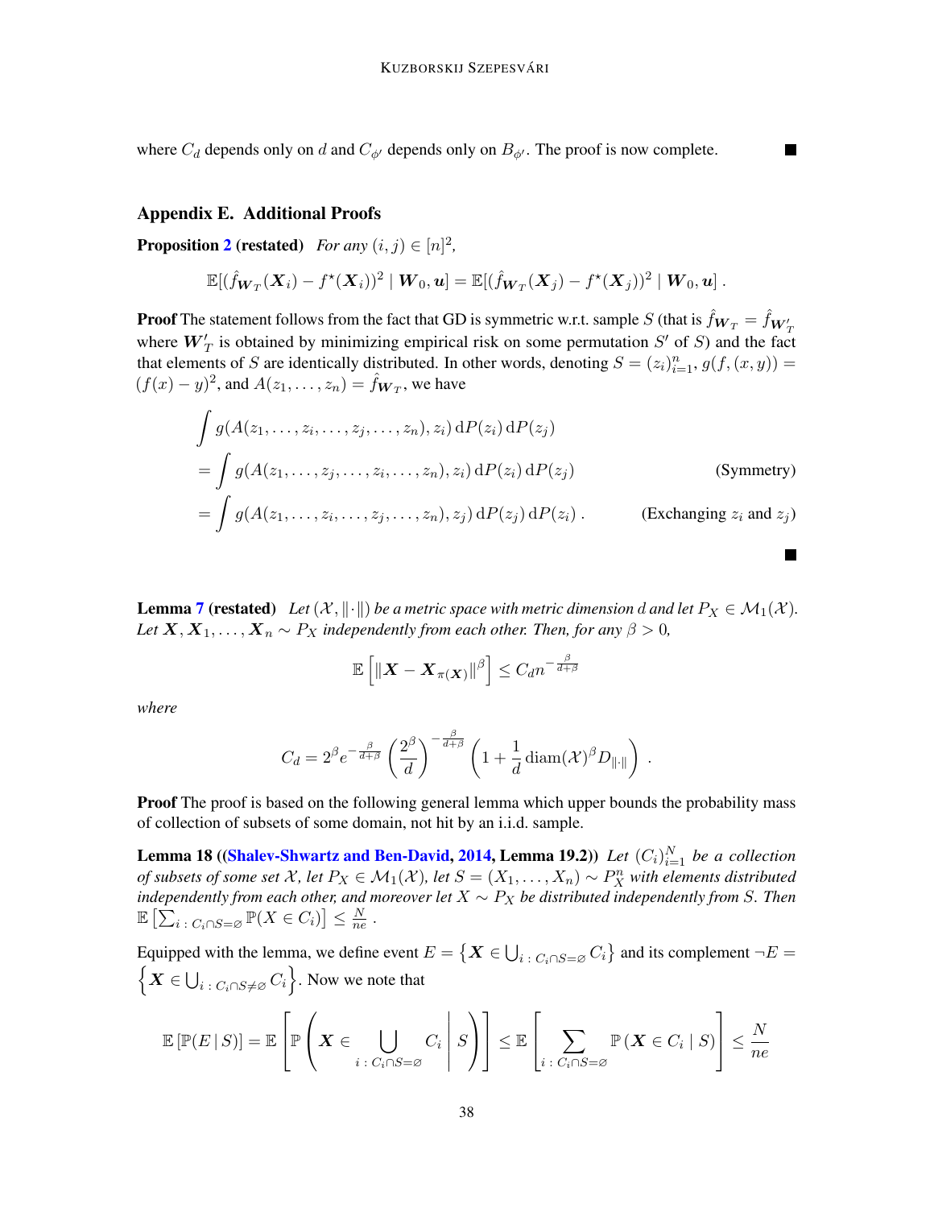where $C_d$ depends only on $d$ and $C_{\phi'}$ depends only on $B_{\phi'}$. The proof is now complete. ■

## Appendix E. Additional Proofs

**Proposition 2 (restated)** *For any* $(i,j) \in [n]^2$,

$$\mathbb{E}[(\hat{f}_{\boldsymbol{W}_T}(\boldsymbol{X}_i) - f^\star(\boldsymbol{X}_i))^2 \mid \boldsymbol{W}_0, \boldsymbol{u}] = \mathbb{E}[(\hat{f}_{\boldsymbol{W}_T}(\boldsymbol{X}_j) - f^\star(\boldsymbol{X}_j))^2 \mid \boldsymbol{W}_0, \boldsymbol{u}] \,.$$

**Proof** The statement follows from the fact that GD is symmetric w.r.t. sample $S$ (that is $\hat{f}_{\boldsymbol{W}_T} = \hat{f}_{\boldsymbol{W}'_T}$ where $\boldsymbol{W}'_T$ is obtained by minimizing empirical risk on some permutation $S'$ of $S$) and the fact that elements of $S$ are identically distributed. In other words, denoting $S = (z_i)_{i=1}^n$, $g(f,(x,y)) = (f(x)-y)^2$, and $A(z_1,\dots,z_n) = \hat{f}_{\boldsymbol{W}_T}$, we have

$$\begin{aligned}
&\int g(A(z_1,\dots,z_i,\dots,z_j,\dots,z_n), z_i)\,\mathrm{d}P(z_i)\,\mathrm{d}P(z_j) \\
&= \int g(A(z_1,\dots,z_j,\dots,z_i,\dots,z_n), z_i)\,\mathrm{d}P(z_i)\,\mathrm{d}P(z_j) && \text{(Symmetry)}\\
&= \int g(A(z_1,\dots,z_i,\dots,z_j,\dots,z_n), z_j)\,\mathrm{d}P(z_j)\,\mathrm{d}P(z_i)\,. && \text{(Exchanging } z_i \text{ and } z_j\text{)}
\end{aligned}$$

■

**Lemma 7 (restated)** *Let* $(\mathcal{X}, \|\cdot\|)$ *be a metric space with metric dimension* $d$ *and let* $P_X \in \mathcal{M}_1(\mathcal{X})$. *Let* $\boldsymbol{X}, \boldsymbol{X}_1, \dots, \boldsymbol{X}_n \sim P_X$ *independently from each other. Then, for any* $\beta > 0$,

$$\mathbb{E}\left[\|\boldsymbol{X} - \boldsymbol{X}_{\pi(\boldsymbol{X})}\|^\beta\right] \le C_d n^{-\frac{\beta}{d+\beta}}$$

*where*

$$C_d = 2^\beta e^{-\frac{\beta}{d+\beta}} \left(\frac{2^\beta}{d}\right)^{-\frac{\beta}{d+\beta}} \left(1 + \frac{1}{d}\operatorname{diam}(\mathcal{X})^\beta D_{\|\cdot\|}\right) \,.$$

**Proof** The proof is based on the following general lemma which upper bounds the probability mass of collection of subsets of some domain, not hit by an i.i.d. sample.

**Lemma 18 ((Shalev-Shwartz and Ben-David, 2014, Lemma 19.2))** *Let* $(C_i)_{i=1}^N$ *be a collection of subsets of some set* $\mathcal{X}$, *let* $P_X \in \mathcal{M}_1(\mathcal{X})$, *let* $S = (X_1,\dots,X_n) \sim P_X^n$ *with elements distributed independently from each other, and moreover let* $X \sim P_X$ *be distributed independently from* $S$. *Then* $\mathbb{E}\left[\sum_{i\,:\,C_i \cap S = \varnothing} \mathbb{P}(X \in C_i)\right] \le \frac{N}{ne}$.

Equipped with the lemma, we define event $E = \left\{\boldsymbol{X} \in \bigcup_{i\,:\,C_i\cap S=\varnothing} C_i\right\}$ and its complement $\neg E = \left\{\boldsymbol{X} \in \bigcup_{i\,:\,C_i\cap S\neq\varnothing} C_i\right\}$. Now we note that

$$\mathbb{E}\left[\mathbb{P}(E \mid S)\right] = \mathbb{E}\left[\mathbb{P}\left(\boldsymbol{X} \in \bigcup_{i\,:\,C_i\cap S=\varnothing} C_i \,\middle|\, S\right)\right] \le \mathbb{E}\left[\sum_{i\,:\,C_i\cap S=\varnothing} \mathbb{P}\left(\boldsymbol{X} \in C_i \mid S\right)\right] \le \frac{N}{ne}$$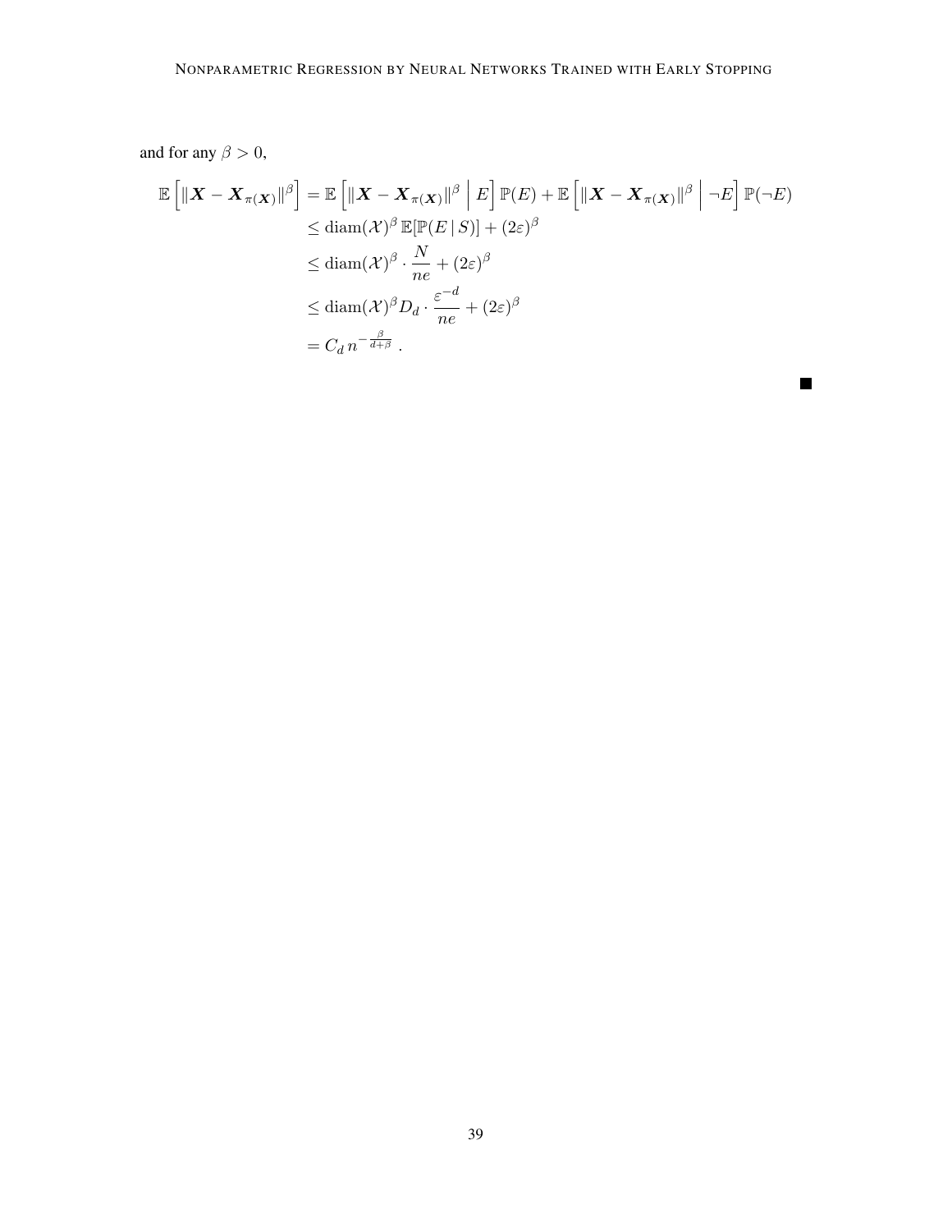and for any $\beta > 0$,

$$
\begin{aligned}
\mathbb{E}\left[\|\boldsymbol{X} - \boldsymbol{X}_{\pi(\boldsymbol{X})}\|^{\beta}\right] &= \mathbb{E}\left[\|\boldsymbol{X} - \boldsymbol{X}_{\pi(\boldsymbol{X})}\|^{\beta} \,\middle|\, E\right]\mathbb{P}(E) + \mathbb{E}\left[\|\boldsymbol{X} - \boldsymbol{X}_{\pi(\boldsymbol{X})}\|^{\beta} \,\middle|\, \neg E\right]\mathbb{P}(\neg E) \\
&\leq \operatorname{diam}(\mathcal{X})^{\beta}\,\mathbb{E}[\mathbb{P}(E \,|\, S)] + (2\varepsilon)^{\beta} \\
&\leq \operatorname{diam}(\mathcal{X})^{\beta} \cdot \frac{N}{ne} + (2\varepsilon)^{\beta} \\
&\leq \operatorname{diam}(\mathcal{X})^{\beta} D_d \cdot \frac{\varepsilon^{-d}}{ne} + (2\varepsilon)^{\beta} \\
&= C_d\, n^{-\frac{\beta}{d+\beta}} \,.
\end{aligned}
$$

■